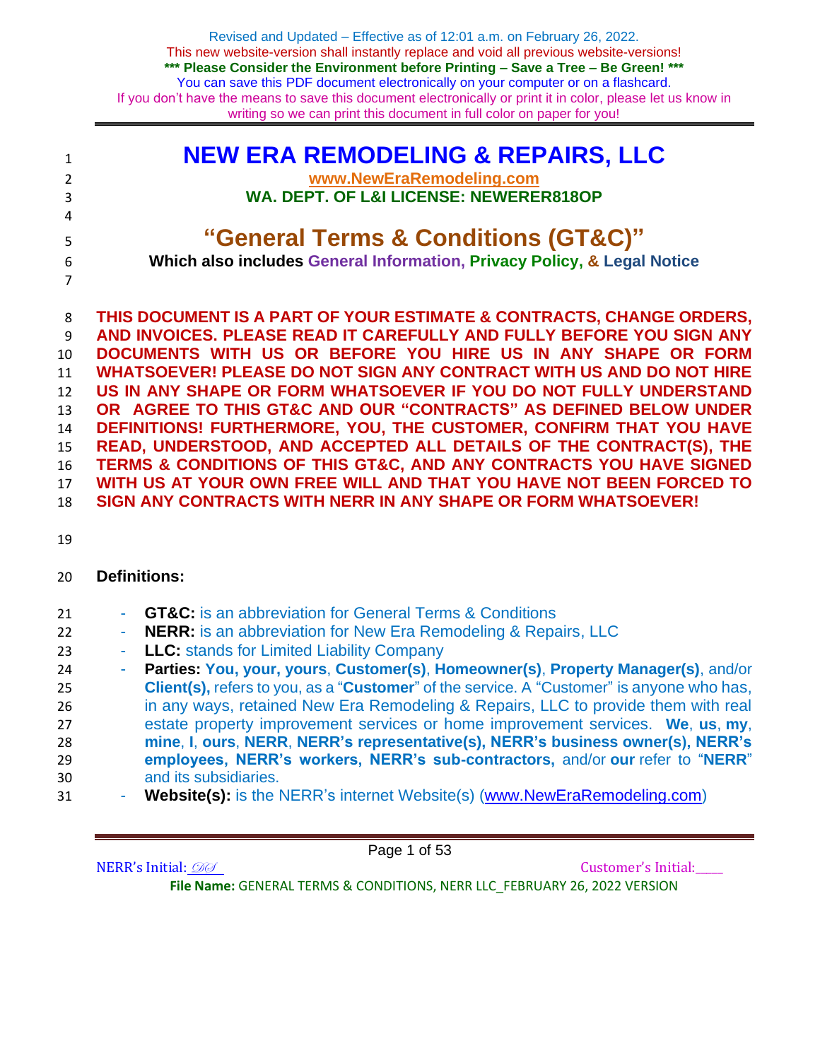Revised and Updated – Effective as of 12:01 a.m. on February 26, 2022.
This new website-version shall instantly replace and void all previous website-versions!
**\*\*\* Please Consider the Environment before Printing – Save a Tree – Be Green! \*\*\***
You can save this PDF document electronically on your computer or on a flashcard.
If you don't have the means to save this document electronically or print it in color, please let us know in writing so we can print this document in full color on paper for you!

---

# NEW ERA REMODELING & REPAIRS, LLC

**www.NewEraRemodeling.com**

**WA. DEPT. OF L&I LICENSE: NEWERER818OP**

# "General Terms & Conditions (GT&C)"

**Which also includes General Information, Privacy Policy, & Legal Notice**

**THIS DOCUMENT IS A PART OF YOUR ESTIMATE & CONTRACTS, CHANGE ORDERS, AND INVOICES. PLEASE READ IT CAREFULLY AND FULLY BEFORE YOU SIGN ANY DOCUMENTS WITH US OR BEFORE YOU HIRE US IN ANY SHAPE OR FORM WHATSOEVER! PLEASE DO NOT SIGN ANY CONTRACT WITH US AND DO NOT HIRE US IN ANY SHAPE OR FORM WHATSOEVER IF YOU DO NOT FULLY UNDERSTAND OR AGREE TO THIS GT&C AND OUR "CONTRACTS" AS DEFINED BELOW UNDER DEFINITIONS! FURTHERMORE, YOU, THE CUSTOMER, CONFIRM THAT YOU HAVE READ, UNDERSTOOD, AND ACCEPTED ALL DETAILS OF THE CONTRACT(S), THE TERMS & CONDITIONS OF THIS GT&C, AND ANY CONTRACTS YOU HAVE SIGNED WITH US AT YOUR OWN FREE WILL AND THAT YOU HAVE NOT BEEN FORCED TO SIGN ANY CONTRACTS WITH NERR IN ANY SHAPE OR FORM WHATSOEVER!**

### Definitions:

- **GT&C:** is an abbreviation for General Terms & Conditions
- **NERR:** is an abbreviation for New Era Remodeling & Repairs, LLC
- **LLC:** stands for Limited Liability Company
- **Parties: You, your, yours**, **Customer(s)**, **Homeowner(s)**, **Property Manager(s)**, and/or **Client(s),** refers to you, as a "**Customer**" of the service. A "Customer" is anyone who has, in any ways, retained New Era Remodeling & Repairs, LLC to provide them with real estate property improvement services or home improvement services. **We**, **us**, **my**, **mine**, **I**, **ours**, **NERR**, **NERR's representative(s), NERR's business owner(s), NERR's employees, NERR's workers, NERR's sub-contractors,** and/or **our** refer to "**NERR**" and its subsidiaries.
- **Website(s):** is the NERR's internet Website(s) (www.NewEraRemodeling.com)

NERR's Initial: *DS*     Customer's Initial:____

**File Name:** GENERAL TERMS & CONDITIONS, NERR LLC_FEBRUARY 26, 2022 VERSION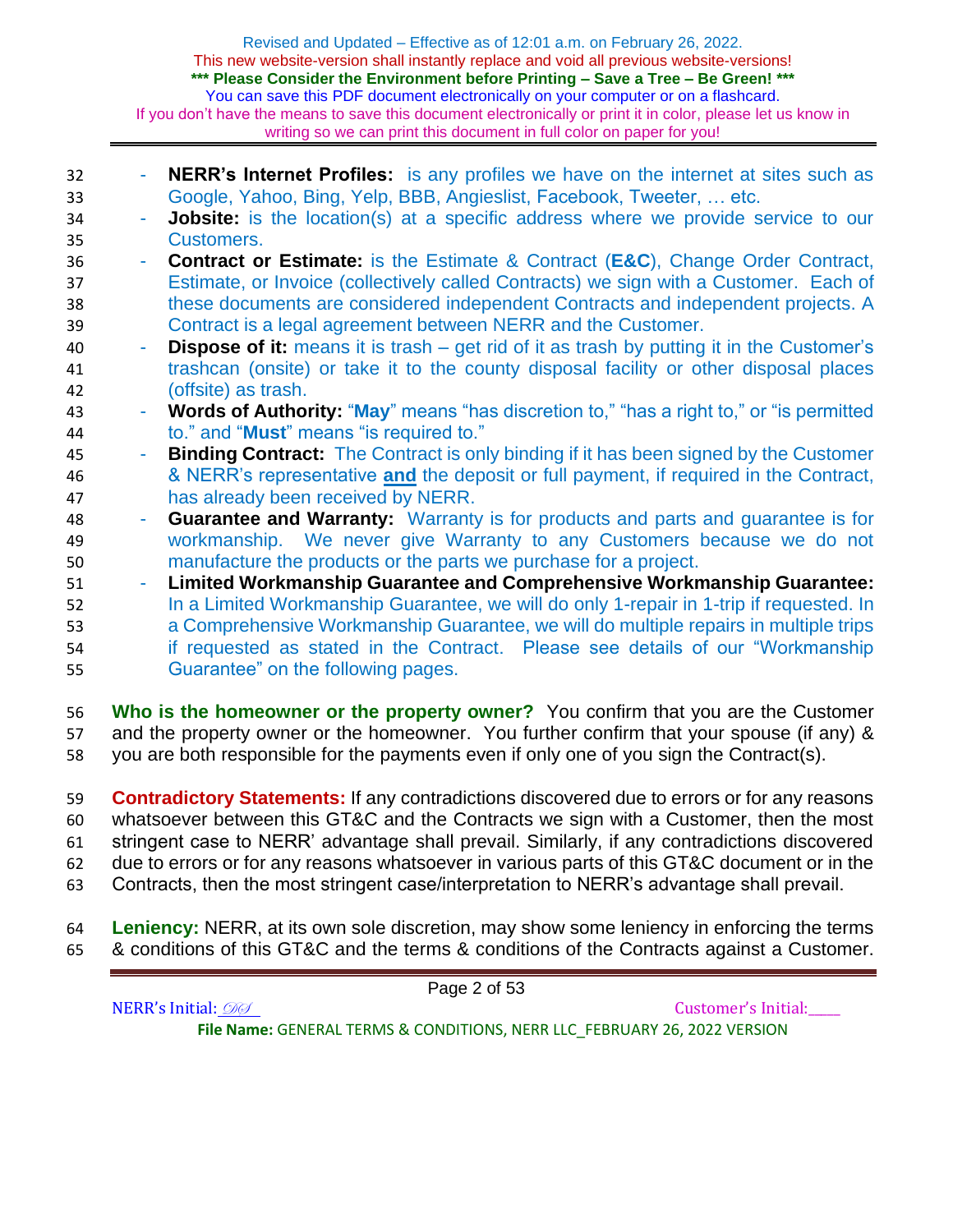- **NERR's Internet Profiles:** is any profiles we have on the internet at sites such as Google, Yahoo, Bing, Yelp, BBB, Angieslist, Facebook, Tweeter, … etc.
- **Jobsite:** is the location(s) at a specific address where we provide service to our Customers.
- **Contract or Estimate:** is the Estimate & Contract (**E&C**), Change Order Contract, Estimate, or Invoice (collectively called Contracts) we sign with a Customer. Each of these documents are considered independent Contracts and independent projects. A Contract is a legal agreement between NERR and the Customer.
- **Dispose of it:** means it is trash – get rid of it as trash by putting it in the Customer's trashcan (onsite) or take it to the county disposal facility or other disposal places (offsite) as trash.
- **Words of Authority:** "**May**" means "has discretion to," "has a right to," or "is permitted to." and "**Must**" means "is required to."
- **Binding Contract:** The Contract is only binding if it has been signed by the Customer & NERR's representative **and** the deposit or full payment, if required in the Contract, has already been received by NERR.
- **Guarantee and Warranty:** Warranty is for products and parts and guarantee is for workmanship. We never give Warranty to any Customers because we do not manufacture the products or the parts we purchase for a project.
- **Limited Workmanship Guarantee and Comprehensive Workmanship Guarantee:** In a Limited Workmanship Guarantee, we will do only 1-repair in 1-trip if requested. In a Comprehensive Workmanship Guarantee, we will do multiple repairs in multiple trips if requested as stated in the Contract. Please see details of our "Workmanship Guarantee" on the following pages.

**Who is the homeowner or the property owner?** You confirm that you are the Customer and the property owner or the homeowner. You further confirm that your spouse (if any) & you are both responsible for the payments even if only one of you sign the Contract(s).

**Contradictory Statements:** If any contradictions discovered due to errors or for any reasons whatsoever between this GT&C and the Contracts we sign with a Customer, then the most stringent case to NERR' advantage shall prevail. Similarly, if any contradictions discovered due to errors or for any reasons whatsoever in various parts of this GT&C document or in the Contracts, then the most stringent case/interpretation to NERR's advantage shall prevail.

**Leniency:** NERR, at its own sole discretion, may show some leniency in enforcing the terms & conditions of this GT&C and the terms & conditions of the Contracts against a Customer.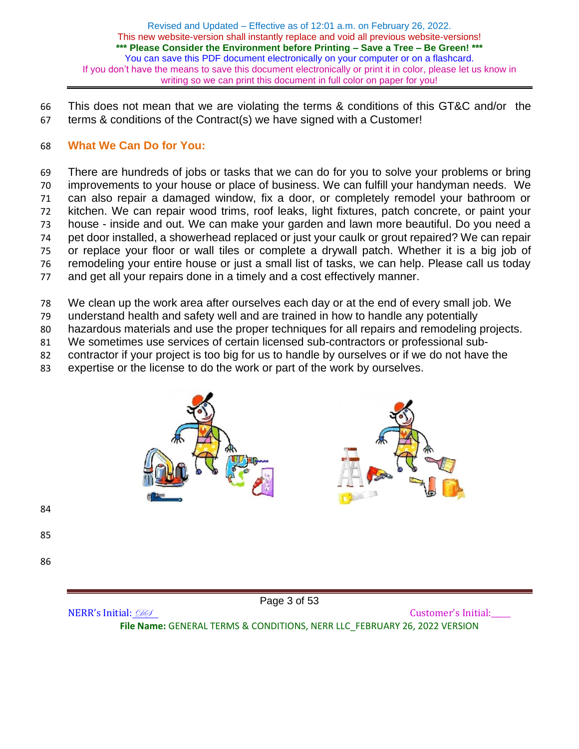This does not mean that we are violating the terms & conditions of this GT&C and/or the terms & conditions of the Contract(s) we have signed with a Customer!

## What We Can Do for You:

There are hundreds of jobs or tasks that we can do for you to solve your problems or bring improvements to your house or place of business. We can fulfill your handyman needs. We can also repair a damaged window, fix a door, or completely remodel your bathroom or kitchen. We can repair wood trims, roof leaks, light fixtures, patch concrete, or paint your house - inside and out. We can make your garden and lawn more beautiful. Do you need a pet door installed, a showerhead replaced or just your caulk or grout repaired? We can repair or replace your floor or wall tiles or complete a drywall patch. Whether it is a big job of remodeling your entire house or just a small list of tasks, we can help. Please call us today and get all your repairs done in a timely and a cost effectively manner.

We clean up the work area after ourselves each day or at the end of every small job. We understand health and safety well and are trained in how to handle any potentially hazardous materials and use the proper techniques for all repairs and remodeling projects. We sometimes use services of certain licensed sub-contractors or professional sub-contractor if your project is too big for us to handle by ourselves or if we do not have the expertise or the license to do the work or part of the work by ourselves.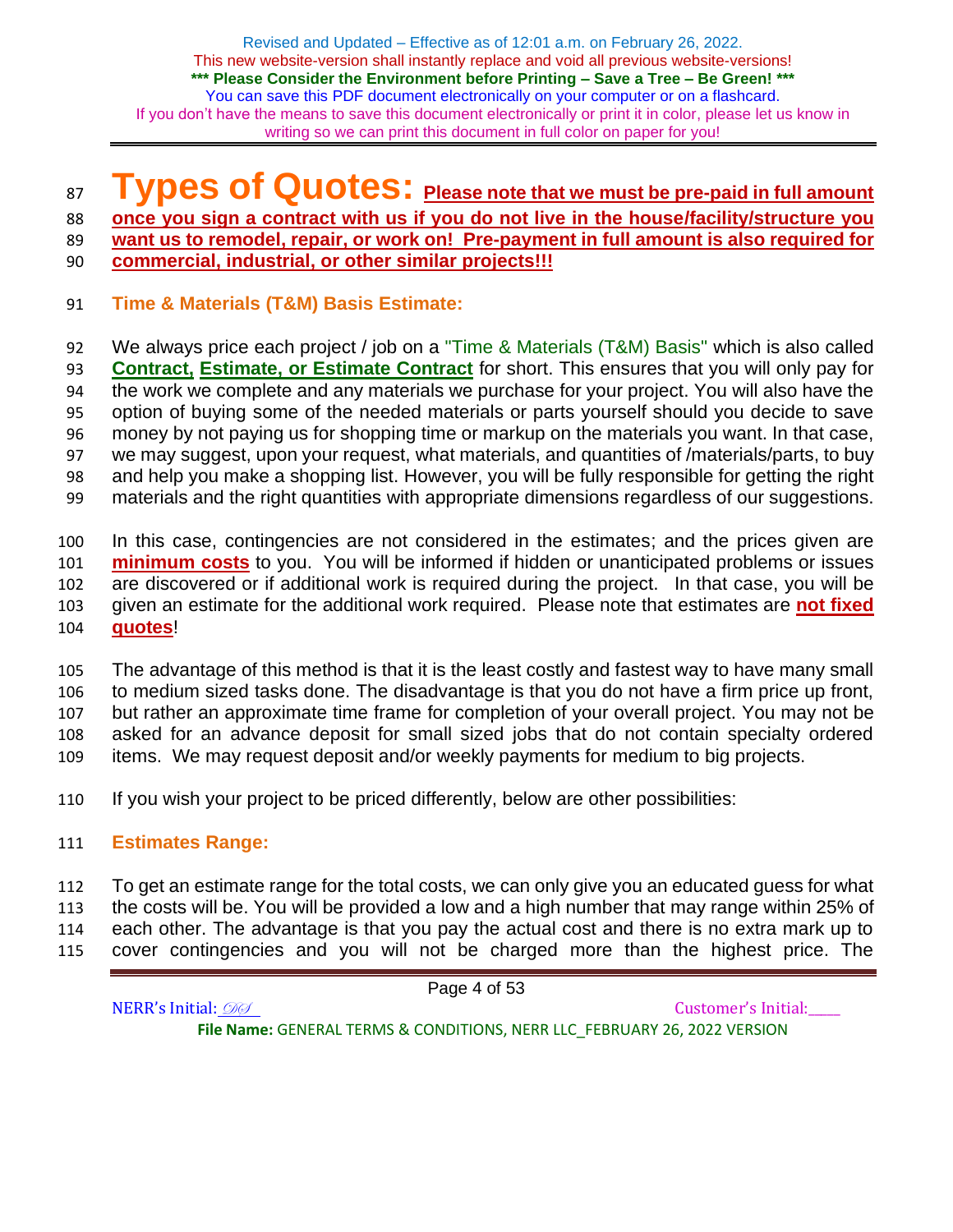# Types of Quotes: **Please note that we must be pre-paid in full amount once you sign a contract with us if you do not live in the house/facility/structure you want us to remodel, repair, or work on! Pre-payment in full amount is also required for commercial, industrial, or other similar projects!!!**

## Time & Materials (T&M) Basis Estimate:

We always price each project / job on a "Time & Materials (T&M) Basis" which is also called **Contract, Estimate, or Estimate Contract** for short. This ensures that you will only pay for the work we complete and any materials we purchase for your project. You will also have the option of buying some of the needed materials or parts yourself should you decide to save money by not paying us for shopping time or markup on the materials you want. In that case, we may suggest, upon your request, what materials, and quantities of /materials/parts, to buy and help you make a shopping list. However, you will be fully responsible for getting the right materials and the right quantities with appropriate dimensions regardless of our suggestions.

In this case, contingencies are not considered in the estimates; and the prices given are **minimum costs** to you. You will be informed if hidden or unanticipated problems or issues are discovered or if additional work is required during the project. In that case, you will be given an estimate for the additional work required. Please note that estimates are **not fixed quotes**!

The advantage of this method is that it is the least costly and fastest way to have many small to medium sized tasks done. The disadvantage is that you do not have a firm price up front, but rather an approximate time frame for completion of your overall project. You may not be asked for an advance deposit for small sized jobs that do not contain specialty ordered items. We may request deposit and/or weekly payments for medium to big projects.

If you wish your project to be priced differently, below are other possibilities:

## Estimates Range:

To get an estimate range for the total costs, we can only give you an educated guess for what the costs will be. You will be provided a low and a high number that may range within 25% of each other. The advantage is that you pay the actual cost and there is no extra mark up to cover contingencies and you will not be charged more than the highest price. The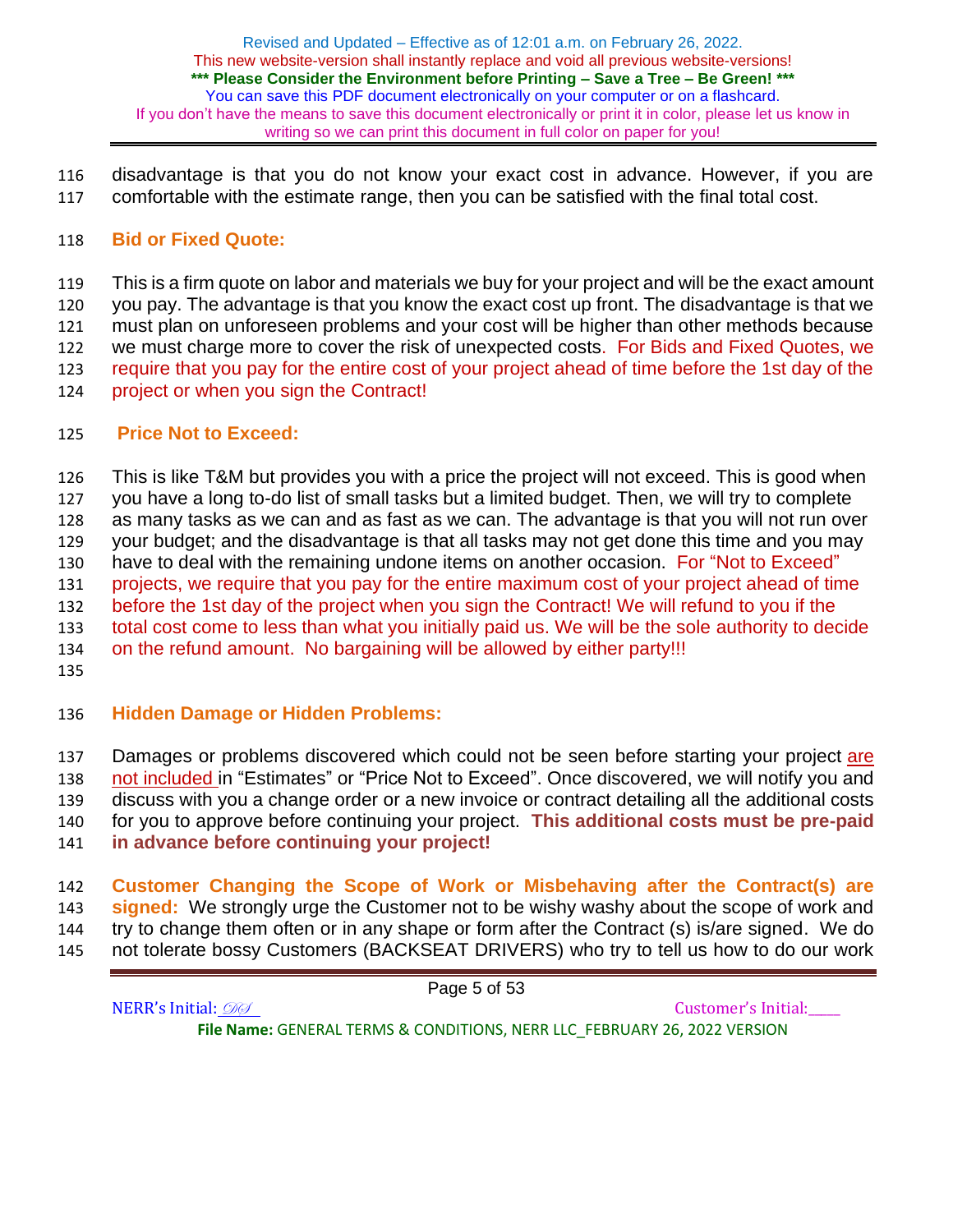disadvantage is that you do not know your exact cost in advance. However, if you are comfortable with the estimate range, then you can be satisfied with the final total cost.

**Bid or Fixed Quote:**

This is a firm quote on labor and materials we buy for your project and will be the exact amount you pay. The advantage is that you know the exact cost up front. The disadvantage is that we must plan on unforeseen problems and your cost will be higher than other methods because we must charge more to cover the risk of unexpected costs. For Bids and Fixed Quotes, we require that you pay for the entire cost of your project ahead of time before the 1st day of the project or when you sign the Contract!

**Price Not to Exceed:**

This is like T&M but provides you with a price the project will not exceed. This is good when you have a long to-do list of small tasks but a limited budget. Then, we will try to complete as many tasks as we can and as fast as we can. The advantage is that you will not run over your budget; and the disadvantage is that all tasks may not get done this time and you may have to deal with the remaining undone items on another occasion. For "Not to Exceed" projects, we require that you pay for the entire maximum cost of your project ahead of time before the 1st day of the project when you sign the Contract! We will refund to you if the total cost come to less than what you initially paid us. We will be the sole authority to decide on the refund amount. No bargaining will be allowed by either party!!!

**Hidden Damage or Hidden Problems:**

Damages or problems discovered which could not be seen before starting your project are not included in "Estimates" or "Price Not to Exceed". Once discovered, we will notify you and discuss with you a change order or a new invoice or contract detailing all the additional costs for you to approve before continuing your project. **This additional costs must be pre-paid in advance before continuing your project!**

**Customer Changing the Scope of Work or Misbehaving after the Contract(s) are signed:** We strongly urge the Customer not to be wishy washy about the scope of work and try to change them often or in any shape or form after the Contract (s) is/are signed. We do not tolerate bossy Customers (BACKSEAT DRIVERS) who try to tell us how to do our work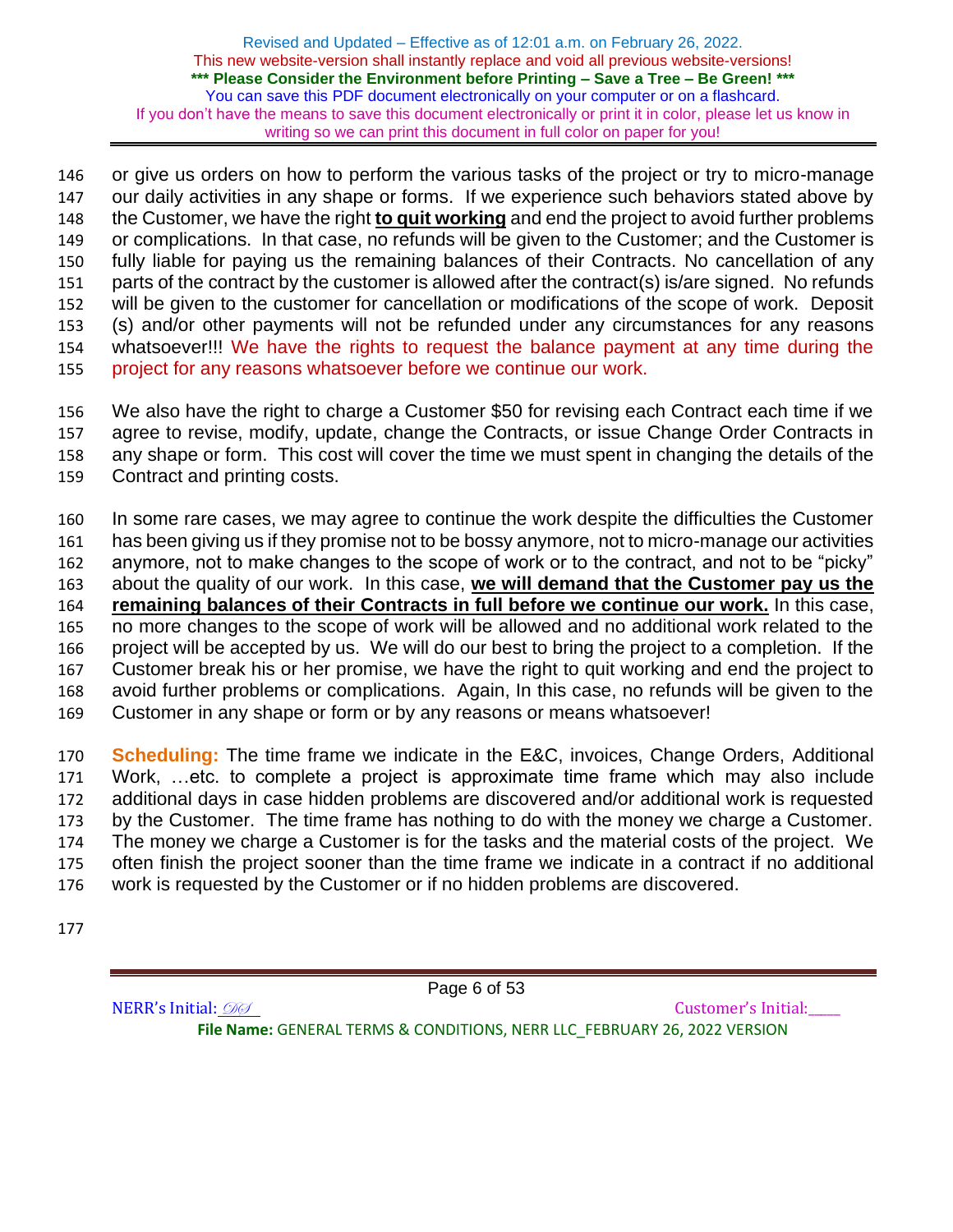or give us orders on how to perform the various tasks of the project or try to micro-manage our daily activities in any shape or forms. If we experience such behaviors stated above by the Customer, we have the right **to quit working** and end the project to avoid further problems or complications. In that case, no refunds will be given to the Customer; and the Customer is fully liable for paying us the remaining balances of their Contracts. No cancellation of any parts of the contract by the customer is allowed after the contract(s) is/are signed. No refunds will be given to the customer for cancellation or modifications of the scope of work. Deposit (s) and/or other payments will not be refunded under any circumstances for any reasons whatsoever!!! We have the rights to request the balance payment at any time during the project for any reasons whatsoever before we continue our work.

We also have the right to charge a Customer $50 for revising each Contract each time if we agree to revise, modify, update, change the Contracts, or issue Change Order Contracts in any shape or form. This cost will cover the time we must spent in changing the details of the Contract and printing costs.

In some rare cases, we may agree to continue the work despite the difficulties the Customer has been giving us if they promise not to be bossy anymore, not to micro-manage our activities anymore, not to make changes to the scope of work or to the contract, and not to be "picky" about the quality of our work. In this case, **we will demand that the Customer pay us the remaining balances of their Contracts in full before we continue our work.** In this case, no more changes to the scope of work will be allowed and no additional work related to the project will be accepted by us. We will do our best to bring the project to a completion. If the Customer break his or her promise, we have the right to quit working and end the project to avoid further problems or complications. Again, In this case, no refunds will be given to the Customer in any shape or form or by any reasons or means whatsoever!

**Scheduling:** The time frame we indicate in the E&C, invoices, Change Orders, Additional Work, …etc. to complete a project is approximate time frame which may also include additional days in case hidden problems are discovered and/or additional work is requested by the Customer. The time frame has nothing to do with the money we charge a Customer. The money we charge a Customer is for the tasks and the material costs of the project. We often finish the project sooner than the time frame we indicate in a contract if no additional work is requested by the Customer or if no hidden problems are discovered.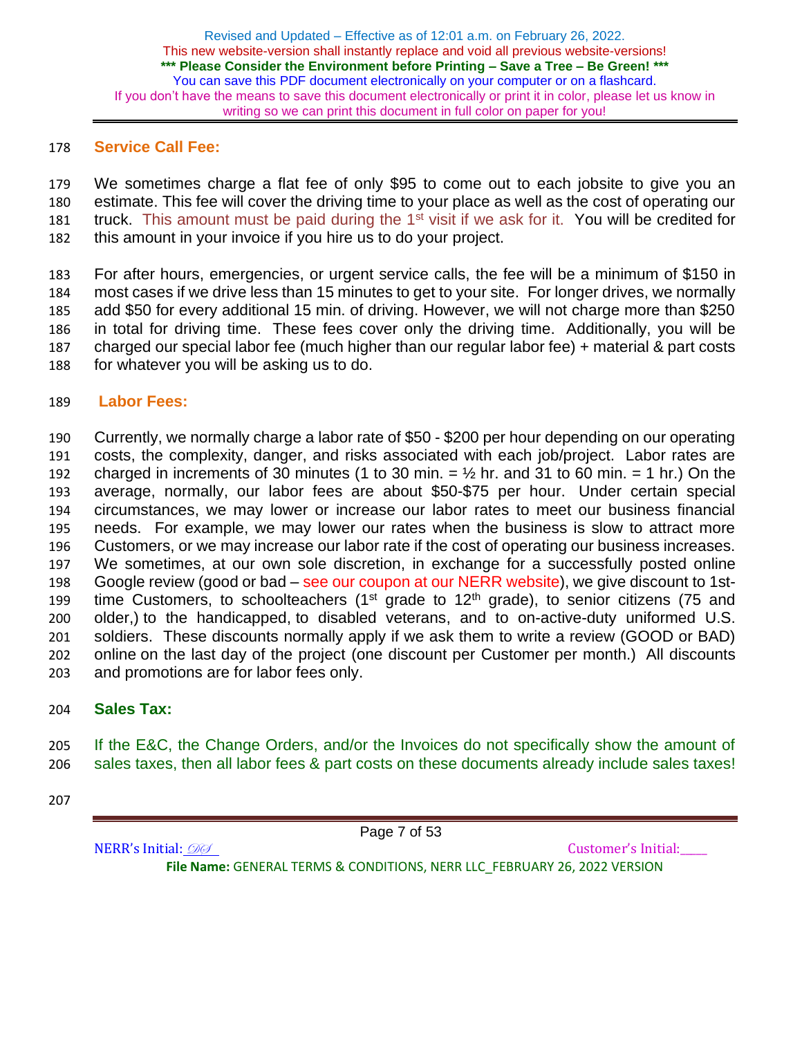## Service Call Fee:

We sometimes charge a flat fee of only $95 to come out to each jobsite to give you an estimate. This fee will cover the driving time to your place as well as the cost of operating our truck. This amount must be paid during the 1st visit if we ask for it. You will be credited for this amount in your invoice if you hire us to do your project.

For after hours, emergencies, or urgent service calls, the fee will be a minimum of $150 in most cases if we drive less than 15 minutes to get to your site. For longer drives, we normally add $50 for every additional 15 min. of driving. However, we will not charge more than $250 in total for driving time. These fees cover only the driving time. Additionally, you will be charged our special labor fee (much higher than our regular labor fee) + material & part costs for whatever you will be asking us to do.

## Labor Fees:

Currently, we normally charge a labor rate of $50 - $200 per hour depending on our operating costs, the complexity, danger, and risks associated with each job/project. Labor rates are charged in increments of 30 minutes (1 to 30 min. = ½ hr. and 31 to 60 min. = 1 hr.) On the average, normally, our labor fees are about $50-$75 per hour. Under certain special circumstances, we may lower or increase our labor rates to meet our business financial needs. For example, we may lower our rates when the business is slow to attract more Customers, or we may increase our labor rate if the cost of operating our business increases. We sometimes, at our own sole discretion, in exchange for a successfully posted online Google review (good or bad – see our coupon at our NERR website), we give discount to 1st-time Customers, to schoolteachers (1st grade to 12th grade), to senior citizens (75 and older,) to the handicapped, to disabled veterans, and to on-active-duty uniformed U.S. soldiers. These discounts normally apply if we ask them to write a review (GOOD or BAD) online on the last day of the project (one discount per Customer per month.) All discounts and promotions are for labor fees only.

## Sales Tax:

If the E&C, the Change Orders, and/or the Invoices do not specifically show the amount of sales taxes, then all labor fees & part costs on these documents already include sales taxes!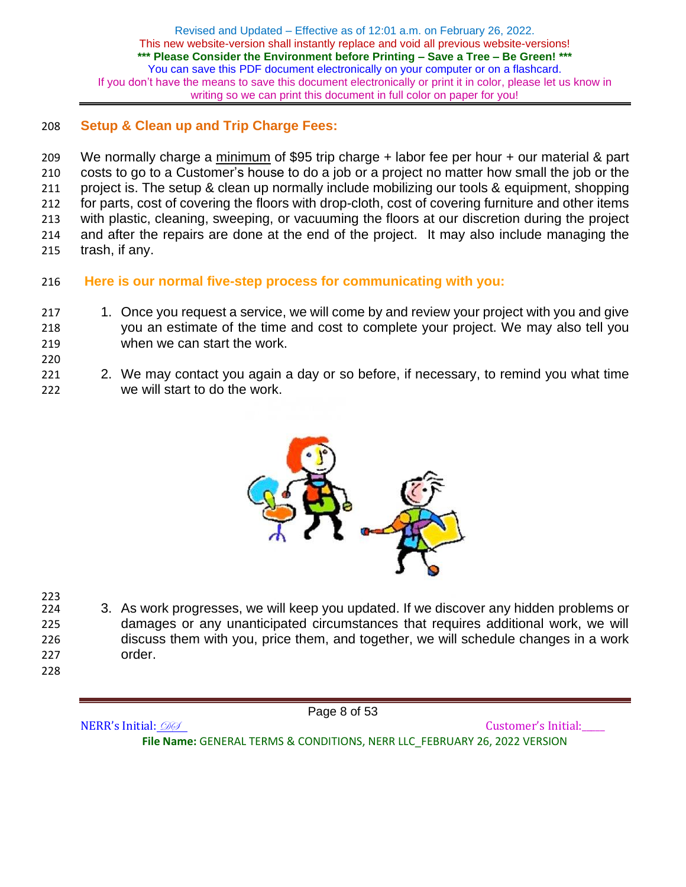## Setup & Clean up and Trip Charge Fees:

We normally charge a minimum of $95 trip charge + labor fee per hour + our material & part costs to go to a Customer's house to do a job or a project no matter how small the job or the project is. The setup & clean up normally include mobilizing our tools & equipment, shopping for parts, cost of covering the floors with drop-cloth, cost of covering furniture and other items with plastic, cleaning, sweeping, or vacuuming the floors at our discretion during the project and after the repairs are done at the end of the project. It may also include managing the trash, if any.

## Here is our normal five-step process for communicating with you:

1. Once you request a service, we will come by and review your project with you and give you an estimate of the time and cost to complete your project. We may also tell you when we can start the work.

2. We may contact you again a day or so before, if necessary, to remind you what time we will start to do the work.

3. As work progresses, we will keep you updated. If we discover any hidden problems or damages or any unanticipated circumstances that requires additional work, we will discuss them with you, price them, and together, we will schedule changes in a work order.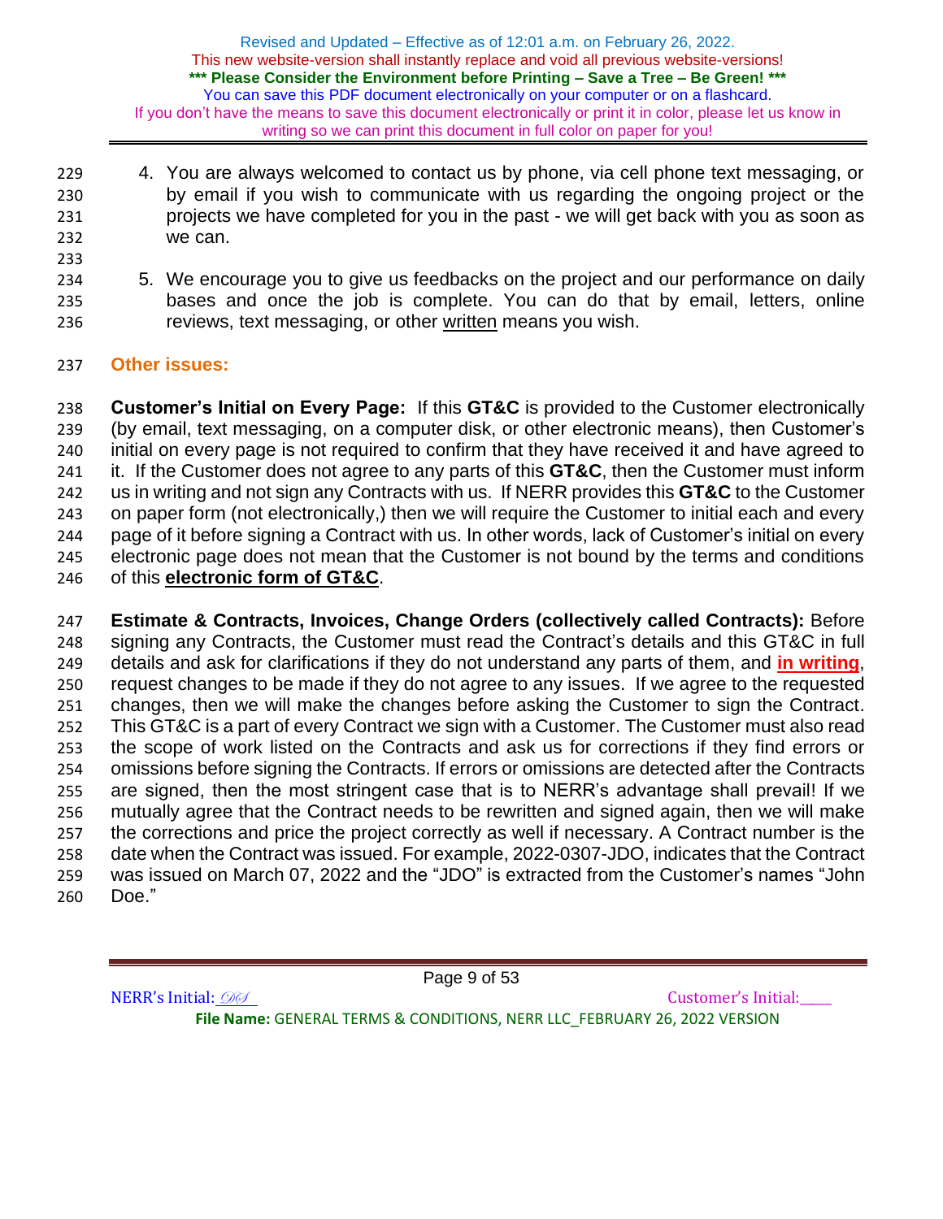4. You are always welcomed to contact us by phone, via cell phone text messaging, or by email if you wish to communicate with us regarding the ongoing project or the projects we have completed for you in the past - we will get back with you as soon as we can.

5. We encourage you to give us feedbacks on the project and our performance on daily bases and once the job is complete. You can do that by email, letters, online reviews, text messaging, or other <u>written</u> means you wish.

### Other issues:

**Customer's Initial on Every Page:** If this **GT&C** is provided to the Customer electronically (by email, text messaging, on a computer disk, or other electronic means), then Customer's initial on every page is not required to confirm that they have received it and have agreed to it. If the Customer does not agree to any parts of this **GT&C**, then the Customer must inform us in writing and not sign any Contracts with us. If NERR provides this **GT&C** to the Customer on paper form (not electronically,) then we will require the Customer to initial each and every page of it before signing a Contract with us. In other words, lack of Customer's initial on every electronic page does not mean that the Customer is not bound by the terms and conditions of this **<u>electronic form of GT&C</u>**.

**Estimate & Contracts, Invoices, Change Orders (collectively called Contracts):** Before signing any Contracts, the Customer must read the Contract's details and this GT&C in full details and ask for clarifications if they do not understand any parts of them, and **<u>in writing</u>**, request changes to be made if they do not agree to any issues. If we agree to the requested changes, then we will make the changes before asking the Customer to sign the Contract. This GT&C is a part of every Contract we sign with a Customer. The Customer must also read the scope of work listed on the Contracts and ask us for corrections if they find errors or omissions before signing the Contracts. If errors or omissions are detected after the Contracts are signed, then the most stringent case that is to NERR's advantage shall prevail! If we mutually agree that the Contract needs to be rewritten and signed again, then we will make the corrections and price the project correctly as well if necessary. A Contract number is the date when the Contract was issued. For example, 2022-0307-JDO, indicates that the Contract was issued on March 07, 2022 and the "JDO" is extracted from the Customer's names "John Doe."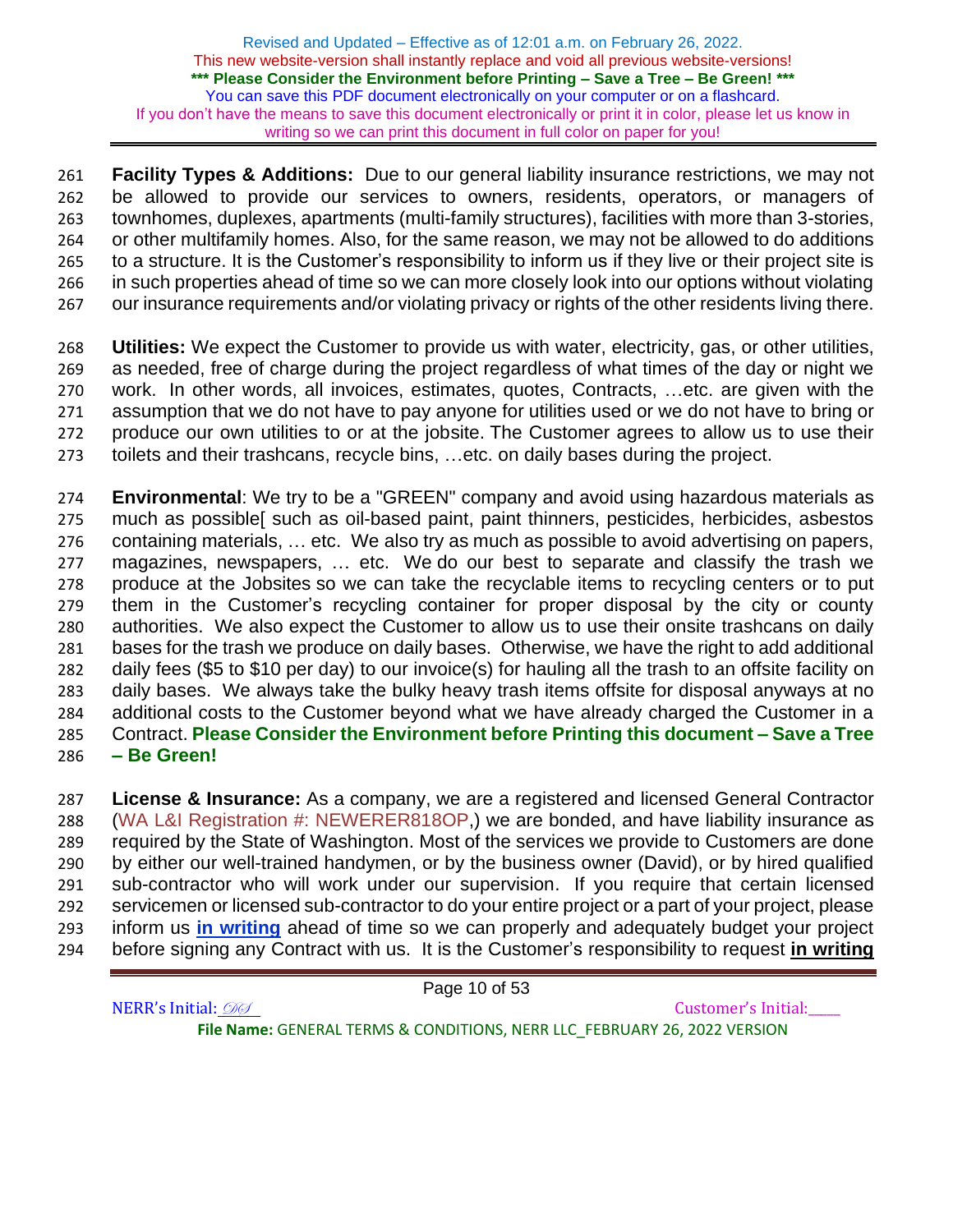**Facility Types & Additions:** Due to our general liability insurance restrictions, we may not be allowed to provide our services to owners, residents, operators, or managers of townhomes, duplexes, apartments (multi-family structures), facilities with more than 3-stories, or other multifamily homes. Also, for the same reason, we may not be allowed to do additions to a structure. It is the Customer's responsibility to inform us if they live or their project site is in such properties ahead of time so we can more closely look into our options without violating our insurance requirements and/or violating privacy or rights of the other residents living there.

**Utilities:** We expect the Customer to provide us with water, electricity, gas, or other utilities, as needed, free of charge during the project regardless of what times of the day or night we work. In other words, all invoices, estimates, quotes, Contracts, …etc. are given with the assumption that we do not have to pay anyone for utilities used or we do not have to bring or produce our own utilities to or at the jobsite. The Customer agrees to allow us to use their toilets and their trashcans, recycle bins, …etc. on daily bases during the project.

**Environmental**: We try to be a "GREEN" company and avoid using hazardous materials as much as possible[ such as oil-based paint, paint thinners, pesticides, herbicides, asbestos containing materials, … etc. We also try as much as possible to avoid advertising on papers, magazines, newspapers, … etc. We do our best to separate and classify the trash we produce at the Jobsites so we can take the recyclable items to recycling centers or to put them in the Customer's recycling container for proper disposal by the city or county authorities. We also expect the Customer to allow us to use their onsite trashcans on daily bases for the trash we produce on daily bases. Otherwise, we have the right to add additional daily fees ($5 to $10 per day) to our invoice(s) for hauling all the trash to an offsite facility on daily bases. We always take the bulky heavy trash items offsite for disposal anyways at no additional costs to the Customer beyond what we have already charged the Customer in a Contract. **Please Consider the Environment before Printing this document – Save a Tree – Be Green!**

**License & Insurance:** As a company, we are a registered and licensed General Contractor (WA L&I Registration #: NEWERER818OP,) we are bonded, and have liability insurance as required by the State of Washington. Most of the services we provide to Customers are done by either our well-trained handymen, or by the business owner (David), or by hired qualified sub-contractor who will work under our supervision. If you require that certain licensed servicemen or licensed sub-contractor to do your entire project or a part of your project, please inform us **in writing** ahead of time so we can properly and adequately budget your project before signing any Contract with us. It is the Customer's responsibility to request **in writing**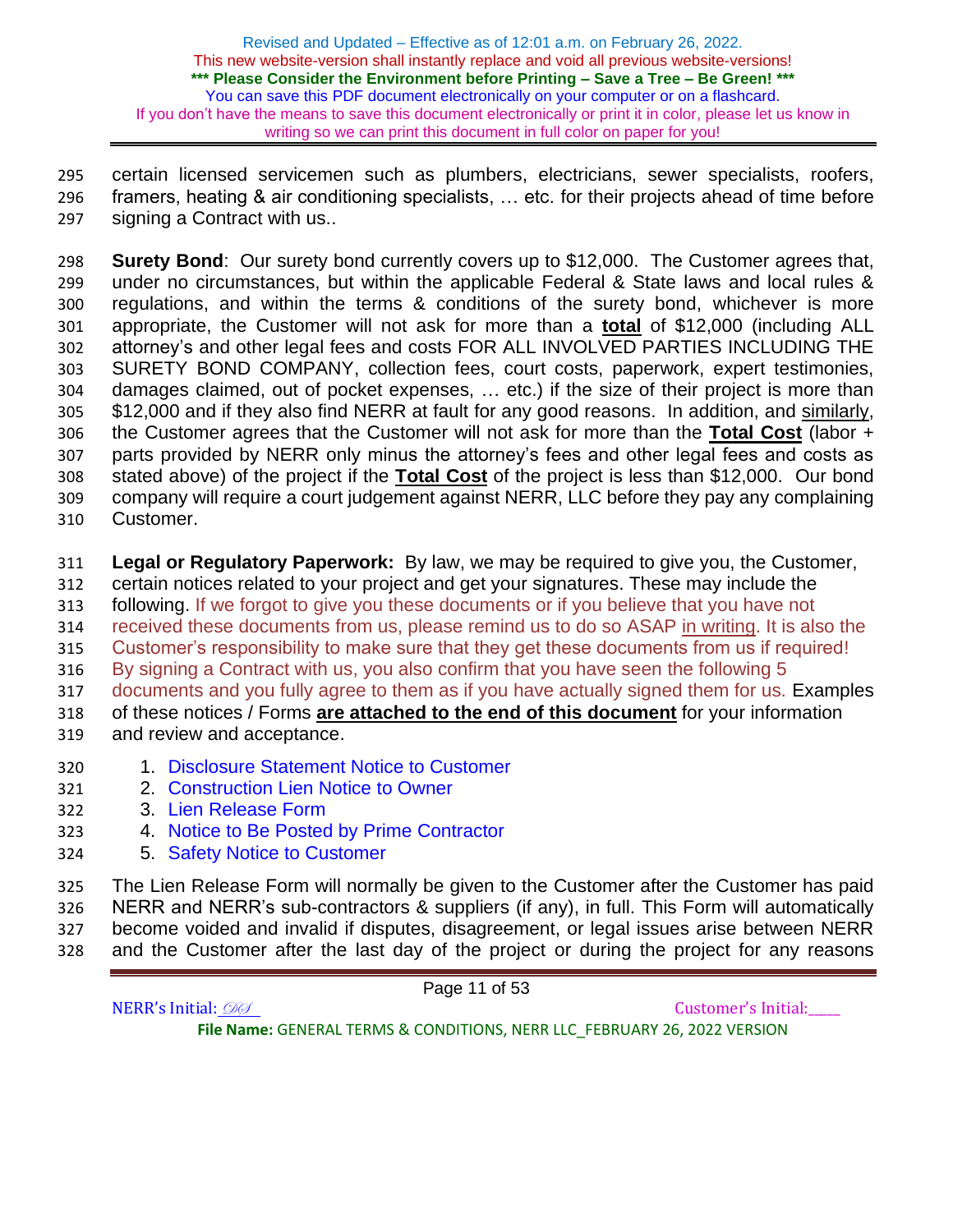certain licensed servicemen such as plumbers, electricians, sewer specialists, roofers, framers, heating & air conditioning specialists, … etc. for their projects ahead of time before signing a Contract with us..

**Surety Bond**: Our surety bond currently covers up to $12,000. The Customer agrees that, under no circumstances, but within the applicable Federal & State laws and local rules & regulations, and within the terms & conditions of the surety bond, whichever is more appropriate, the Customer will not ask for more than a **total** of $12,000 (including ALL attorney's and other legal fees and costs FOR ALL INVOLVED PARTIES INCLUDING THE SURETY BOND COMPANY, collection fees, court costs, paperwork, expert testimonies, damages claimed, out of pocket expenses, … etc.) if the size of their project is more than $12,000 and if they also find NERR at fault for any good reasons. In addition, and similarly, the Customer agrees that the Customer will not ask for more than the **Total Cost** (labor + parts provided by NERR only minus the attorney's fees and other legal fees and costs as stated above) of the project if the **Total Cost** of the project is less than $12,000. Our bond company will require a court judgement against NERR, LLC before they pay any complaining Customer.

**Legal or Regulatory Paperwork:** By law, we may be required to give you, the Customer, certain notices related to your project and get your signatures. These may include the following. If we forgot to give you these documents or if you believe that you have not received these documents from us, please remind us to do so ASAP in writing. It is also the Customer's responsibility to make sure that they get these documents from us if required! By signing a Contract with us, you also confirm that you have seen the following 5 documents and you fully agree to them as if you have actually signed them for us. Examples of these notices / Forms **are attached to the end of this document** for your information and review and acceptance.

1. Disclosure Statement Notice to Customer
2. Construction Lien Notice to Owner
3. Lien Release Form
4. Notice to Be Posted by Prime Contractor
5. Safety Notice to Customer

The Lien Release Form will normally be given to the Customer after the Customer has paid NERR and NERR's sub-contractors & suppliers (if any), in full. This Form will automatically become voided and invalid if disputes, disagreement, or legal issues arise between NERR and the Customer after the last day of the project or during the project for any reasons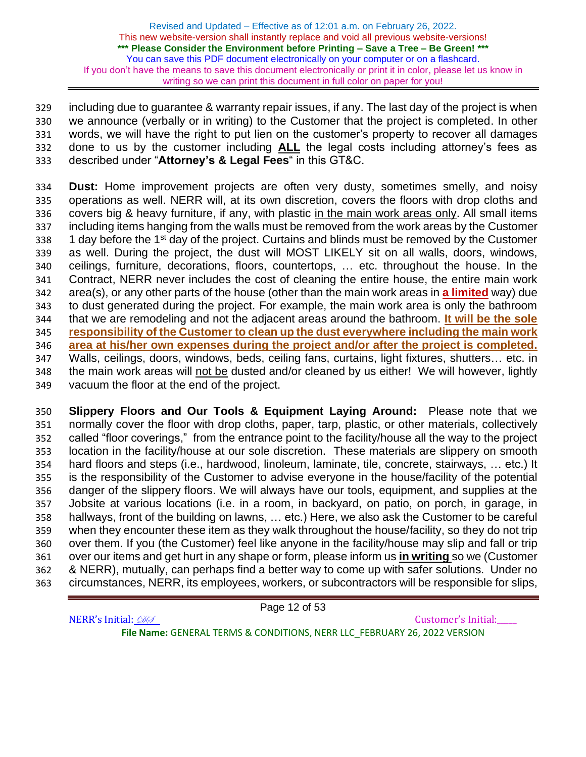including due to guarantee & warranty repair issues, if any. The last day of the project is when we announce (verbally or in writing) to the Customer that the project is completed. In other words, we will have the right to put lien on the customer's property to recover all damages done to us by the customer including **ALL** the legal costs including attorney's fees as described under "**Attorney's & Legal Fees**" in this GT&C.

**Dust:** Home improvement projects are often very dusty, sometimes smelly, and noisy operations as well. NERR will, at its own discretion, covers the floors with drop cloths and covers big & heavy furniture, if any, with plastic in the main work areas only. All small items including items hanging from the walls must be removed from the work areas by the Customer 1 day before the 1st day of the project. Curtains and blinds must be removed by the Customer as well. During the project, the dust will MOST LIKELY sit on all walls, doors, windows, ceilings, furniture, decorations, floors, countertops, … etc. throughout the house. In the Contract, NERR never includes the cost of cleaning the entire house, the entire main work area(s), or any other parts of the house (other than the main work areas in **a limited** way) due to dust generated during the project. For example, the main work area is only the bathroom that we are remodeling and not the adjacent areas around the bathroom. **It will be the sole responsibility of the Customer to clean up the dust everywhere including the main work area at his/her own expenses during the project and/or after the project is completed.** Walls, ceilings, doors, windows, beds, ceiling fans, curtains, light fixtures, shutters… etc. in the main work areas will not be dusted and/or cleaned by us either! We will however, lightly vacuum the floor at the end of the project.

**Slippery Floors and Our Tools & Equipment Laying Around:** Please note that we normally cover the floor with drop cloths, paper, tarp, plastic, or other materials, collectively called "floor coverings," from the entrance point to the facility/house all the way to the project location in the facility/house at our sole discretion. These materials are slippery on smooth hard floors and steps (i.e., hardwood, linoleum, laminate, tile, concrete, stairways, … etc.) It is the responsibility of the Customer to advise everyone in the house/facility of the potential danger of the slippery floors. We will always have our tools, equipment, and supplies at the Jobsite at various locations (i.e. in a room, in backyard, on patio, on porch, in garage, in hallways, front of the building on lawns, … etc.) Here, we also ask the Customer to be careful when they encounter these item as they walk throughout the house/facility, so they do not trip over them. If you (the Customer) feel like anyone in the facility/house may slip and fall or trip over our items and get hurt in any shape or form, please inform us **in writing** so we (Customer & NERR), mutually, can perhaps find a better way to come up with safer solutions. Under no circumstances, NERR, its employees, workers, or subcontractors will be responsible for slips,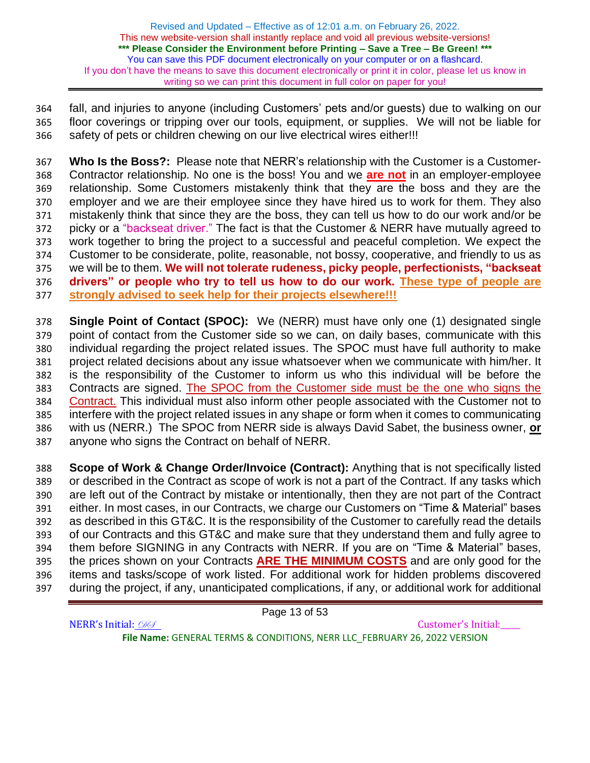fall, and injuries to anyone (including Customers' pets and/or guests) due to walking on our floor coverings or tripping over our tools, equipment, or supplies. We will not be liable for safety of pets or children chewing on our live electrical wires either!!!

**Who Is the Boss?:** Please note that NERR's relationship with the Customer is a Customer-Contractor relationship. No one is the boss! You and we **are not** in an employer-employee relationship. Some Customers mistakenly think that they are the boss and they are the employer and we are their employee since they have hired us to work for them. They also mistakenly think that since they are the boss, they can tell us how to do our work and/or be picky or a "backseat driver." The fact is that the Customer & NERR have mutually agreed to work together to bring the project to a successful and peaceful completion. We expect the Customer to be considerate, polite, reasonable, not bossy, cooperative, and friendly to us as we will be to them. **We will not tolerate rudeness, picky people, perfectionists, "backseat drivers" or people who try to tell us how to do our work.** **These type of people are strongly advised to seek help for their projects elsewhere!!!**

**Single Point of Contact (SPOC):** We (NERR) must have only one (1) designated single point of contact from the Customer side so we can, on daily bases, communicate with this individual regarding the project related issues. The SPOC must have full authority to make project related decisions about any issue whatsoever when we communicate with him/her. It is the responsibility of the Customer to inform us who this individual will be before the Contracts are signed. The SPOC from the Customer side must be the one who signs the Contract. This individual must also inform other people associated with the Customer not to interfere with the project related issues in any shape or form when it comes to communicating with us (NERR.) The SPOC from NERR side is always David Sabet, the business owner, **or** anyone who signs the Contract on behalf of NERR.

**Scope of Work & Change Order/Invoice (Contract):** Anything that is not specifically listed or described in the Contract as scope of work is not a part of the Contract. If any tasks which are left out of the Contract by mistake or intentionally, then they are not part of the Contract either. In most cases, in our Contracts, we charge our Customers on "Time & Material" bases as described in this GT&C. It is the responsibility of the Customer to carefully read the details of our Contracts and this GT&C and make sure that they understand them and fully agree to them before SIGNING in any Contracts with NERR. If you are on "Time & Material" bases, the prices shown on your Contracts **ARE THE MINIMUM COSTS** and are only good for the items and tasks/scope of work listed. For additional work for hidden problems discovered during the project, if any, unanticipated complications, if any, or additional work for additional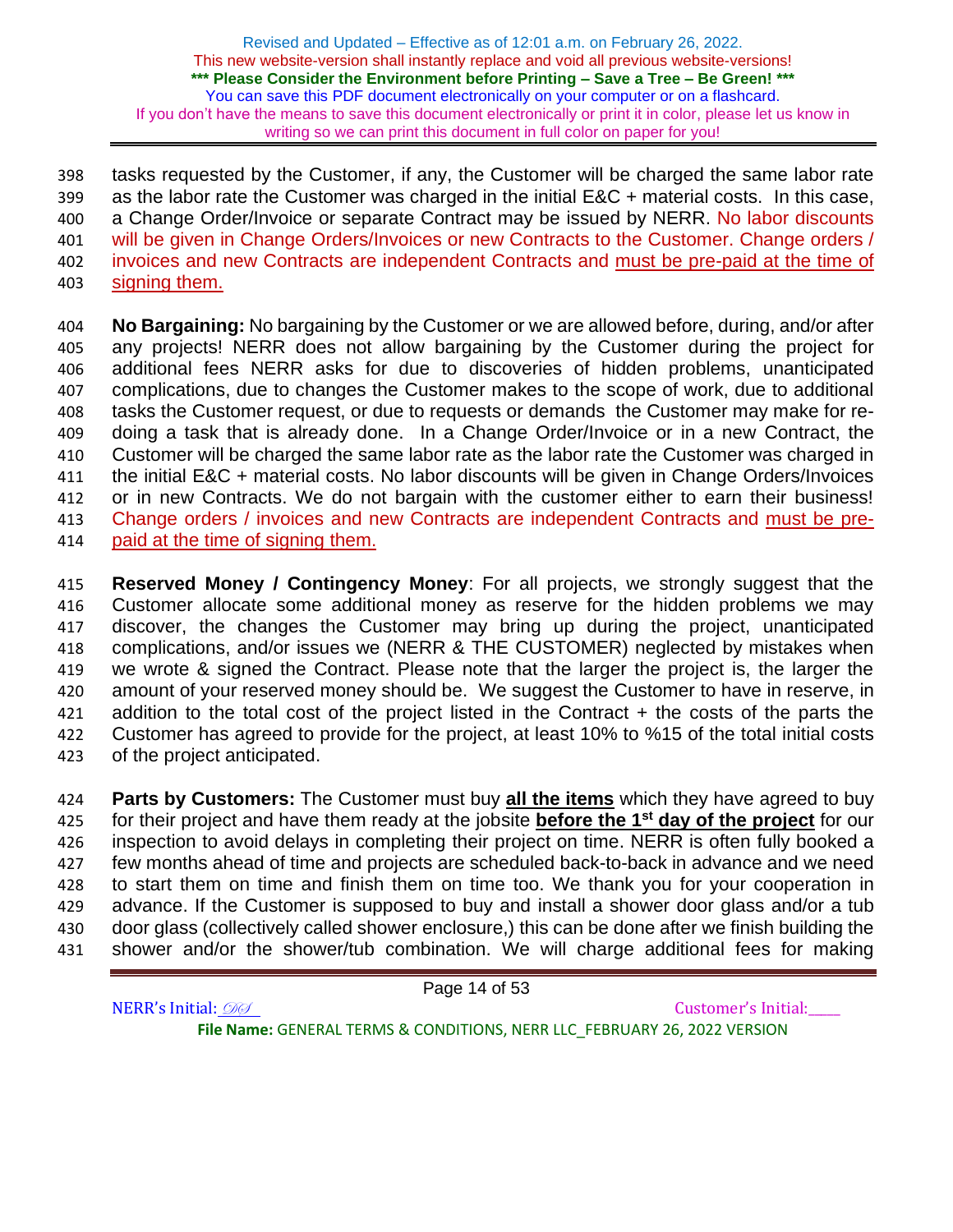tasks requested by the Customer, if any, the Customer will be charged the same labor rate as the labor rate the Customer was charged in the initial E&C + material costs. In this case, a Change Order/Invoice or separate Contract may be issued by NERR. No labor discounts will be given in Change Orders/Invoices or new Contracts to the Customer. Change orders / invoices and new Contracts are independent Contracts and <u>must be pre-paid at the time of signing them.</u>

**No Bargaining:** No bargaining by the Customer or we are allowed before, during, and/or after any projects! NERR does not allow bargaining by the Customer during the project for additional fees NERR asks for due to discoveries of hidden problems, unanticipated complications, due to changes the Customer makes to the scope of work, due to additional tasks the Customer request, or due to requests or demands the Customer may make for re-doing a task that is already done. In a Change Order/Invoice or in a new Contract, the Customer will be charged the same labor rate as the labor rate the Customer was charged in the initial E&C + material costs. No labor discounts will be given in Change Orders/Invoices or in new Contracts. We do not bargain with the customer either to earn their business! Change orders / invoices and new Contracts are independent Contracts and <u>must be pre-paid at the time of signing them.</u>

**Reserved Money / Contingency Money**: For all projects, we strongly suggest that the Customer allocate some additional money as reserve for the hidden problems we may discover, the changes the Customer may bring up during the project, unanticipated complications, and/or issues we (NERR & THE CUSTOMER) neglected by mistakes when we wrote & signed the Contract. Please note that the larger the project is, the larger the amount of your reserved money should be. We suggest the Customer to have in reserve, in addition to the total cost of the project listed in the Contract + the costs of the parts the Customer has agreed to provide for the project, at least 10% to %15 of the total initial costs of the project anticipated.

**Parts by Customers:** The Customer must buy **<u>all the items</u>** which they have agreed to buy for their project and have them ready at the jobsite **<u>before the 1st day of the project</u>** for our inspection to avoid delays in completing their project on time. NERR is often fully booked a few months ahead of time and projects are scheduled back-to-back in advance and we need to start them on time and finish them on time too. We thank you for your cooperation in advance. If the Customer is supposed to buy and install a shower door glass and/or a tub door glass (collectively called shower enclosure,) this can be done after we finish building the shower and/or the shower/tub combination. We will charge additional fees for making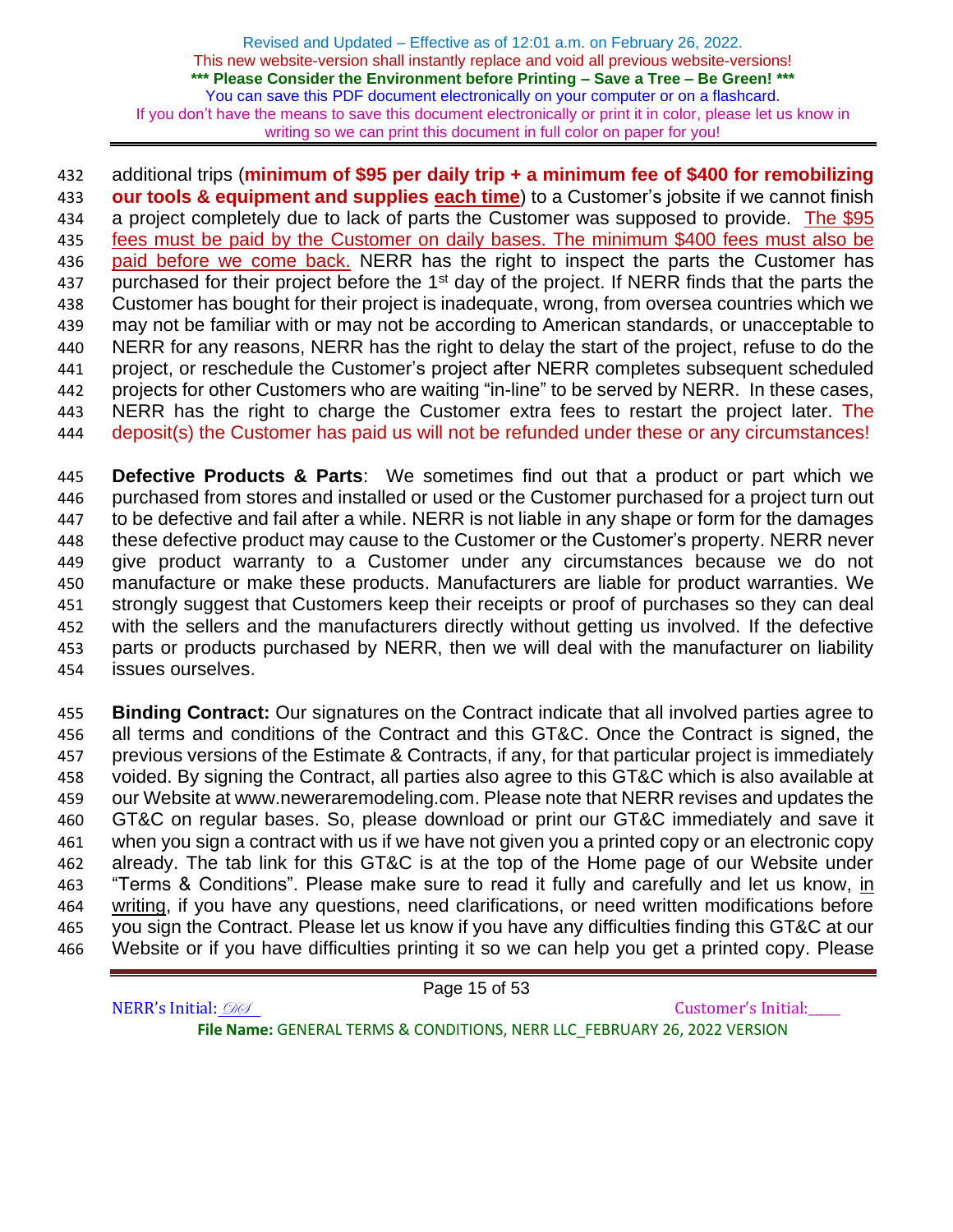additional trips (**minimum of $95 per daily trip + a minimum fee of $400 for remobilizing our tools & equipment and supplies each time**) to a Customer's jobsite if we cannot finish a project completely due to lack of parts the Customer was supposed to provide. The $95 fees must be paid by the Customer on daily bases. The minimum $400 fees must also be paid before we come back. NERR has the right to inspect the parts the Customer has purchased for their project before the 1st day of the project. If NERR finds that the parts the Customer has bought for their project is inadequate, wrong, from oversea countries which we may not be familiar with or may not be according to American standards, or unacceptable to NERR for any reasons, NERR has the right to delay the start of the project, refuse to do the project, or reschedule the Customer's project after NERR completes subsequent scheduled projects for other Customers who are waiting "in-line" to be served by NERR. In these cases, NERR has the right to charge the Customer extra fees to restart the project later. The deposit(s) the Customer has paid us will not be refunded under these or any circumstances!

**Defective Products & Parts**: We sometimes find out that a product or part which we purchased from stores and installed or used or the Customer purchased for a project turn out to be defective and fail after a while. NERR is not liable in any shape or form for the damages these defective product may cause to the Customer or the Customer's property. NERR never give product warranty to a Customer under any circumstances because we do not manufacture or make these products. Manufacturers are liable for product warranties. We strongly suggest that Customers keep their receipts or proof of purchases so they can deal with the sellers and the manufacturers directly without getting us involved. If the defective parts or products purchased by NERR, then we will deal with the manufacturer on liability issues ourselves.

**Binding Contract:** Our signatures on the Contract indicate that all involved parties agree to all terms and conditions of the Contract and this GT&C. Once the Contract is signed, the previous versions of the Estimate & Contracts, if any, for that particular project is immediately voided. By signing the Contract, all parties also agree to this GT&C which is also available at our Website at www.neweraremodeling.com. Please note that NERR revises and updates the GT&C on regular bases. So, please download or print our GT&C immediately and save it when you sign a contract with us if we have not given you a printed copy or an electronic copy already. The tab link for this GT&C is at the top of the Home page of our Website under "Terms & Conditions". Please make sure to read it fully and carefully and let us know, in writing, if you have any questions, need clarifications, or need written modifications before you sign the Contract. Please let us know if you have any difficulties finding this GT&C at our Website or if you have difficulties printing it so we can help you get a printed copy. Please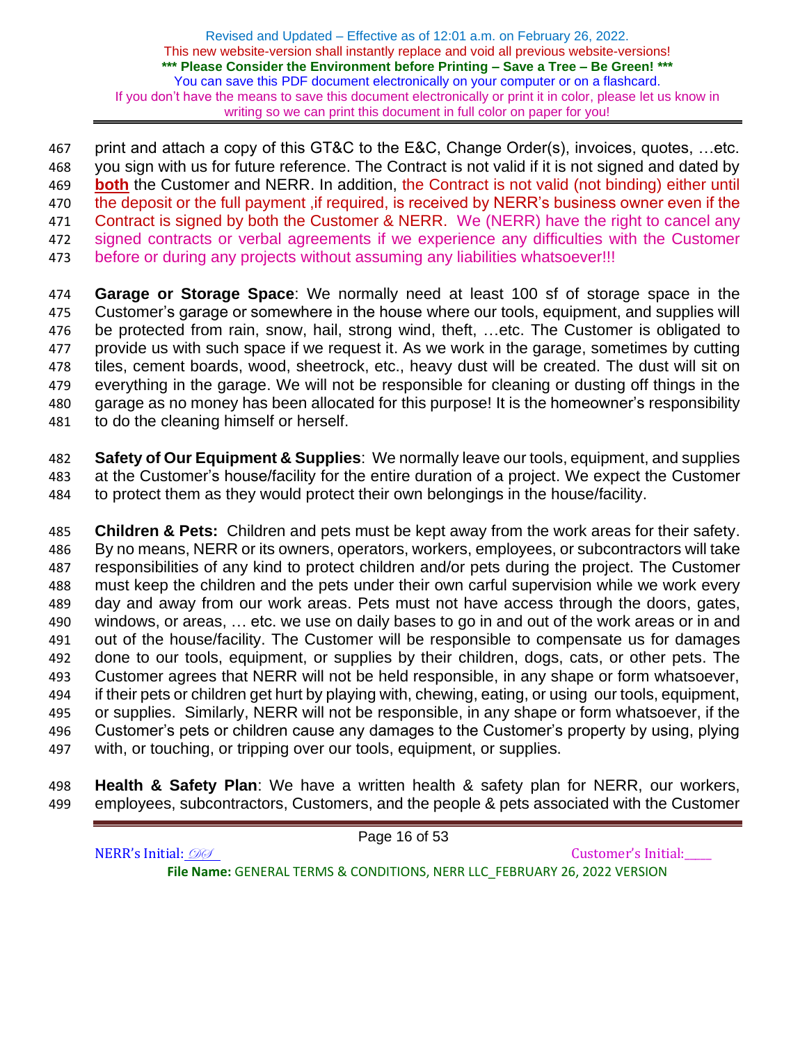print and attach a copy of this GT&C to the E&C, Change Order(s), invoices, quotes, …etc. you sign with us for future reference. The Contract is not valid if it is not signed and dated by **both** the Customer and NERR. In addition, the Contract is not valid (not binding) either until the deposit or the full payment ,if required, is received by NERR's business owner even if the Contract is signed by both the Customer & NERR. We (NERR) have the right to cancel any signed contracts or verbal agreements if we experience any difficulties with the Customer before or during any projects without assuming any liabilities whatsoever!!!

**Garage or Storage Space**: We normally need at least 100 sf of storage space in the Customer's garage or somewhere in the house where our tools, equipment, and supplies will be protected from rain, snow, hail, strong wind, theft, …etc. The Customer is obligated to provide us with such space if we request it. As we work in the garage, sometimes by cutting tiles, cement boards, wood, sheetrock, etc., heavy dust will be created. The dust will sit on everything in the garage. We will not be responsible for cleaning or dusting off things in the garage as no money has been allocated for this purpose! It is the homeowner's responsibility to do the cleaning himself or herself.

**Safety of Our Equipment & Supplies**: We normally leave our tools, equipment, and supplies at the Customer's house/facility for the entire duration of a project. We expect the Customer to protect them as they would protect their own belongings in the house/facility.

**Children & Pets:** Children and pets must be kept away from the work areas for their safety. By no means, NERR or its owners, operators, workers, employees, or subcontractors will take responsibilities of any kind to protect children and/or pets during the project. The Customer must keep the children and the pets under their own carful supervision while we work every day and away from our work areas. Pets must not have access through the doors, gates, windows, or areas, … etc. we use on daily bases to go in and out of the work areas or in and out of the house/facility. The Customer will be responsible to compensate us for damages done to our tools, equipment, or supplies by their children, dogs, cats, or other pets. The Customer agrees that NERR will not be held responsible, in any shape or form whatsoever, if their pets or children get hurt by playing with, chewing, eating, or using our tools, equipment, or supplies. Similarly, NERR will not be responsible, in any shape or form whatsoever, if the Customer's pets or children cause any damages to the Customer's property by using, plying with, or touching, or tripping over our tools, equipment, or supplies.

**Health & Safety Plan**: We have a written health & safety plan for NERR, our workers, employees, subcontractors, Customers, and the people & pets associated with the Customer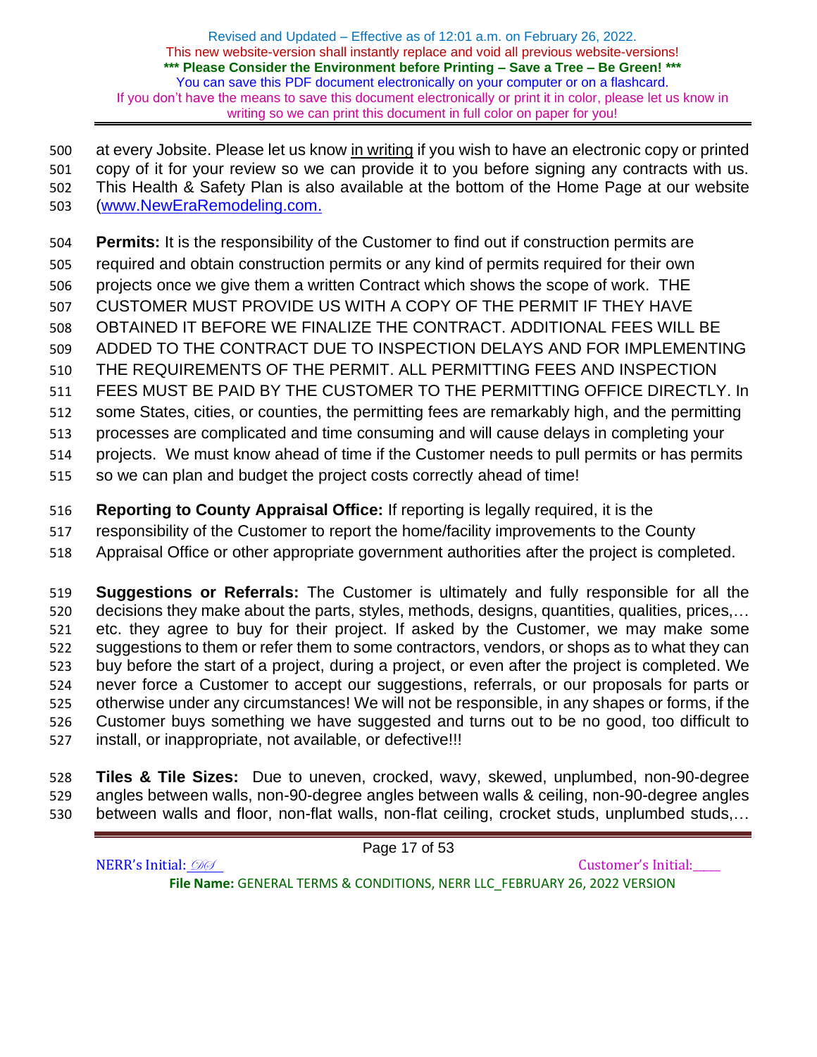at every Jobsite. Please let us know in writing if you wish to have an electronic copy or printed copy of it for your review so we can provide it to you before signing any contracts with us. This Health & Safety Plan is also available at the bottom of the Home Page at our website (www.NewEraRemodeling.com.

**Permits:** It is the responsibility of the Customer to find out if construction permits are required and obtain construction permits or any kind of permits required for their own projects once we give them a written Contract which shows the scope of work. THE CUSTOMER MUST PROVIDE US WITH A COPY OF THE PERMIT IF THEY HAVE OBTAINED IT BEFORE WE FINALIZE THE CONTRACT. ADDITIONAL FEES WILL BE ADDED TO THE CONTRACT DUE TO INSPECTION DELAYS AND FOR IMPLEMENTING THE REQUIREMENTS OF THE PERMIT. ALL PERMITTING FEES AND INSPECTION FEES MUST BE PAID BY THE CUSTOMER TO THE PERMITTING OFFICE DIRECTLY. In some States, cities, or counties, the permitting fees are remarkably high, and the permitting processes are complicated and time consuming and will cause delays in completing your projects. We must know ahead of time if the Customer needs to pull permits or has permits so we can plan and budget the project costs correctly ahead of time!

**Reporting to County Appraisal Office:** If reporting is legally required, it is the responsibility of the Customer to report the home/facility improvements to the County Appraisal Office or other appropriate government authorities after the project is completed.

**Suggestions or Referrals:** The Customer is ultimately and fully responsible for all the decisions they make about the parts, styles, methods, designs, quantities, qualities, prices,… etc. they agree to buy for their project. If asked by the Customer, we may make some suggestions to them or refer them to some contractors, vendors, or shops as to what they can buy before the start of a project, during a project, or even after the project is completed. We never force a Customer to accept our suggestions, referrals, or our proposals for parts or otherwise under any circumstances! We will not be responsible, in any shapes or forms, if the Customer buys something we have suggested and turns out to be no good, too difficult to install, or inappropriate, not available, or defective!!!

**Tiles & Tile Sizes:** Due to uneven, crocked, wavy, skewed, unplumbed, non-90-degree angles between walls, non-90-degree angles between walls & ceiling, non-90-degree angles between walls and floor, non-flat walls, non-flat ceiling, crocket studs, unplumbed studs,…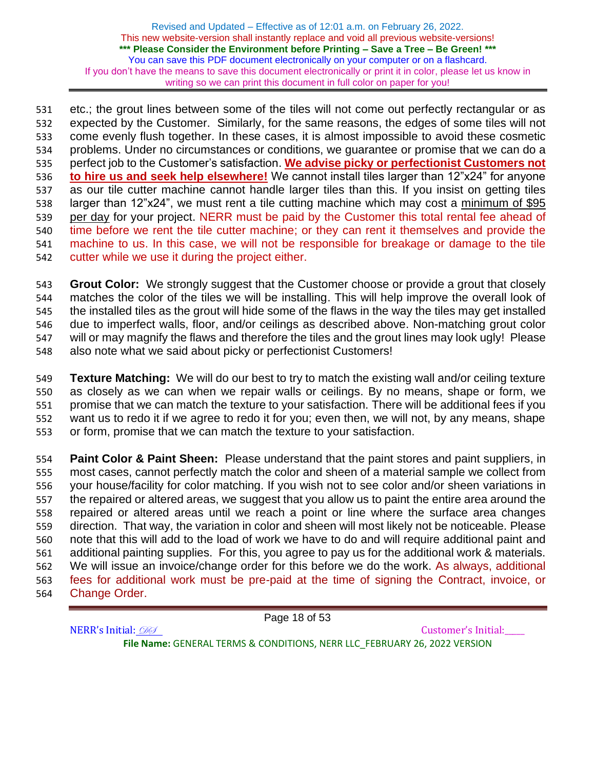etc.; the grout lines between some of the tiles will not come out perfectly rectangular or as expected by the Customer. Similarly, for the same reasons, the edges of some tiles will not come evenly flush together. In these cases, it is almost impossible to avoid these cosmetic problems. Under no circumstances or conditions, we guarantee or promise that we can do a perfect job to the Customer's satisfaction. **We advise picky or perfectionist Customers not to hire us and seek help elsewhere!** We cannot install tiles larger than 12"x24" for anyone as our tile cutter machine cannot handle larger tiles than this. If you insist on getting tiles larger than 12"x24", we must rent a tile cutting machine which may cost a minimum of $95 per day for your project. NERR must be paid by the Customer this total rental fee ahead of time before we rent the tile cutter machine; or they can rent it themselves and provide the machine to us. In this case, we will not be responsible for breakage or damage to the tile cutter while we use it during the project either.

**Grout Color:** We strongly suggest that the Customer choose or provide a grout that closely matches the color of the tiles we will be installing. This will help improve the overall look of the installed tiles as the grout will hide some of the flaws in the way the tiles may get installed due to imperfect walls, floor, and/or ceilings as described above. Non-matching grout color will or may magnify the flaws and therefore the tiles and the grout lines may look ugly! Please also note what we said about picky or perfectionist Customers!

**Texture Matching:** We will do our best to try to match the existing wall and/or ceiling texture as closely as we can when we repair walls or ceilings. By no means, shape or form, we promise that we can match the texture to your satisfaction. There will be additional fees if you want us to redo it if we agree to redo it for you; even then, we will not, by any means, shape or form, promise that we can match the texture to your satisfaction.

**Paint Color & Paint Sheen:** Please understand that the paint stores and paint suppliers, in most cases, cannot perfectly match the color and sheen of a material sample we collect from your house/facility for color matching. If you wish not to see color and/or sheen variations in the repaired or altered areas, we suggest that you allow us to paint the entire area around the repaired or altered areas until we reach a point or line where the surface area changes direction. That way, the variation in color and sheen will most likely not be noticeable. Please note that this will add to the load of work we have to do and will require additional paint and additional painting supplies. For this, you agree to pay us for the additional work & materials. We will issue an invoice/change order for this before we do the work. As always, additional fees for additional work must be pre-paid at the time of signing the Contract, invoice, or Change Order.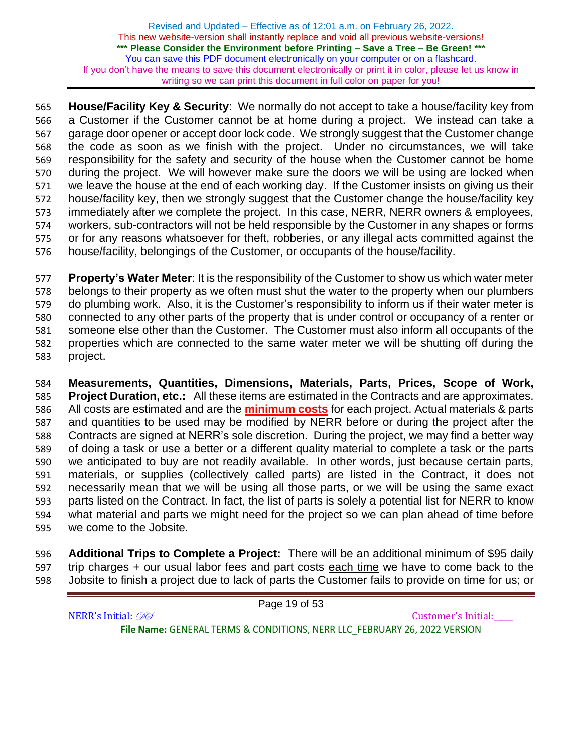**House/Facility Key & Security**: We normally do not accept to take a house/facility key from a Customer if the Customer cannot be at home during a project. We instead can take a garage door opener or accept door lock code. We strongly suggest that the Customer change the code as soon as we finish with the project. Under no circumstances, we will take responsibility for the safety and security of the house when the Customer cannot be home during the project. We will however make sure the doors we will be using are locked when we leave the house at the end of each working day. If the Customer insists on giving us their house/facility key, then we strongly suggest that the Customer change the house/facility key immediately after we complete the project. In this case, NERR, NERR owners & employees, workers, sub-contractors will not be held responsible by the Customer in any shapes or forms or for any reasons whatsoever for theft, robberies, or any illegal acts committed against the house/facility, belongings of the Customer, or occupants of the house/facility.

**Property's Water Meter**: It is the responsibility of the Customer to show us which water meter belongs to their property as we often must shut the water to the property when our plumbers do plumbing work. Also, it is the Customer's responsibility to inform us if their water meter is connected to any other parts of the property that is under control or occupancy of a renter or someone else other than the Customer. The Customer must also inform all occupants of the properties which are connected to the same water meter we will be shutting off during the project.

**Measurements, Quantities, Dimensions, Materials, Parts, Prices, Scope of Work, Project Duration, etc.:** All these items are estimated in the Contracts and are approximates. All costs are estimated and are the **minimum costs** for each project. Actual materials & parts and quantities to be used may be modified by NERR before or during the project after the Contracts are signed at NERR's sole discretion. During the project, we may find a better way of doing a task or use a better or a different quality material to complete a task or the parts we anticipated to buy are not readily available. In other words, just because certain parts, materials, or supplies (collectively called parts) are listed in the Contract, it does not necessarily mean that we will be using all those parts, or we will be using the same exact parts listed on the Contract. In fact, the list of parts is solely a potential list for NERR to know what material and parts we might need for the project so we can plan ahead of time before we come to the Jobsite.

**Additional Trips to Complete a Project:** There will be an additional minimum of $95 daily trip charges + our usual labor fees and part costs each time we have to come back to the Jobsite to finish a project due to lack of parts the Customer fails to provide on time for us; or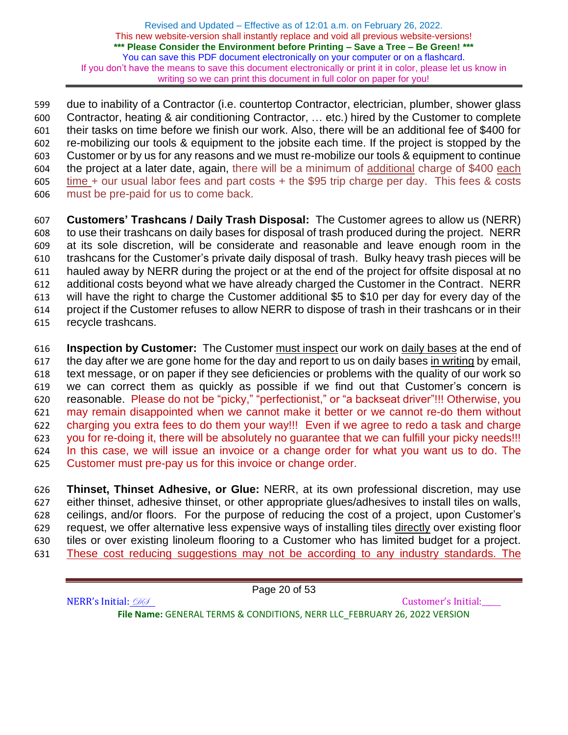due to inability of a Contractor (i.e. countertop Contractor, electrician, plumber, shower glass Contractor, heating & air conditioning Contractor, … etc.) hired by the Customer to complete their tasks on time before we finish our work. Also, there will be an additional fee of $400 for re-mobilizing our tools & equipment to the jobsite each time. If the project is stopped by the Customer or by us for any reasons and we must re-mobilize our tools & equipment to continue the project at a later date, again, there will be a minimum of additional charge of $400 each time + our usual labor fees and part costs + the $95 trip charge per day. This fees & costs must be pre-paid for us to come back.

**Customers' Trashcans / Daily Trash Disposal:** The Customer agrees to allow us (NERR) to use their trashcans on daily bases for disposal of trash produced during the project. NERR at its sole discretion, will be considerate and reasonable and leave enough room in the trashcans for the Customer's private daily disposal of trash. Bulky heavy trash pieces will be hauled away by NERR during the project or at the end of the project for offsite disposal at no additional costs beyond what we have already charged the Customer in the Contract. NERR will have the right to charge the Customer additional $5 to $10 per day for every day of the project if the Customer refuses to allow NERR to dispose of trash in their trashcans or in their recycle trashcans.

**Inspection by Customer:** The Customer must inspect our work on daily bases at the end of the day after we are gone home for the day and report to us on daily bases in writing by email, text message, or on paper if they see deficiencies or problems with the quality of our work so we can correct them as quickly as possible if we find out that Customer's concern is reasonable. Please do not be "picky," "perfectionist," or "a backseat driver"!!! Otherwise, you may remain disappointed when we cannot make it better or we cannot re-do them without charging you extra fees to do them your way!!! Even if we agree to redo a task and charge you for re-doing it, there will be absolutely no guarantee that we can fulfill your picky needs!!! In this case, we will issue an invoice or a change order for what you want us to do. The Customer must pre-pay us for this invoice or change order.

**Thinset, Thinset Adhesive, or Glue:** NERR, at its own professional discretion, may use either thinset, adhesive thinset, or other appropriate glues/adhesives to install tiles on walls, ceilings, and/or floors. For the purpose of reducing the cost of a project, upon Customer's request, we offer alternative less expensive ways of installing tiles directly over existing floor tiles or over existing linoleum flooring to a Customer who has limited budget for a project. These cost reducing suggestions may not be according to any industry standards. The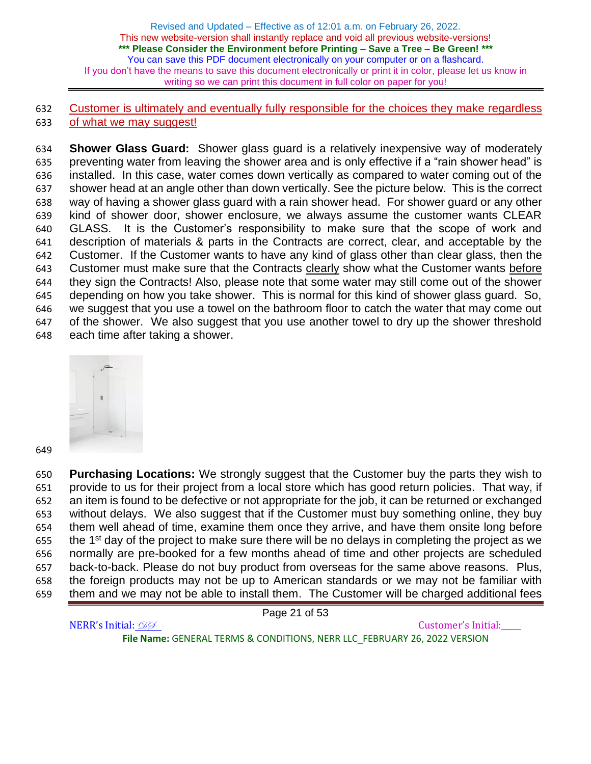Customer is ultimately and eventually fully responsible for the choices they make regardless of what we may suggest!

**Shower Glass Guard:** Shower glass guard is a relatively inexpensive way of moderately preventing water from leaving the shower area and is only effective if a "rain shower head" is installed. In this case, water comes down vertically as compared to water coming out of the shower head at an angle other than down vertically. See the picture below. This is the correct way of having a shower glass guard with a rain shower head. For shower guard or any other kind of shower door, shower enclosure, we always assume the customer wants CLEAR GLASS. It is the Customer's responsibility to make sure that the scope of work and description of materials & parts in the Contracts are correct, clear, and acceptable by the Customer. If the Customer wants to have any kind of glass other than clear glass, then the Customer must make sure that the Contracts clearly show what the Customer wants before they sign the Contracts! Also, please note that some water may still come out of the shower depending on how you take shower. This is normal for this kind of shower glass guard. So, we suggest that you use a towel on the bathroom floor to catch the water that may come out of the shower. We also suggest that you use another towel to dry up the shower threshold each time after taking a shower.

**Purchasing Locations:** We strongly suggest that the Customer buy the parts they wish to provide to us for their project from a local store which has good return policies. That way, if an item is found to be defective or not appropriate for the job, it can be returned or exchanged without delays. We also suggest that if the Customer must buy something online, they buy them well ahead of time, examine them once they arrive, and have them onsite long before the 1st day of the project to make sure there will be no delays in completing the project as we normally are pre-booked for a few months ahead of time and other projects are scheduled back-to-back. Please do not buy product from overseas for the same above reasons. Plus, the foreign products may not be up to American standards or we may not be familiar with them and we may not be able to install them. The Customer will be charged additional fees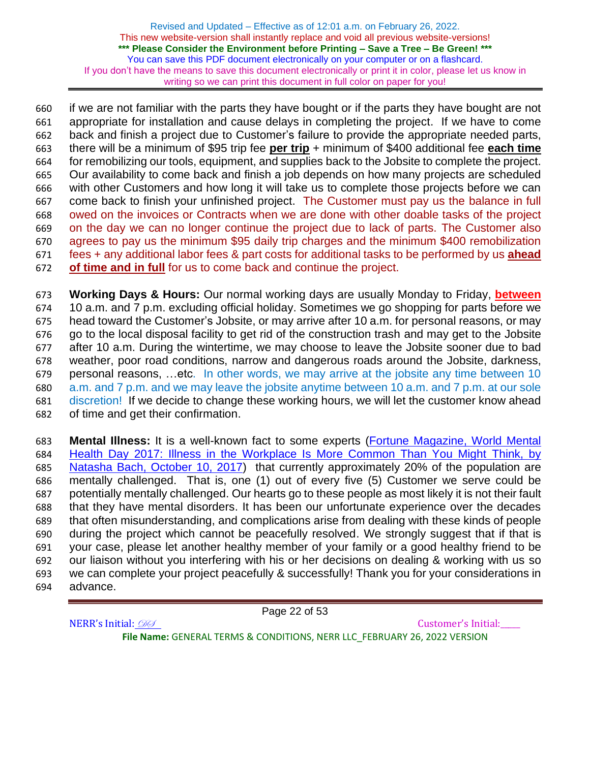if we are not familiar with the parts they have bought or if the parts they have bought are not appropriate for installation and cause delays in completing the project. If we have to come back and finish a project due to Customer's failure to provide the appropriate needed parts, there will be a minimum of $95 trip fee **per trip** + minimum of $400 additional fee **each time** for remobilizing our tools, equipment, and supplies back to the Jobsite to complete the project. Our availability to come back and finish a job depends on how many projects are scheduled with other Customers and how long it will take us to complete those projects before we can come back to finish your unfinished project. The Customer must pay us the balance in full owed on the invoices or Contracts when we are done with other doable tasks of the project on the day we can no longer continue the project due to lack of parts. The Customer also agrees to pay us the minimum $95 daily trip charges and the minimum $400 remobilization fees + any additional labor fees & part costs for additional tasks to be performed by us **ahead of time and in full** for us to come back and continue the project.

**Working Days & Hours:** Our normal working days are usually Monday to Friday, **between** 10 a.m. and 7 p.m. excluding official holiday. Sometimes we go shopping for parts before we head toward the Customer's Jobsite, or may arrive after 10 a.m. for personal reasons, or may go to the local disposal facility to get rid of the construction trash and may get to the Jobsite after 10 a.m. During the wintertime, we may choose to leave the Jobsite sooner due to bad weather, poor road conditions, narrow and dangerous roads around the Jobsite, darkness, personal reasons, …etc. In other words, we may arrive at the jobsite any time between 10 a.m. and 7 p.m. and we may leave the jobsite anytime between 10 a.m. and 7 p.m. at our sole discretion! If we decide to change these working hours, we will let the customer know ahead of time and get their confirmation.

**Mental Illness:** It is a well-known fact to some experts (Fortune Magazine, World Mental Health Day 2017: Illness in the Workplace Is More Common Than You Might Think, by Natasha Bach, October 10, 2017) that currently approximately 20% of the population are mentally challenged. That is, one (1) out of every five (5) Customer we serve could be potentially mentally challenged. Our hearts go to these people as most likely it is not their fault that they have mental disorders. It has been our unfortunate experience over the decades that often misunderstanding, and complications arise from dealing with these kinds of people during the project which cannot be peacefully resolved. We strongly suggest that if that is your case, please let another healthy member of your family or a good healthy friend to be our liaison without you interfering with his or her decisions on dealing & working with us so we can complete your project peacefully & successfully! Thank you for your considerations in advance.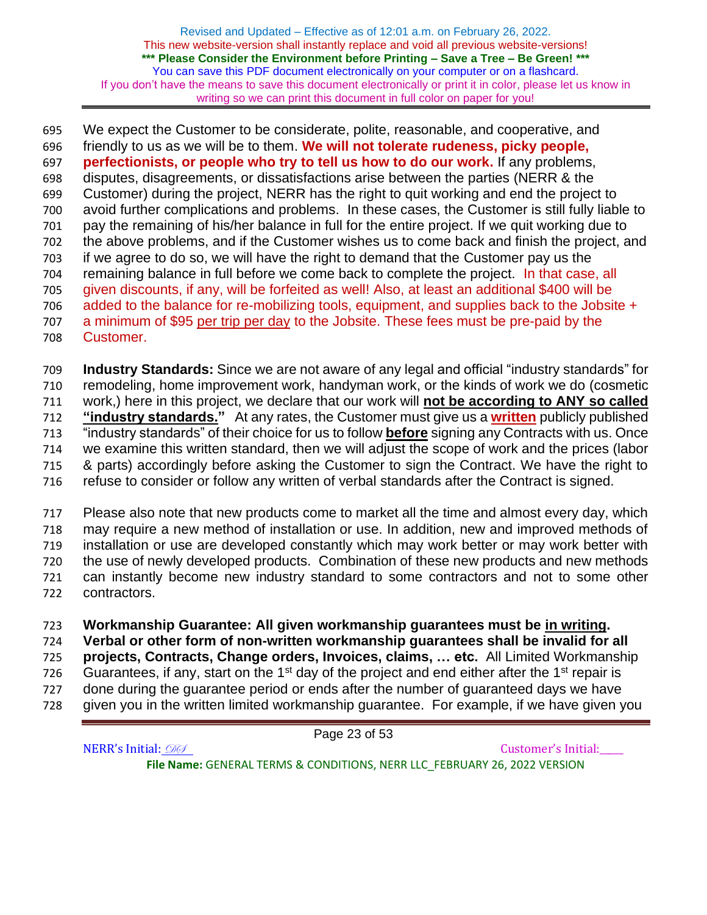We expect the Customer to be considerate, polite, reasonable, and cooperative, and friendly to us as we will be to them. **We will not tolerate rudeness, picky people, perfectionists, or people who try to tell us how to do our work.** If any problems, disputes, disagreements, or dissatisfactions arise between the parties (NERR & the Customer) during the project, NERR has the right to quit working and end the project to avoid further complications and problems. In these cases, the Customer is still fully liable to pay the remaining of his/her balance in full for the entire project. If we quit working due to the above problems, and if the Customer wishes us to come back and finish the project, and if we agree to do so, we will have the right to demand that the Customer pay us the remaining balance in full before we come back to complete the project. In that case, all given discounts, if any, will be forfeited as well! Also, at least an additional $400 will be added to the balance for re-mobilizing tools, equipment, and supplies back to the Jobsite + a minimum of $95 per trip per day to the Jobsite. These fees must be pre-paid by the Customer.

**Industry Standards:** Since we are not aware of any legal and official "industry standards" for remodeling, home improvement work, handyman work, or the kinds of work we do (cosmetic work,) here in this project, we declare that our work will **not be according to ANY so called "industry standards."** At any rates, the Customer must give us a **written** publicly published "industry standards" of their choice for us to follow **before** signing any Contracts with us. Once we examine this written standard, then we will adjust the scope of work and the prices (labor & parts) accordingly before asking the Customer to sign the Contract. We have the right to refuse to consider or follow any written of verbal standards after the Contract is signed.

Please also note that new products come to market all the time and almost every day, which may require a new method of installation or use. In addition, new and improved methods of installation or use are developed constantly which may work better or may work better with the use of newly developed products. Combination of these new products and new methods can instantly become new industry standard to some contractors and not to some other contractors.

**Workmanship Guarantee: All given workmanship guarantees must be in writing. Verbal or other form of non-written workmanship guarantees shall be invalid for all projects, Contracts, Change orders, Invoices, claims, … etc.** All Limited Workmanship Guarantees, if any, start on the 1st day of the project and end either after the 1st repair is done during the guarantee period or ends after the number of guaranteed days we have given you in the written limited workmanship guarantee. For example, if we have given you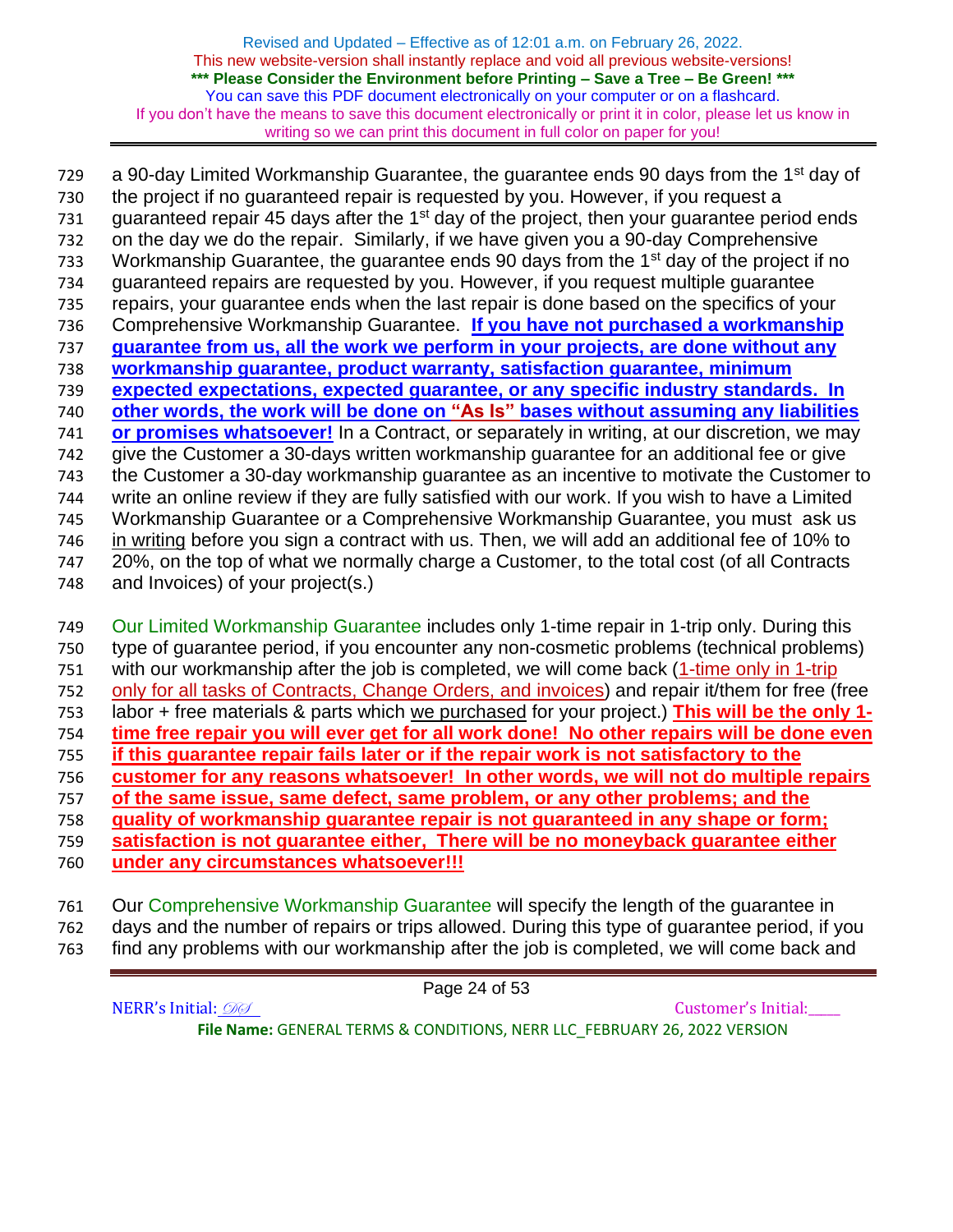a 90-day Limited Workmanship Guarantee, the guarantee ends 90 days from the 1st day of the project if no guaranteed repair is requested by you. However, if you request a guaranteed repair 45 days after the 1st day of the project, then your guarantee period ends on the day we do the repair. Similarly, if we have given you a 90-day Comprehensive Workmanship Guarantee, the guarantee ends 90 days from the 1st day of the project if no guaranteed repairs are requested by you. However, if you request multiple guarantee repairs, your guarantee ends when the last repair is done based on the specifics of your Comprehensive Workmanship Guarantee. **If you have not purchased a workmanship guarantee from us, all the work we perform in your projects, are done without any workmanship guarantee, product warranty, satisfaction guarantee, minimum expected expectations, expected guarantee, or any specific industry standards. In other words, the work will be done on "As Is" bases without assuming any liabilities or promises whatsoever!** In a Contract, or separately in writing, at our discretion, we may give the Customer a 30-days written workmanship guarantee for an additional fee or give the Customer a 30-day workmanship guarantee as an incentive to motivate the Customer to write an online review if they are fully satisfied with our work. If you wish to have a Limited Workmanship Guarantee or a Comprehensive Workmanship Guarantee, you must ask us in writing before you sign a contract with us. Then, we will add an additional fee of 10% to 20%, on the top of what we normally charge a Customer, to the total cost (of all Contracts and Invoices) of your project(s.)

Our Limited Workmanship Guarantee includes only 1-time repair in 1-trip only. During this type of guarantee period, if you encounter any non-cosmetic problems (technical problems) with our workmanship after the job is completed, we will come back (1-time only in 1-trip only for all tasks of Contracts, Change Orders, and invoices) and repair it/them for free (free labor + free materials & parts which we purchased for your project.) **This will be the only 1-time free repair you will ever get for all work done! No other repairs will be done even if this guarantee repair fails later or if the repair work is not satisfactory to the customer for any reasons whatsoever! In other words, we will not do multiple repairs of the same issue, same defect, same problem, or any other problems; and the quality of workmanship guarantee repair is not guaranteed in any shape or form; satisfaction is not guarantee either, There will be no moneyback guarantee either under any circumstances whatsoever!!!**

Our Comprehensive Workmanship Guarantee will specify the length of the guarantee in days and the number of repairs or trips allowed. During this type of guarantee period, if you find any problems with our workmanship after the job is completed, we will come back and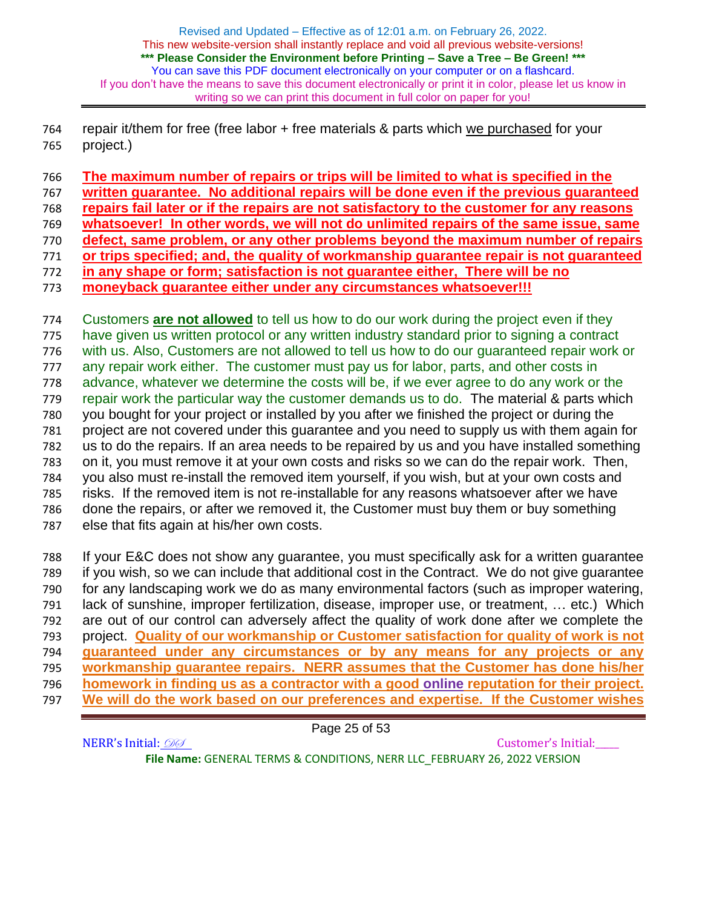repair it/them for free (free labor + free materials & parts which we purchased for your project.)

**The maximum number of repairs or trips will be limited to what is specified in the written guarantee. No additional repairs will be done even if the previous guaranteed repairs fail later or if the repairs are not satisfactory to the customer for any reasons whatsoever! In other words, we will not do unlimited repairs of the same issue, same defect, same problem, or any other problems beyond the maximum number of repairs or trips specified; and, the quality of workmanship guarantee repair is not guaranteed in any shape or form; satisfaction is not guarantee either, There will be no moneyback guarantee either under any circumstances whatsoever!!!**

Customers **are not allowed** to tell us how to do our work during the project even if they have given us written protocol or any written industry standard prior to signing a contract with us. Also, Customers are not allowed to tell us how to do our guaranteed repair work or any repair work either. The customer must pay us for labor, parts, and other costs in advance, whatever we determine the costs will be, if we ever agree to do any work or the repair work the particular way the customer demands us to do. The material & parts which you bought for your project or installed by you after we finished the project or during the project are not covered under this guarantee and you need to supply us with them again for us to do the repairs. If an area needs to be repaired by us and you have installed something on it, you must remove it at your own costs and risks so we can do the repair work. Then, you also must re-install the removed item yourself, if you wish, but at your own costs and risks. If the removed item is not re-installable for any reasons whatsoever after we have done the repairs, or after we removed it, the Customer must buy them or buy something else that fits again at his/her own costs.

If your E&C does not show any guarantee, you must specifically ask for a written guarantee if you wish, so we can include that additional cost in the Contract. We do not give guarantee for any landscaping work we do as many environmental factors (such as improper watering, lack of sunshine, improper fertilization, disease, improper use, or treatment, … etc.) Which are out of our control can adversely affect the quality of work done after we complete the project. **Quality of our workmanship or Customer satisfaction for quality of work is not guaranteed under any circumstances or by any means for any projects or any workmanship guarantee repairs. NERR assumes that the Customer has done his/her homework in finding us as a contractor with a good online reputation for their project. We will do the work based on our preferences and expertise. If the Customer wishes**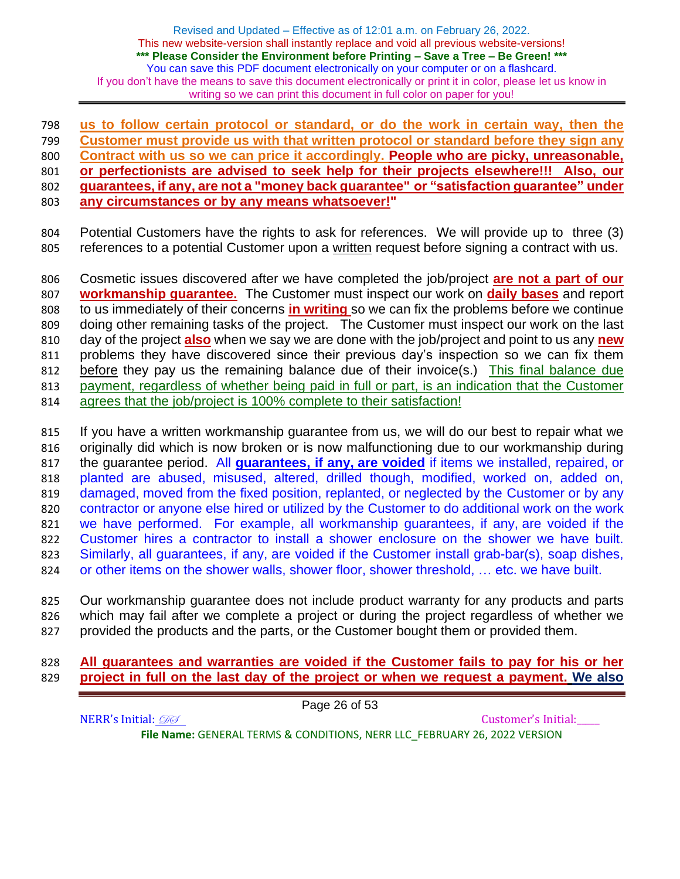**us to follow certain protocol or standard, or do the work in certain way, then the Customer must provide us with that written protocol or standard before they sign any Contract with us so we can price it accordingly. People who are picky, unreasonable, or perfectionists are advised to seek help for their projects elsewhere!!! Also, our guarantees, if any, are not a "money back guarantee" or "satisfaction guarantee" under any circumstances or by any means whatsoever!"**

Potential Customers have the rights to ask for references. We will provide up to three (3) references to a potential Customer upon a written request before signing a contract with us.

Cosmetic issues discovered after we have completed the job/project **are not a part of our workmanship guarantee.** The Customer must inspect our work on **daily bases** and report to us immediately of their concerns **in writing** so we can fix the problems before we continue doing other remaining tasks of the project. The Customer must inspect our work on the last day of the project **also** when we say we are done with the job/project and point to us any **new** problems they have discovered since their previous day's inspection so we can fix them before they pay us the remaining balance due of their invoice(s.) This final balance due payment, regardless of whether being paid in full or part, is an indication that the Customer agrees that the job/project is 100% complete to their satisfaction!

If you have a written workmanship guarantee from us, we will do our best to repair what we originally did which is now broken or is now malfunctioning due to our workmanship during the guarantee period. All **guarantees, if any, are voided** if items we installed, repaired, or planted are abused, misused, altered, drilled though, modified, worked on, added on, damaged, moved from the fixed position, replanted, or neglected by the Customer or by any contractor or anyone else hired or utilized by the Customer to do additional work on the work we have performed. For example, all workmanship guarantees, if any, are voided if the Customer hires a contractor to install a shower enclosure on the shower we have built. Similarly, all guarantees, if any, are voided if the Customer install grab-bar(s), soap dishes, or other items on the shower walls, shower floor, shower threshold, … etc. we have built.

Our workmanship guarantee does not include product warranty for any products and parts which may fail after we complete a project or during the project regardless of whether we provided the products and the parts, or the Customer bought them or provided them.

**All guarantees and warranties are voided if the Customer fails to pay for his or her project in full on the last day of the project or when we request a payment. We also**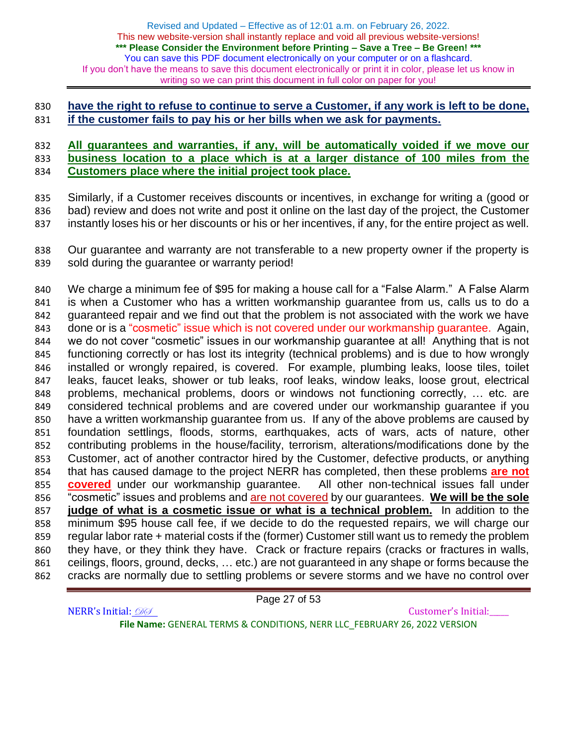**have the right to refuse to continue to serve a Customer, if any work is left to be done, if the customer fails to pay his or her bills when we ask for payments.**

**All guarantees and warranties, if any, will be automatically voided if we move our business location to a place which is at a larger distance of 100 miles from the Customers place where the initial project took place.**

Similarly, if a Customer receives discounts or incentives, in exchange for writing a (good or bad) review and does not write and post it online on the last day of the project, the Customer instantly loses his or her discounts or his or her incentives, if any, for the entire project as well.

Our guarantee and warranty are not transferable to a new property owner if the property is sold during the guarantee or warranty period!

We charge a minimum fee of $95 for making a house call for a "False Alarm." A False Alarm is when a Customer who has a written workmanship guarantee from us, calls us to do a guaranteed repair and we find out that the problem is not associated with the work we have done or is a "cosmetic" issue which is not covered under our workmanship guarantee. Again, we do not cover "cosmetic" issues in our workmanship guarantee at all! Anything that is not functioning correctly or has lost its integrity (technical problems) and is due to how wrongly installed or wrongly repaired, is covered. For example, plumbing leaks, loose tiles, toilet leaks, faucet leaks, shower or tub leaks, roof leaks, window leaks, loose grout, electrical problems, mechanical problems, doors or windows not functioning correctly, … etc. are considered technical problems and are covered under our workmanship guarantee if you have a written workmanship guarantee from us. If any of the above problems are caused by foundation settlings, floods, storms, earthquakes, acts of wars, acts of nature, other contributing problems in the house/facility, terrorism, alterations/modifications done by the Customer, act of another contractor hired by the Customer, defective products, or anything that has caused damage to the project NERR has completed, then these problems **are not covered** under our workmanship guarantee. All other non-technical issues fall under "cosmetic" issues and problems and are not covered by our guarantees. **We will be the sole judge of what is a cosmetic issue or what is a technical problem.** In addition to the minimum $95 house call fee, if we decide to do the requested repairs, we will charge our regular labor rate + material costs if the (former) Customer still want us to remedy the problem they have, or they think they have. Crack or fracture repairs (cracks or fractures in walls, ceilings, floors, ground, decks, … etc.) are not guaranteed in any shape or forms because the cracks are normally due to settling problems or severe storms and we have no control over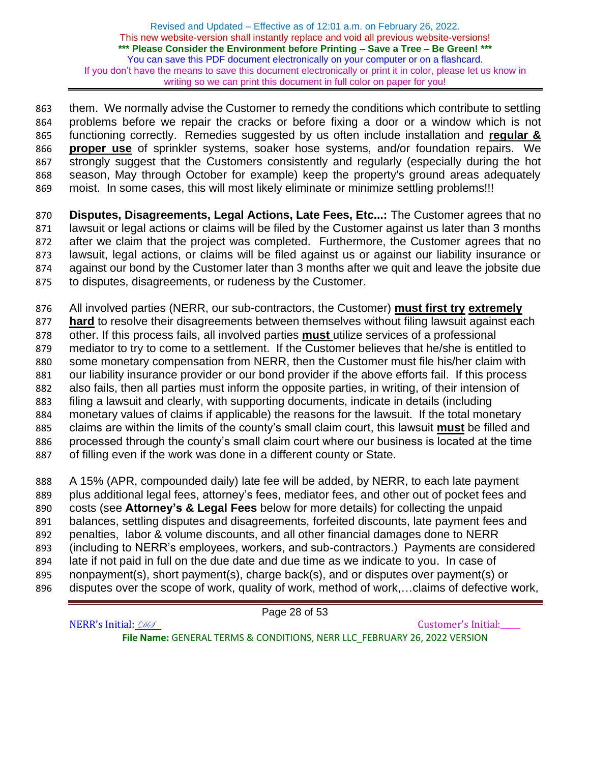them. We normally advise the Customer to remedy the conditions which contribute to settling problems before we repair the cracks or before fixing a door or a window which is not functioning correctly. Remedies suggested by us often include installation and **regular & proper use** of sprinkler systems, soaker hose systems, and/or foundation repairs. We strongly suggest that the Customers consistently and regularly (especially during the hot season, May through October for example) keep the property's ground areas adequately moist. In some cases, this will most likely eliminate or minimize settling problems!!!

**Disputes, Disagreements, Legal Actions, Late Fees, Etc...:** The Customer agrees that no lawsuit or legal actions or claims will be filed by the Customer against us later than 3 months after we claim that the project was completed. Furthermore, the Customer agrees that no lawsuit, legal actions, or claims will be filed against us or against our liability insurance or against our bond by the Customer later than 3 months after we quit and leave the jobsite due to disputes, disagreements, or rudeness by the Customer.

All involved parties (NERR, our sub-contractors, the Customer) **must first try extremely hard** to resolve their disagreements between themselves without filing lawsuit against each other. If this process fails, all involved parties **must** utilize services of a professional mediator to try to come to a settlement. If the Customer believes that he/she is entitled to some monetary compensation from NERR, then the Customer must file his/her claim with our liability insurance provider or our bond provider if the above efforts fail. If this process also fails, then all parties must inform the opposite parties, in writing, of their intension of filing a lawsuit and clearly, with supporting documents, indicate in details (including monetary values of claims if applicable) the reasons for the lawsuit. If the total monetary claims are within the limits of the county's small claim court, this lawsuit **must** be filled and processed through the county's small claim court where our business is located at the time of filling even if the work was done in a different county or State.

A 15% (APR, compounded daily) late fee will be added, by NERR, to each late payment plus additional legal fees, attorney's fees, mediator fees, and other out of pocket fees and costs (see **Attorney's & Legal Fees** below for more details) for collecting the unpaid balances, settling disputes and disagreements, forfeited discounts, late payment fees and penalties, labor & volume discounts, and all other financial damages done to NERR (including to NERR's employees, workers, and sub-contractors.) Payments are considered late if not paid in full on the due date and due time as we indicate to you. In case of nonpayment(s), short payment(s), charge back(s), and or disputes over payment(s) or disputes over the scope of work, quality of work, method of work,…claims of defective work,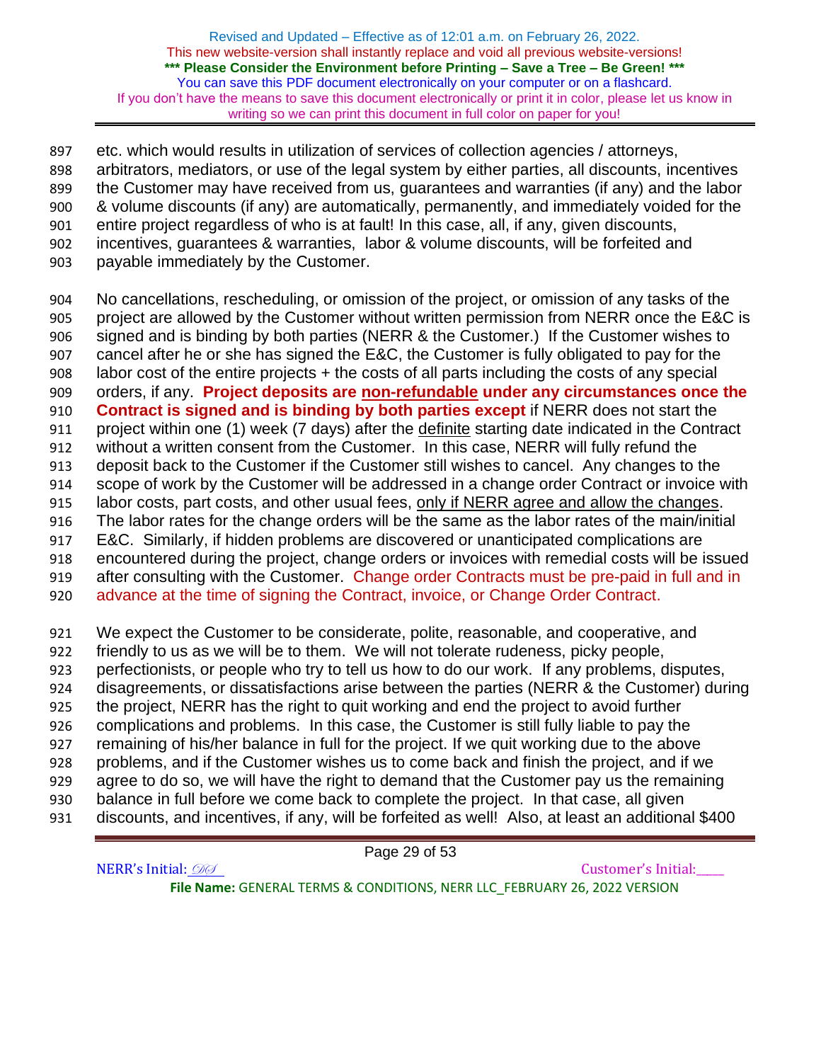etc. which would results in utilization of services of collection agencies / attorneys, arbitrators, mediators, or use of the legal system by either parties, all discounts, incentives the Customer may have received from us, guarantees and warranties (if any) and the labor & volume discounts (if any) are automatically, permanently, and immediately voided for the entire project regardless of who is at fault! In this case, all, if any, given discounts, incentives, guarantees & warranties, labor & volume discounts, will be forfeited and payable immediately by the Customer.

No cancellations, rescheduling, or omission of the project, or omission of any tasks of the project are allowed by the Customer without written permission from NERR once the E&C is signed and is binding by both parties (NERR & the Customer.) If the Customer wishes to cancel after he or she has signed the E&C, the Customer is fully obligated to pay for the labor cost of the entire projects + the costs of all parts including the costs of any special orders, if any. **Project deposits are non-refundable under any circumstances once the Contract is signed and is binding by both parties except** if NERR does not start the project within one (1) week (7 days) after the definite starting date indicated in the Contract without a written consent from the Customer. In this case, NERR will fully refund the deposit back to the Customer if the Customer still wishes to cancel. Any changes to the scope of work by the Customer will be addressed in a change order Contract or invoice with labor costs, part costs, and other usual fees, only if NERR agree and allow the changes. The labor rates for the change orders will be the same as the labor rates of the main/initial E&C. Similarly, if hidden problems are discovered or unanticipated complications are encountered during the project, change orders or invoices with remedial costs will be issued after consulting with the Customer. Change order Contracts must be pre-paid in full and in advance at the time of signing the Contract, invoice, or Change Order Contract.

We expect the Customer to be considerate, polite, reasonable, and cooperative, and friendly to us as we will be to them. We will not tolerate rudeness, picky people, perfectionists, or people who try to tell us how to do our work. If any problems, disputes, disagreements, or dissatisfactions arise between the parties (NERR & the Customer) during the project, NERR has the right to quit working and end the project to avoid further complications and problems. In this case, the Customer is still fully liable to pay the remaining of his/her balance in full for the project. If we quit working due to the above problems, and if the Customer wishes us to come back and finish the project, and if we agree to do so, we will have the right to demand that the Customer pay us the remaining balance in full before we come back to complete the project. In that case, all given discounts, and incentives, if any, will be forfeited as well! Also, at least an additional $400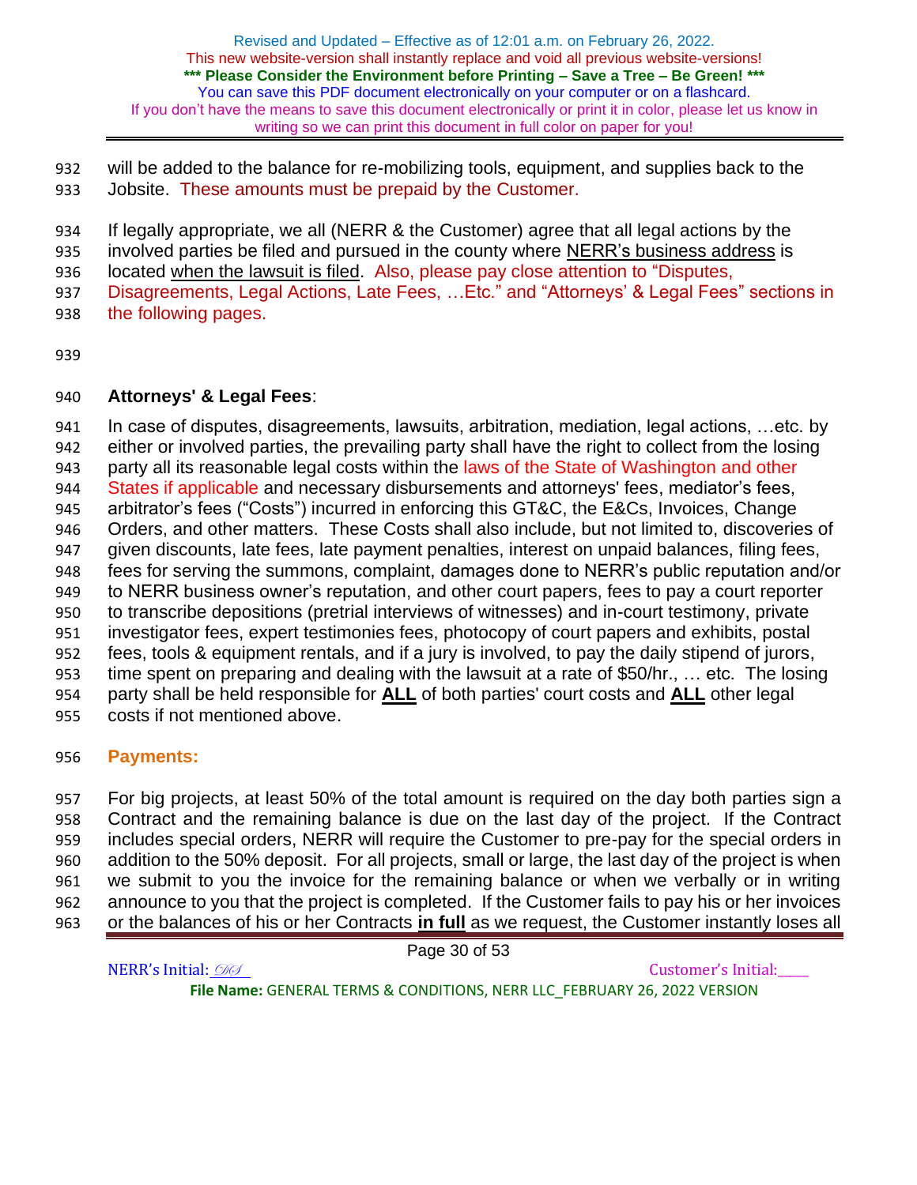will be added to the balance for re-mobilizing tools, equipment, and supplies back to the Jobsite. These amounts must be prepaid by the Customer.

If legally appropriate, we all (NERR & the Customer) agree that all legal actions by the involved parties be filed and pursued in the county where NERR's business address is located when the lawsuit is filed. Also, please pay close attention to "Disputes, Disagreements, Legal Actions, Late Fees, …Etc." and "Attorneys' & Legal Fees" sections in the following pages.

**Attorneys' & Legal Fees**:

In case of disputes, disagreements, lawsuits, arbitration, mediation, legal actions, …etc. by either or involved parties, the prevailing party shall have the right to collect from the losing party all its reasonable legal costs within the laws of the State of Washington and other States if applicable and necessary disbursements and attorneys' fees, mediator's fees, arbitrator's fees ("Costs") incurred in enforcing this GT&C, the E&Cs, Invoices, Change Orders, and other matters. These Costs shall also include, but not limited to, discoveries of given discounts, late fees, late payment penalties, interest on unpaid balances, filing fees, fees for serving the summons, complaint, damages done to NERR's public reputation and/or to NERR business owner's reputation, and other court papers, fees to pay a court reporter to transcribe depositions (pretrial interviews of witnesses) and in-court testimony, private investigator fees, expert testimonies fees, photocopy of court papers and exhibits, postal fees, tools & equipment rentals, and if a jury is involved, to pay the daily stipend of jurors, time spent on preparing and dealing with the lawsuit at a rate of $50/hr., … etc. The losing party shall be held responsible for **ALL** of both parties' court costs and **ALL** other legal costs if not mentioned above.

**Payments:**

For big projects, at least 50% of the total amount is required on the day both parties sign a Contract and the remaining balance is due on the last day of the project. If the Contract includes special orders, NERR will require the Customer to pre-pay for the special orders in addition to the 50% deposit. For all projects, small or large, the last day of the project is when we submit to you the invoice for the remaining balance or when we verbally or in writing announce to you that the project is completed. If the Customer fails to pay his or her invoices or the balances of his or her Contracts **in full** as we request, the Customer instantly loses all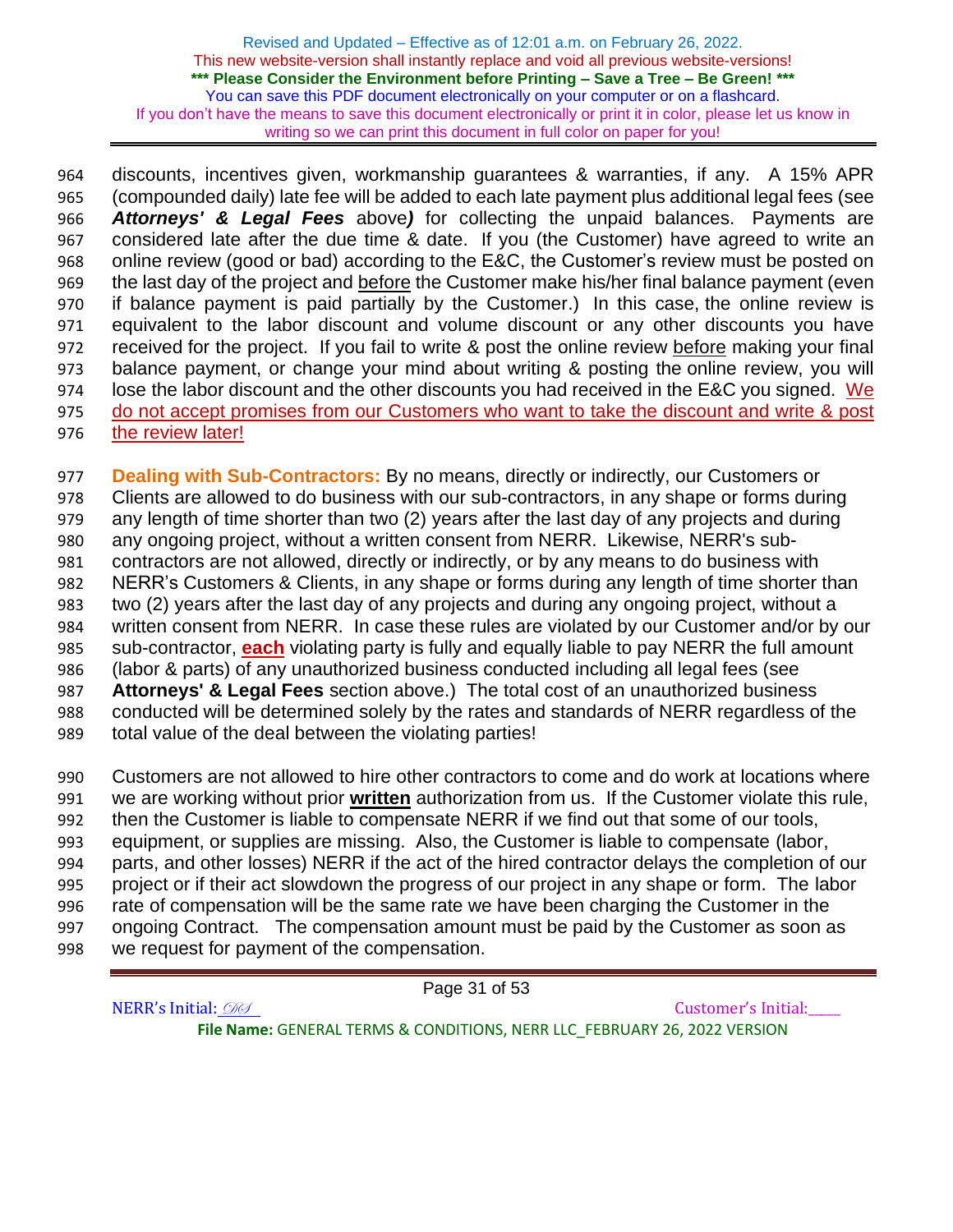discounts, incentives given, workmanship guarantees & warranties, if any. A 15% APR (compounded daily) late fee will be added to each late payment plus additional legal fees (see ***Attorneys' & Legal Fees*** above***)*** for collecting the unpaid balances. Payments are considered late after the due time & date. If you (the Customer) have agreed to write an online review (good or bad) according to the E&C, the Customer's review must be posted on the last day of the project and before the Customer make his/her final balance payment (even if balance payment is paid partially by the Customer.) In this case, the online review is equivalent to the labor discount and volume discount or any other discounts you have received for the project. If you fail to write & post the online review before making your final balance payment, or change your mind about writing & posting the online review, you will lose the labor discount and the other discounts you had received in the E&C you signed. We do not accept promises from our Customers who want to take the discount and write & post the review later!

**Dealing with Sub-Contractors:** By no means, directly or indirectly, our Customers or Clients are allowed to do business with our sub-contractors, in any shape or forms during any length of time shorter than two (2) years after the last day of any projects and during any ongoing project, without a written consent from NERR. Likewise, NERR's sub-contractors are not allowed, directly or indirectly, or by any means to do business with NERR's Customers & Clients, in any shape or forms during any length of time shorter than two (2) years after the last day of any projects and during any ongoing project, without a written consent from NERR. In case these rules are violated by our Customer and/or by our sub-contractor, **each** violating party is fully and equally liable to pay NERR the full amount (labor & parts) of any unauthorized business conducted including all legal fees (see **Attorneys' & Legal Fees** section above.) The total cost of an unauthorized business conducted will be determined solely by the rates and standards of NERR regardless of the total value of the deal between the violating parties!

Customers are not allowed to hire other contractors to come and do work at locations where we are working without prior **written** authorization from us. If the Customer violate this rule, then the Customer is liable to compensate NERR if we find out that some of our tools, equipment, or supplies are missing. Also, the Customer is liable to compensate (labor, parts, and other losses) NERR if the act of the hired contractor delays the completion of our project or if their act slowdown the progress of our project in any shape or form. The labor rate of compensation will be the same rate we have been charging the Customer in the ongoing Contract. The compensation amount must be paid by the Customer as soon as we request for payment of the compensation.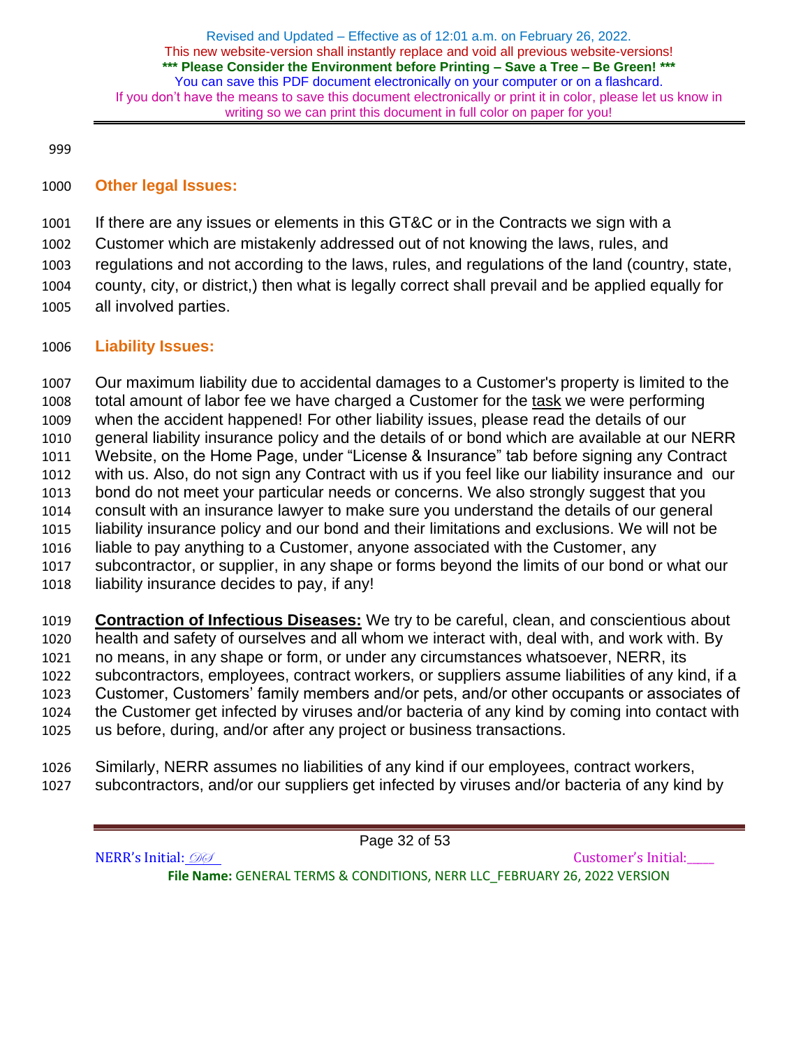## Other legal Issues:

If there are any issues or elements in this GT&C or in the Contracts we sign with a Customer which are mistakenly addressed out of not knowing the laws, rules, and regulations and not according to the laws, rules, and regulations of the land (country, state, county, city, or district,) then what is legally correct shall prevail and be applied equally for all involved parties.

## Liability Issues:

Our maximum liability due to accidental damages to a Customer's property is limited to the total amount of labor fee we have charged a Customer for the task we were performing when the accident happened! For other liability issues, please read the details of our general liability insurance policy and the details of or bond which are available at our NERR Website, on the Home Page, under "License & Insurance" tab before signing any Contract with us. Also, do not sign any Contract with us if you feel like our liability insurance and our bond do not meet your particular needs or concerns. We also strongly suggest that you consult with an insurance lawyer to make sure you understand the details of our general liability insurance policy and our bond and their limitations and exclusions. We will not be liable to pay anything to a Customer, anyone associated with the Customer, any subcontractor, or supplier, in any shape or forms beyond the limits of our bond or what our liability insurance decides to pay, if any!

**Contraction of Infectious Diseases:** We try to be careful, clean, and conscientious about health and safety of ourselves and all whom we interact with, deal with, and work with. By no means, in any shape or form, or under any circumstances whatsoever, NERR, its subcontractors, employees, contract workers, or suppliers assume liabilities of any kind, if a Customer, Customers' family members and/or pets, and/or other occupants or associates of the Customer get infected by viruses and/or bacteria of any kind by coming into contact with us before, during, and/or after any project or business transactions.

Similarly, NERR assumes no liabilities of any kind if our employees, contract workers, subcontractors, and/or our suppliers get infected by viruses and/or bacteria of any kind by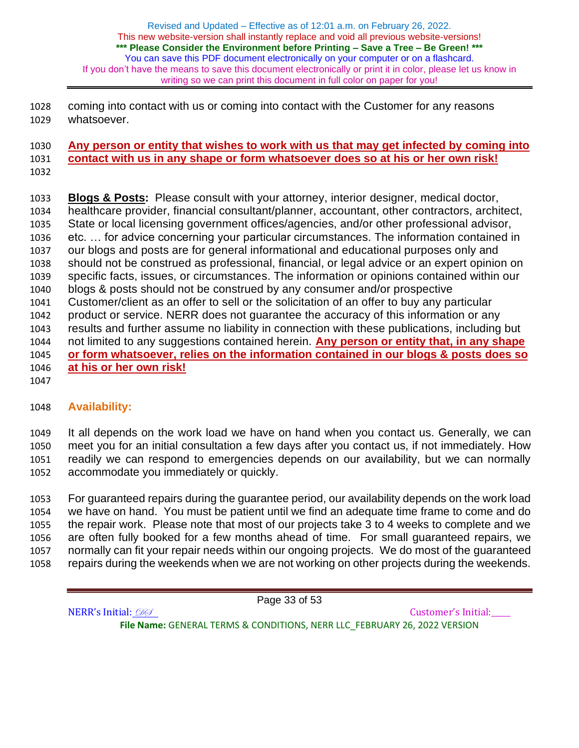coming into contact with us or coming into contact with the Customer for any reasons whatsoever.

**Any person or entity that wishes to work with us that may get infected by coming into contact with us in any shape or form whatsoever does so at his or her own risk!**

**Blogs & Posts:** Please consult with your attorney, interior designer, medical doctor, healthcare provider, financial consultant/planner, accountant, other contractors, architect, State or local licensing government offices/agencies, and/or other professional advisor, etc. … for advice concerning your particular circumstances. The information contained in our blogs and posts are for general informational and educational purposes only and should not be construed as professional, financial, or legal advice or an expert opinion on specific facts, issues, or circumstances. The information or opinions contained within our blogs & posts should not be construed by any consumer and/or prospective Customer/client as an offer to sell or the solicitation of an offer to buy any particular product or service. NERR does not guarantee the accuracy of this information or any results and further assume no liability in connection with these publications, including but not limited to any suggestions contained herein. **Any person or entity that, in any shape or form whatsoever, relies on the information contained in our blogs & posts does so at his or her own risk!**

## Availability:

It all depends on the work load we have on hand when you contact us. Generally, we can meet you for an initial consultation a few days after you contact us, if not immediately. How readily we can respond to emergencies depends on our availability, but we can normally accommodate you immediately or quickly.

For guaranteed repairs during the guarantee period, our availability depends on the work load we have on hand. You must be patient until we find an adequate time frame to come and do the repair work. Please note that most of our projects take 3 to 4 weeks to complete and we are often fully booked for a few months ahead of time. For small guaranteed repairs, we normally can fit your repair needs within our ongoing projects. We do most of the guaranteed repairs during the weekends when we are not working on other projects during the weekends.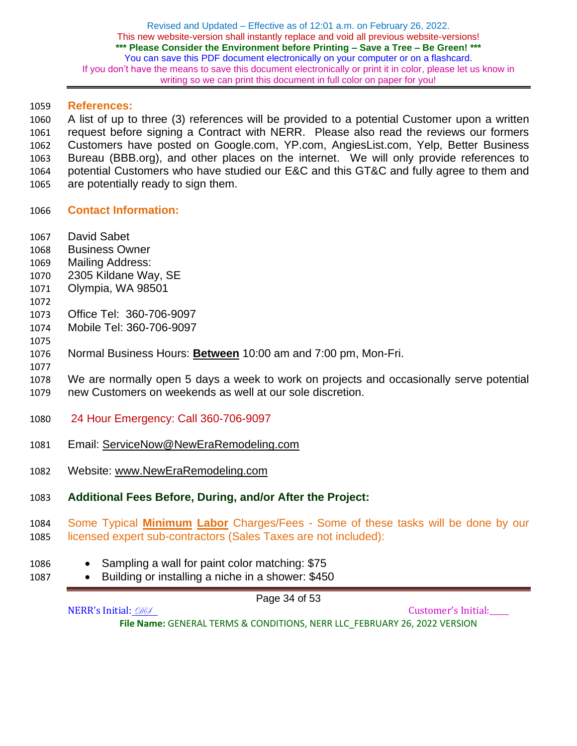## References:

A list of up to three (3) references will be provided to a potential Customer upon a written request before signing a Contract with NERR. Please also read the reviews our formers Customers have posted on Google.com, YP.com, AngiesList.com, Yelp, Better Business Bureau (BBB.org), and other places on the internet. We will only provide references to potential Customers who have studied our E&C and this GT&C and fully agree to them and are potentially ready to sign them.

## Contact Information:

David Sabet
Business Owner
Mailing Address:
2305 Kildane Way, SE
Olympia, WA 98501

Office Tel: 360-706-9097
Mobile Tel: 360-706-9097

Normal Business Hours: **Between** 10:00 am and 7:00 pm, Mon-Fri.

We are normally open 5 days a week to work on projects and occasionally serve potential new Customers on weekends as well at our sole discretion.

24 Hour Emergency: Call 360-706-9097

Email: ServiceNow@NewEraRemodeling.com

Website: www.NewEraRemodeling.com

## Additional Fees Before, During, and/or After the Project:

Some Typical **Minimum** **Labor** Charges/Fees - Some of these tasks will be done by our licensed expert sub-contractors (Sales Taxes are not included):

- Sampling a wall for paint color matching: $75
- Building or installing a niche in a shower: $450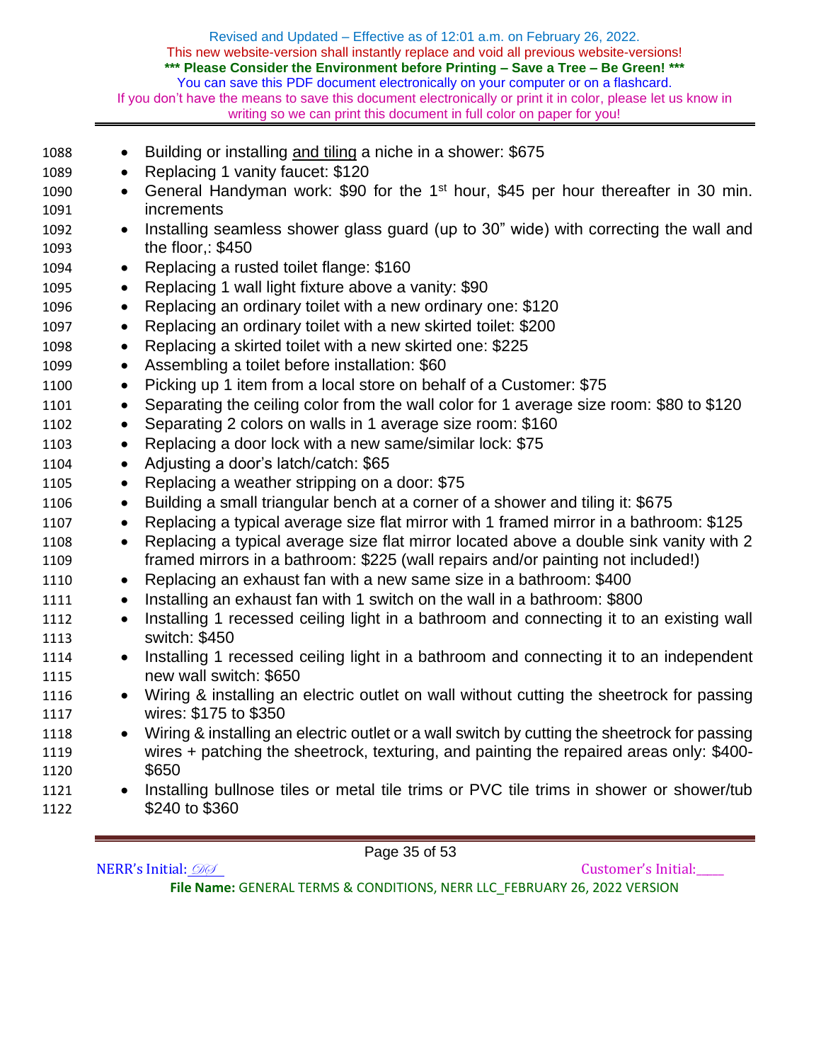- Building or installing and tiling a niche in a shower: $675
- Replacing 1 vanity faucet: $120
- General Handyman work: $90 for the 1st hour, $45 per hour thereafter in 30 min. increments
- Installing seamless shower glass guard (up to 30" wide) with correcting the wall and the floor,: $450
- Replacing a rusted toilet flange: $160
- Replacing 1 wall light fixture above a vanity: $90
- Replacing an ordinary toilet with a new ordinary one: $120
- Replacing an ordinary toilet with a new skirted toilet: $200
- Replacing a skirted toilet with a new skirted one: $225
- Assembling a toilet before installation: $60
- Picking up 1 item from a local store on behalf of a Customer: $75
- Separating the ceiling color from the wall color for 1 average size room: $80 to $120
- Separating 2 colors on walls in 1 average size room: $160
- Replacing a door lock with a new same/similar lock: $75
- Adjusting a door's latch/catch: $65
- Replacing a weather stripping on a door: $75
- Building a small triangular bench at a corner of a shower and tiling it: $675
- Replacing a typical average size flat mirror with 1 framed mirror in a bathroom: $125
- Replacing a typical average size flat mirror located above a double sink vanity with 2 framed mirrors in a bathroom: $225 (wall repairs and/or painting not included!)
- Replacing an exhaust fan with a new same size in a bathroom: $400
- Installing an exhaust fan with 1 switch on the wall in a bathroom: $800
- Installing 1 recessed ceiling light in a bathroom and connecting it to an existing wall switch: $450
- Installing 1 recessed ceiling light in a bathroom and connecting it to an independent new wall switch: $650
- Wiring & installing an electric outlet on wall without cutting the sheetrock for passing wires: $175 to $350
- Wiring & installing an electric outlet or a wall switch by cutting the sheetrock for passing wires + patching the sheetrock, texturing, and painting the repaired areas only: $400-$650
- Installing bullnose tiles or metal tile trims or PVC tile trims in shower or shower/tub $240 to $360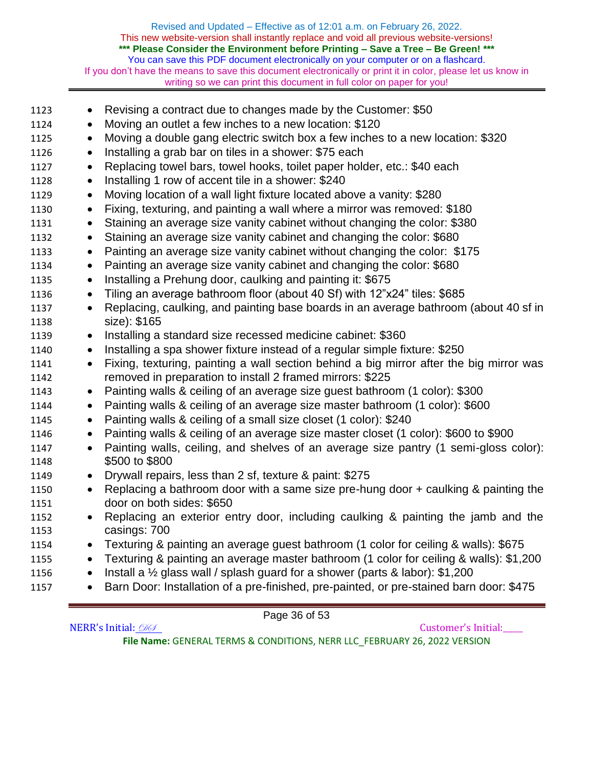- Revising a contract due to changes made by the Customer: $50
- Moving an outlet a few inches to a new location: $120
- Moving a double gang electric switch box a few inches to a new location: $320
- Installing a grab bar on tiles in a shower: $75 each
- Replacing towel bars, towel hooks, toilet paper holder, etc.: $40 each
- Installing 1 row of accent tile in a shower: $240
- Moving location of a wall light fixture located above a vanity: $280
- Fixing, texturing, and painting a wall where a mirror was removed: $180
- Staining an average size vanity cabinet without changing the color: $380
- Staining an average size vanity cabinet and changing the color: $680
- Painting an average size vanity cabinet without changing the color: $175
- Painting an average size vanity cabinet and changing the color: $680
- Installing a Prehung door, caulking and painting it: $675
- Tiling an average bathroom floor (about 40 Sf) with 12"x24" tiles: $685
- Replacing, caulking, and painting base boards in an average bathroom (about 40 sf in size): $165
- Installing a standard size recessed medicine cabinet: $360
- Installing a spa shower fixture instead of a regular simple fixture: $250
- Fixing, texturing, painting a wall section behind a big mirror after the big mirror was removed in preparation to install 2 framed mirrors: $225
- Painting walls & ceiling of an average size guest bathroom (1 color): $300
- Painting walls & ceiling of an average size master bathroom (1 color): $600
- Painting walls & ceiling of a small size closet (1 color): $240
- Painting walls & ceiling of an average size master closet (1 color): $600 to $900
- Painting walls, ceiling, and shelves of an average size pantry (1 semi-gloss color): $500 to $800
- Drywall repairs, less than 2 sf, texture & paint: $275
- Replacing a bathroom door with a same size pre-hung door + caulking & painting the door on both sides: $650
- Replacing an exterior entry door, including caulking & painting the jamb and the casings: 700
- Texturing & painting an average guest bathroom (1 color for ceiling & walls): $675
- Texturing & painting an average master bathroom (1 color for ceiling & walls): $1,200
- Install a ½ glass wall / splash guard for a shower (parts & labor): $1,200
- Barn Door: Installation of a pre-finished, pre-painted, or pre-stained barn door: $475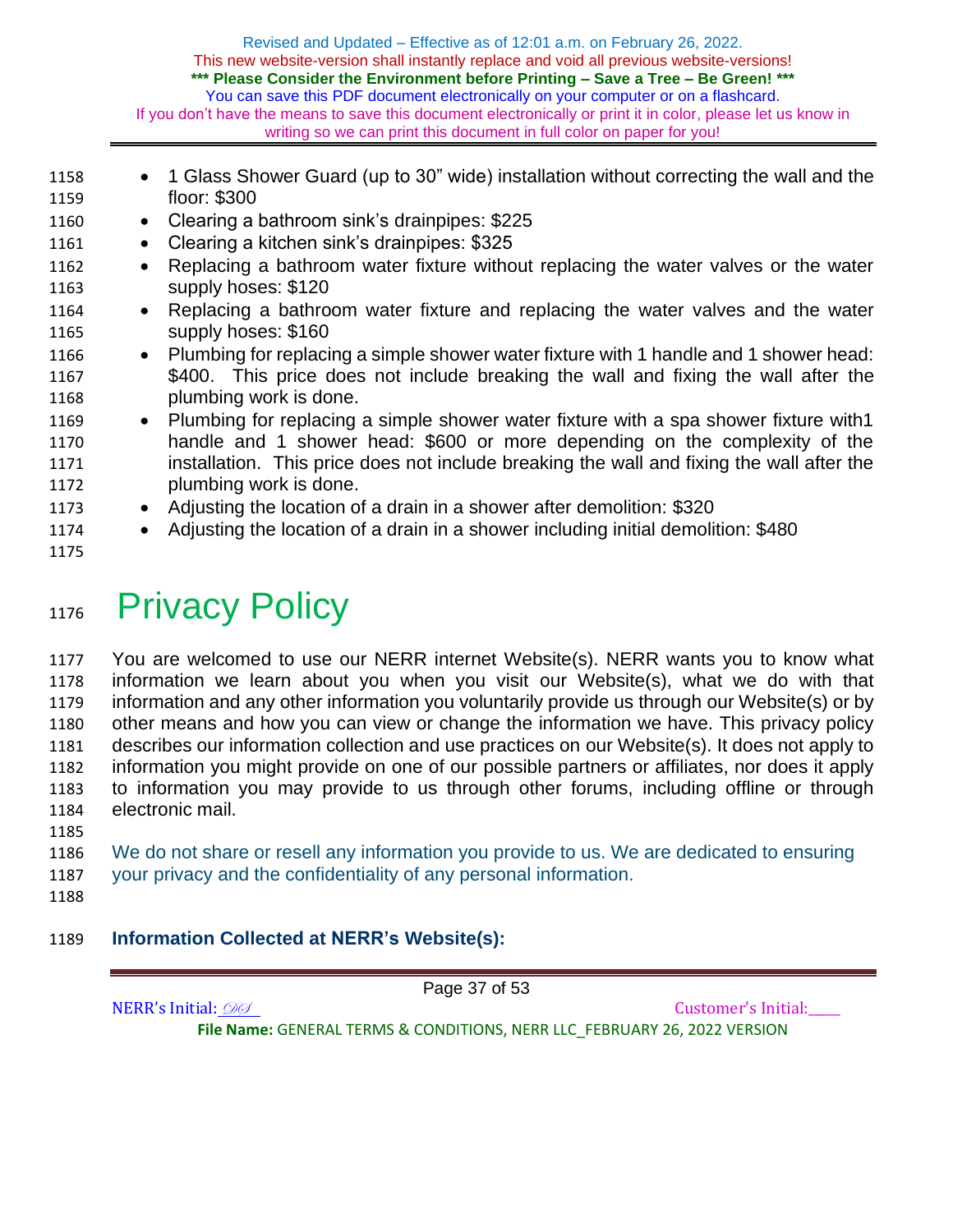- 1 Glass Shower Guard (up to 30” wide) installation without correcting the wall and the floor: $300
- Clearing a bathroom sink’s drainpipes: $225
- Clearing a kitchen sink’s drainpipes: $325
- Replacing a bathroom water fixture without replacing the water valves or the water supply hoses: $120
- Replacing a bathroom water fixture and replacing the water valves and the water supply hoses: $160
- Plumbing for replacing a simple shower water fixture with 1 handle and 1 shower head: $400. This price does not include breaking the wall and fixing the wall after the plumbing work is done.
- Plumbing for replacing a simple shower water fixture with a spa shower fixture with1 handle and 1 shower head: $600 or more depending on the complexity of the installation. This price does not include breaking the wall and fixing the wall after the plumbing work is done.
- Adjusting the location of a drain in a shower after demolition: $320
- Adjusting the location of a drain in a shower including initial demolition: $480

# Privacy Policy

You are welcomed to use our NERR internet Website(s). NERR wants you to know what information we learn about you when you visit our Website(s), what we do with that information and any other information you voluntarily provide us through our Website(s) or by other means and how you can view or change the information we have. This privacy policy describes our information collection and use practices on our Website(s). It does not apply to information you might provide on one of our possible partners or affiliates, nor does it apply to information you may provide to us through other forums, including offline or through electronic mail.

We do not share or resell any information you provide to us. We are dedicated to ensuring your privacy and the confidentiality of any personal information.

**Information Collected at NERR’s Website(s):**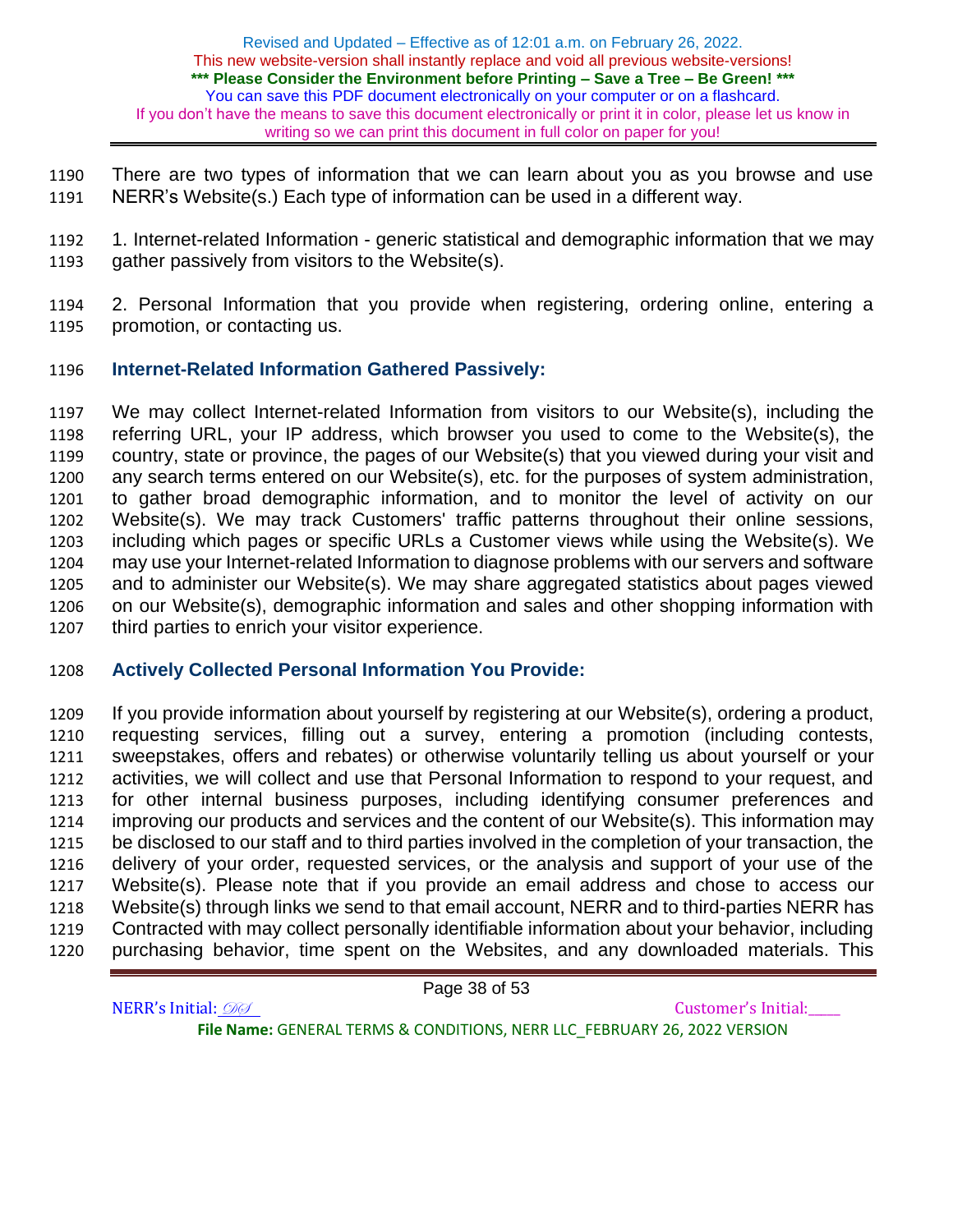There are two types of information that we can learn about you as you browse and use NERR's Website(s.) Each type of information can be used in a different way.

1. Internet-related Information - generic statistical and demographic information that we may gather passively from visitors to the Website(s).

2. Personal Information that you provide when registering, ordering online, entering a promotion, or contacting us.

### Internet-Related Information Gathered Passively:

We may collect Internet-related Information from visitors to our Website(s), including the referring URL, your IP address, which browser you used to come to the Website(s), the country, state or province, the pages of our Website(s) that you viewed during your visit and any search terms entered on our Website(s), etc. for the purposes of system administration, to gather broad demographic information, and to monitor the level of activity on our Website(s). We may track Customers' traffic patterns throughout their online sessions, including which pages or specific URLs a Customer views while using the Website(s). We may use your Internet-related Information to diagnose problems with our servers and software and to administer our Website(s). We may share aggregated statistics about pages viewed on our Website(s), demographic information and sales and other shopping information with third parties to enrich your visitor experience.

### Actively Collected Personal Information You Provide:

If you provide information about yourself by registering at our Website(s), ordering a product, requesting services, filling out a survey, entering a promotion (including contests, sweepstakes, offers and rebates) or otherwise voluntarily telling us about yourself or your activities, we will collect and use that Personal Information to respond to your request, and for other internal business purposes, including identifying consumer preferences and improving our products and services and the content of our Website(s). This information may be disclosed to our staff and to third parties involved in the completion of your transaction, the delivery of your order, requested services, or the analysis and support of your use of the Website(s). Please note that if you provide an email address and chose to access our Website(s) through links we send to that email account, NERR and to third-parties NERR has Contracted with may collect personally identifiable information about your behavior, including purchasing behavior, time spent on the Websites, and any downloaded materials. This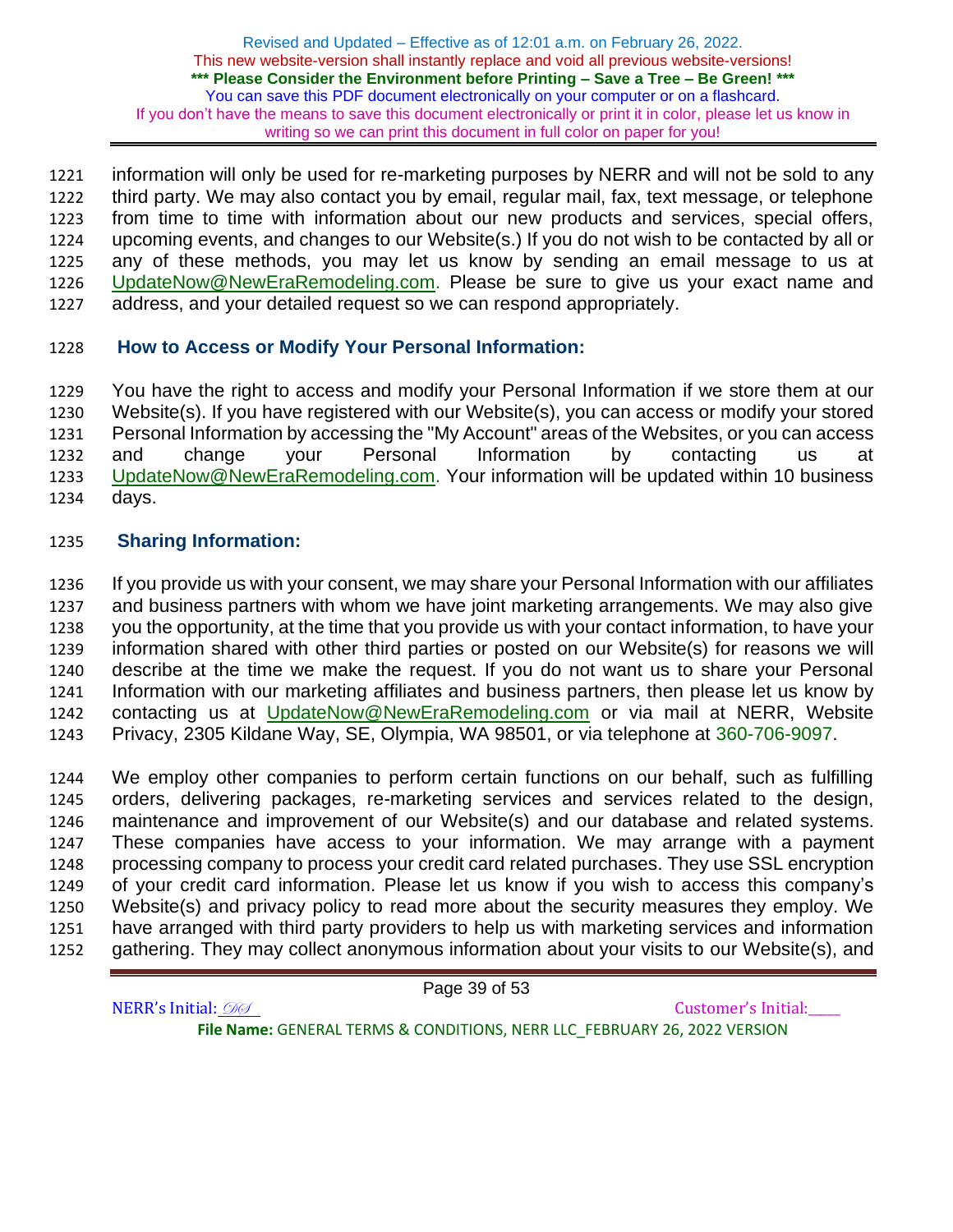information will only be used for re-marketing purposes by NERR and will not be sold to any third party. We may also contact you by email, regular mail, fax, text message, or telephone from time to time with information about our new products and services, special offers, upcoming events, and changes to our Website(s.) If you do not wish to be contacted by all or any of these methods, you may let us know by sending an email message to us at UpdateNow@NewEraRemodeling.com. Please be sure to give us your exact name and address, and your detailed request so we can respond appropriately.

### How to Access or Modify Your Personal Information:

You have the right to access and modify your Personal Information if we store them at our Website(s). If you have registered with our Website(s), you can access or modify your stored Personal Information by accessing the "My Account" areas of the Websites, or you can access and change your Personal Information by contacting us at UpdateNow@NewEraRemodeling.com. Your information will be updated within 10 business days.

### Sharing Information:

If you provide us with your consent, we may share your Personal Information with our affiliates and business partners with whom we have joint marketing arrangements. We may also give you the opportunity, at the time that you provide us with your contact information, to have your information shared with other third parties or posted on our Website(s) for reasons we will describe at the time we make the request. If you do not want us to share your Personal Information with our marketing affiliates and business partners, then please let us know by contacting us at UpdateNow@NewEraRemodeling.com or via mail at NERR, Website Privacy, 2305 Kildane Way, SE, Olympia, WA 98501, or via telephone at 360-706-9097.

We employ other companies to perform certain functions on our behalf, such as fulfilling orders, delivering packages, re-marketing services and services related to the design, maintenance and improvement of our Website(s) and our database and related systems. These companies have access to your information. We may arrange with a payment processing company to process your credit card related purchases. They use SSL encryption of your credit card information. Please let us know if you wish to access this company's Website(s) and privacy policy to read more about the security measures they employ. We have arranged with third party providers to help us with marketing services and information gathering. They may collect anonymous information about your visits to our Website(s), and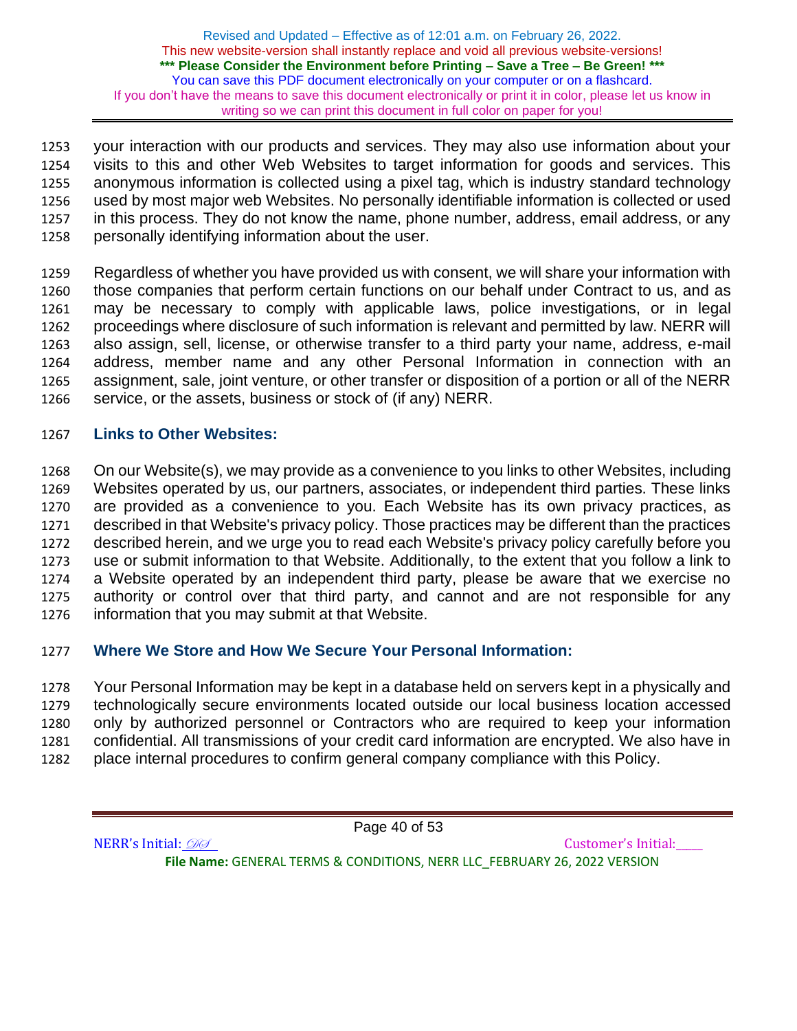your interaction with our products and services. They may also use information about your visits to this and other Web Websites to target information for goods and services. This anonymous information is collected using a pixel tag, which is industry standard technology used by most major web Websites. No personally identifiable information is collected or used in this process. They do not know the name, phone number, address, email address, or any personally identifying information about the user.

Regardless of whether you have provided us with consent, we will share your information with those companies that perform certain functions on our behalf under Contract to us, and as may be necessary to comply with applicable laws, police investigations, or in legal proceedings where disclosure of such information is relevant and permitted by law. NERR will also assign, sell, license, or otherwise transfer to a third party your name, address, e-mail address, member name and any other Personal Information in connection with an assignment, sale, joint venture, or other transfer or disposition of a portion or all of the NERR service, or the assets, business or stock of (if any) NERR.

### Links to Other Websites:

On our Website(s), we may provide as a convenience to you links to other Websites, including Websites operated by us, our partners, associates, or independent third parties. These links are provided as a convenience to you. Each Website has its own privacy practices, as described in that Website's privacy policy. Those practices may be different than the practices described herein, and we urge you to read each Website's privacy policy carefully before you use or submit information to that Website. Additionally, to the extent that you follow a link to a Website operated by an independent third party, please be aware that we exercise no authority or control over that third party, and cannot and are not responsible for any information that you may submit at that Website.

### Where We Store and How We Secure Your Personal Information:

Your Personal Information may be kept in a database held on servers kept in a physically and technologically secure environments located outside our local business location accessed only by authorized personnel or Contractors who are required to keep your information confidential. All transmissions of your credit card information are encrypted. We also have in place internal procedures to confirm general company compliance with this Policy.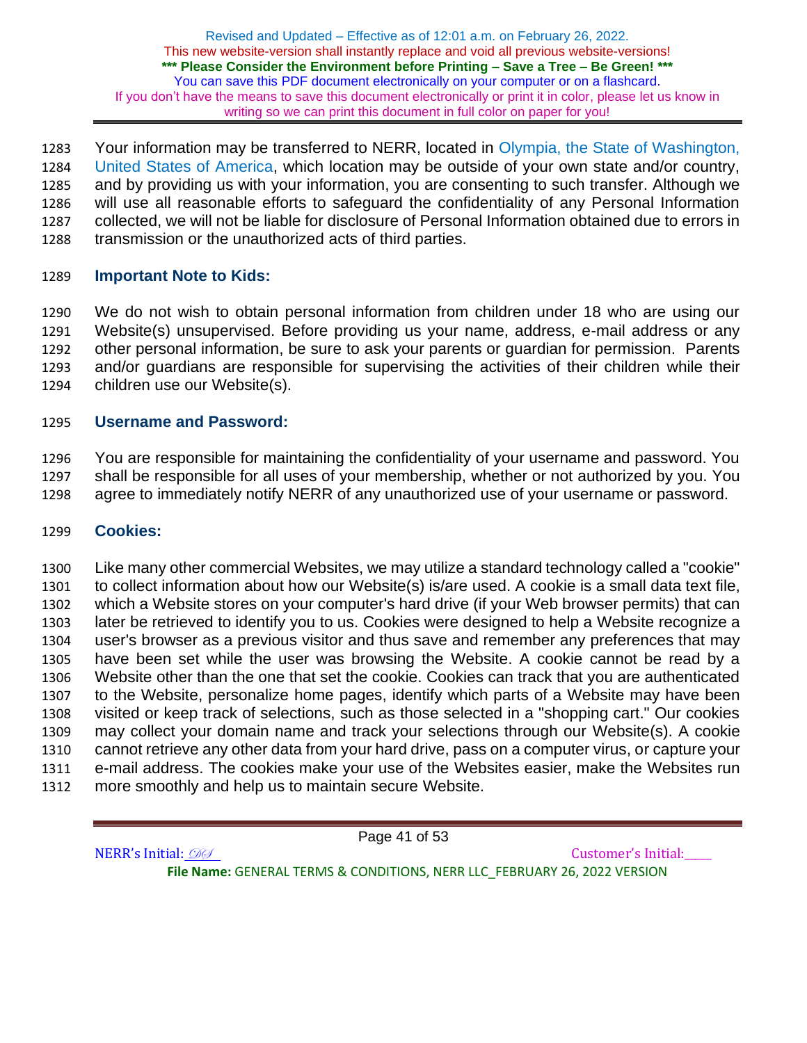Your information may be transferred to NERR, located in Olympia, the State of Washington, United States of America, which location may be outside of your own state and/or country, and by providing us with your information, you are consenting to such transfer. Although we will use all reasonable efforts to safeguard the confidentiality of any Personal Information collected, we will not be liable for disclosure of Personal Information obtained due to errors in transmission or the unauthorized acts of third parties.

**Important Note to Kids:**

We do not wish to obtain personal information from children under 18 who are using our Website(s) unsupervised. Before providing us your name, address, e-mail address or any other personal information, be sure to ask your parents or guardian for permission. Parents and/or guardians are responsible for supervising the activities of their children while their children use our Website(s).

**Username and Password:**

You are responsible for maintaining the confidentiality of your username and password. You shall be responsible for all uses of your membership, whether or not authorized by you. You agree to immediately notify NERR of any unauthorized use of your username or password.

**Cookies:**

Like many other commercial Websites, we may utilize a standard technology called a "cookie" to collect information about how our Website(s) is/are used. A cookie is a small data text file, which a Website stores on your computer's hard drive (if your Web browser permits) that can later be retrieved to identify you to us. Cookies were designed to help a Website recognize a user's browser as a previous visitor and thus save and remember any preferences that may have been set while the user was browsing the Website. A cookie cannot be read by a Website other than the one that set the cookie. Cookies can track that you are authenticated to the Website, personalize home pages, identify which parts of a Website may have been visited or keep track of selections, such as those selected in a "shopping cart." Our cookies may collect your domain name and track your selections through our Website(s). A cookie cannot retrieve any other data from your hard drive, pass on a computer virus, or capture your e-mail address. The cookies make your use of the Websites easier, make the Websites run more smoothly and help us to maintain secure Website.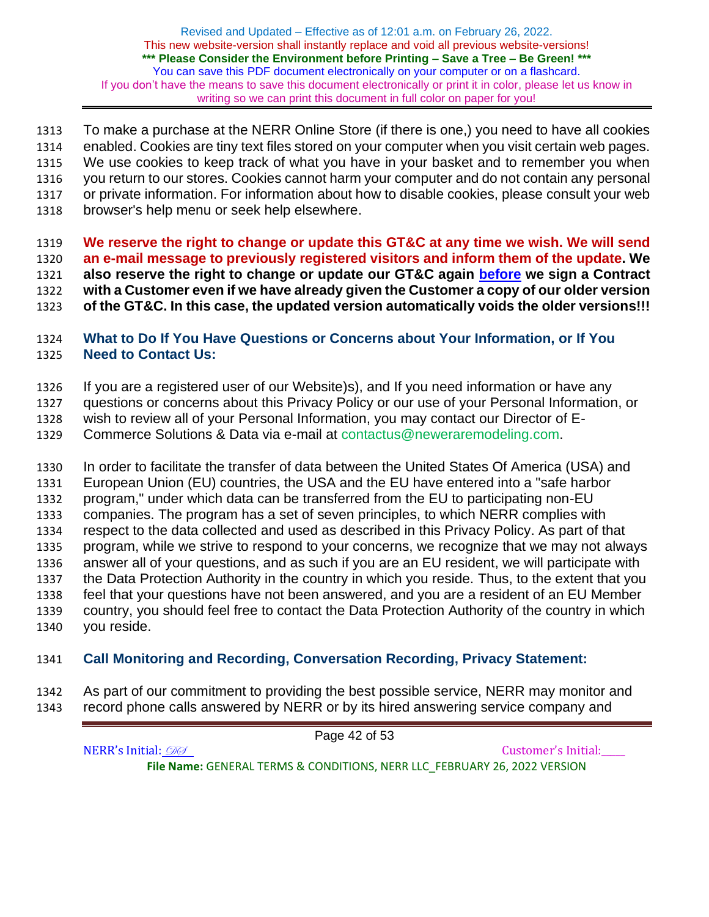To make a purchase at the NERR Online Store (if there is one,) you need to have all cookies enabled. Cookies are tiny text files stored on your computer when you visit certain web pages. We use cookies to keep track of what you have in your basket and to remember you when you return to our stores. Cookies cannot harm your computer and do not contain any personal or private information. For information about how to disable cookies, please consult your web browser's help menu or seek help elsewhere.

**We reserve the right to change or update this GT&C at any time we wish. We will send an e-mail message to previously registered visitors and inform them of the update. We also reserve the right to change or update our GT&C again before we sign a Contract with a Customer even if we have already given the Customer a copy of our older version of the GT&C. In this case, the updated version automatically voids the older versions!!!**

### What to Do If You Have Questions or Concerns about Your Information, or If You Need to Contact Us:

If you are a registered user of our Website)s), and If you need information or have any questions or concerns about this Privacy Policy or our use of your Personal Information, or wish to review all of your Personal Information, you may contact our Director of E-Commerce Solutions & Data via e-mail at contactus@neweraremodeling.com.

In order to facilitate the transfer of data between the United States Of America (USA) and European Union (EU) countries, the USA and the EU have entered into a "safe harbor program," under which data can be transferred from the EU to participating non-EU companies. The program has a set of seven principles, to which NERR complies with respect to the data collected and used as described in this Privacy Policy. As part of that program, while we strive to respond to your concerns, we recognize that we may not always answer all of your questions, and as such if you are an EU resident, we will participate with the Data Protection Authority in the country in which you reside. Thus, to the extent that you feel that your questions have not been answered, and you are a resident of an EU Member country, you should feel free to contact the Data Protection Authority of the country in which you reside.

### Call Monitoring and Recording, Conversation Recording, Privacy Statement:

As part of our commitment to providing the best possible service, NERR may monitor and record phone calls answered by NERR or by its hired answering service company and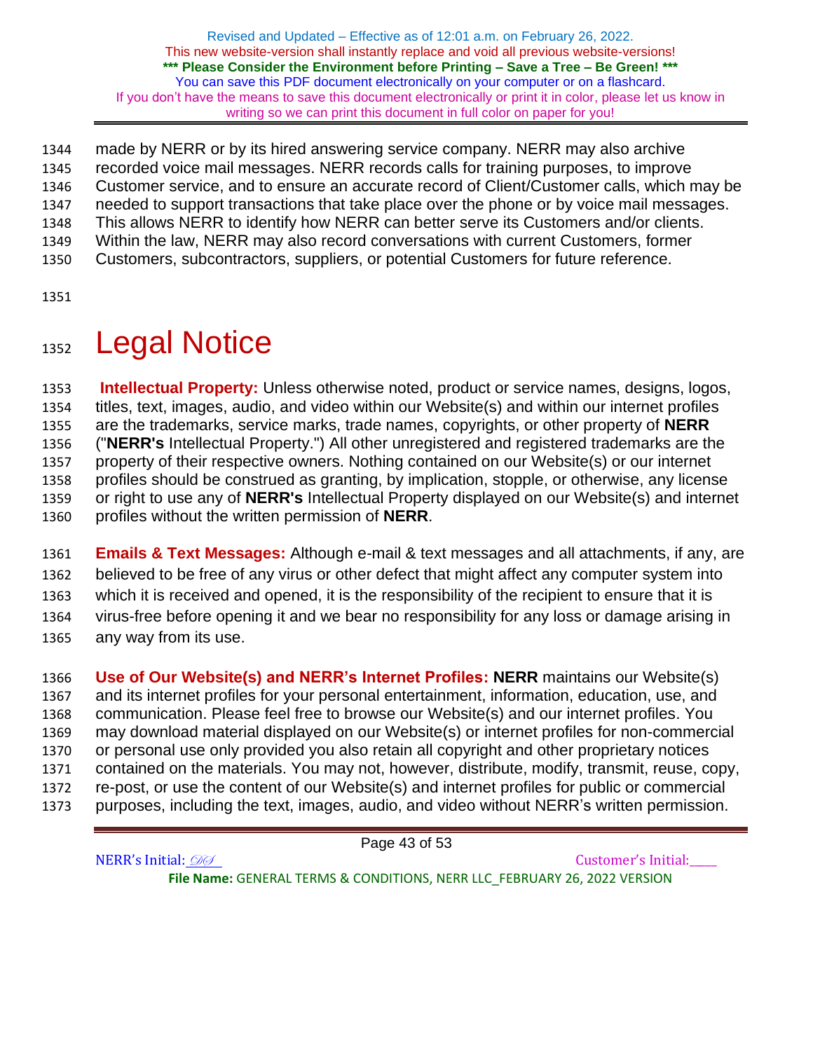made by NERR or by its hired answering service company. NERR may also archive recorded voice mail messages. NERR records calls for training purposes, to improve Customer service, and to ensure an accurate record of Client/Customer calls, which may be needed to support transactions that take place over the phone or by voice mail messages. This allows NERR to identify how NERR can better serve its Customers and/or clients. Within the law, NERR may also record conversations with current Customers, former Customers, subcontractors, suppliers, or potential Customers for future reference.

# Legal Notice

**Intellectual Property:** Unless otherwise noted, product or service names, designs, logos, titles, text, images, audio, and video within our Website(s) and within our internet profiles are the trademarks, service marks, trade names, copyrights, or other property of **NERR** ("**NERR's** Intellectual Property.") All other unregistered and registered trademarks are the property of their respective owners. Nothing contained on our Website(s) or our internet profiles should be construed as granting, by implication, stopple, or otherwise, any license or right to use any of **NERR's** Intellectual Property displayed on our Website(s) and internet profiles without the written permission of **NERR**.

**Emails & Text Messages:** Although e-mail & text messages and all attachments, if any, are believed to be free of any virus or other defect that might affect any computer system into which it is received and opened, it is the responsibility of the recipient to ensure that it is virus-free before opening it and we bear no responsibility for any loss or damage arising in any way from its use.

**Use of Our Website(s) and NERR's Internet Profiles:** **NERR** maintains our Website(s) and its internet profiles for your personal entertainment, information, education, use, and communication. Please feel free to browse our Website(s) and our internet profiles. You may download material displayed on our Website(s) or internet profiles for non-commercial or personal use only provided you also retain all copyright and other proprietary notices contained on the materials. You may not, however, distribute, modify, transmit, reuse, copy, re-post, or use the content of our Website(s) and internet profiles for public or commercial purposes, including the text, images, audio, and video without NERR's written permission.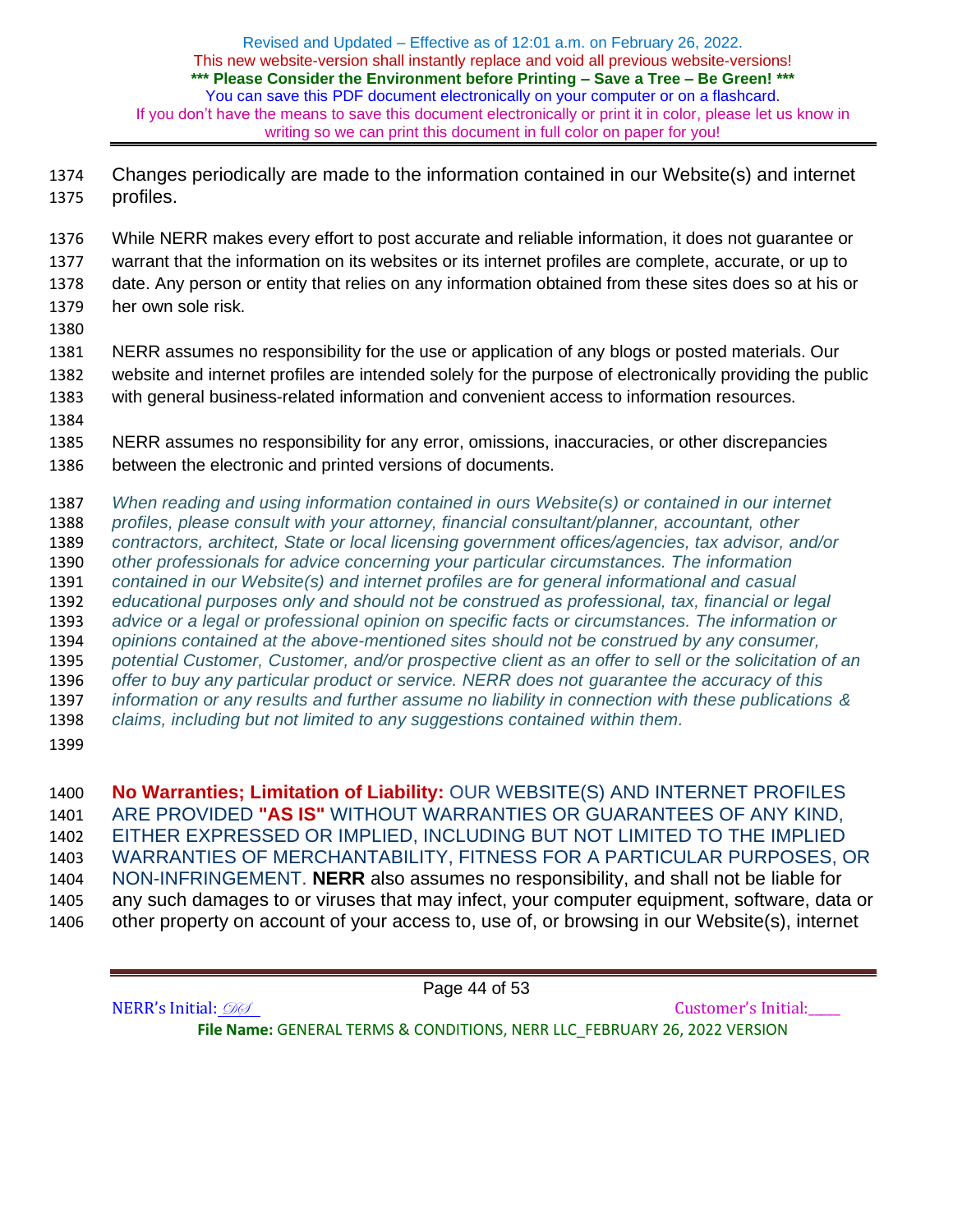Changes periodically are made to the information contained in our Website(s) and internet profiles.

While NERR makes every effort to post accurate and reliable information, it does not guarantee or warrant that the information on its websites or its internet profiles are complete, accurate, or up to date. Any person or entity that relies on any information obtained from these sites does so at his or her own sole risk.

NERR assumes no responsibility for the use or application of any blogs or posted materials. Our website and internet profiles are intended solely for the purpose of electronically providing the public with general business-related information and convenient access to information resources.

NERR assumes no responsibility for any error, omissions, inaccuracies, or other discrepancies between the electronic and printed versions of documents.

*When reading and using information contained in ours Website(s) or contained in our internet profiles, please consult with your attorney, financial consultant/planner, accountant, other contractors, architect, State or local licensing government offices/agencies, tax advisor, and/or other professionals for advice concerning your particular circumstances. The information contained in our Website(s) and internet profiles are for general informational and casual educational purposes only and should not be construed as professional, tax, financial or legal advice or a legal or professional opinion on specific facts or circumstances. The information or opinions contained at the above-mentioned sites should not be construed by any consumer, potential Customer, Customer, and/or prospective client as an offer to sell or the solicitation of an offer to buy any particular product or service. NERR does not guarantee the accuracy of this information or any results and further assume no liability in connection with these publications & claims, including but not limited to any suggestions contained within them.*

**No Warranties; Limitation of Liability:** OUR WEBSITE(S) AND INTERNET PROFILES ARE PROVIDED **"AS IS"** WITHOUT WARRANTIES OR GUARANTEES OF ANY KIND, EITHER EXPRESSED OR IMPLIED, INCLUDING BUT NOT LIMITED TO THE IMPLIED WARRANTIES OF MERCHANTABILITY, FITNESS FOR A PARTICULAR PURPOSES, OR NON-INFRINGEMENT. **NERR** also assumes no responsibility, and shall not be liable for any such damages to or viruses that may infect, your computer equipment, software, data or other property on account of your access to, use of, or browsing in our Website(s), internet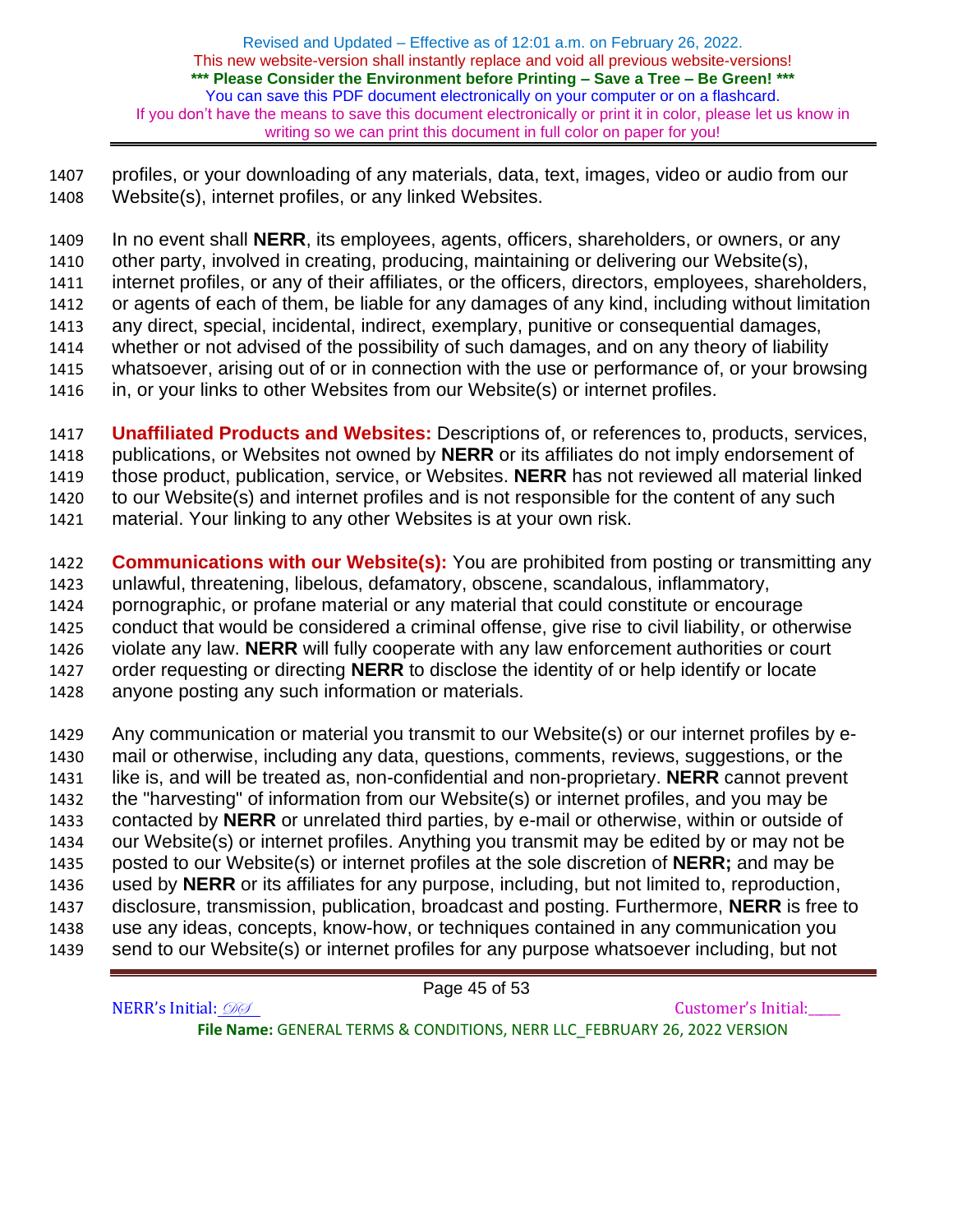profiles, or your downloading of any materials, data, text, images, video or audio from our Website(s), internet profiles, or any linked Websites.

In no event shall **NERR**, its employees, agents, officers, shareholders, or owners, or any other party, involved in creating, producing, maintaining or delivering our Website(s), internet profiles, or any of their affiliates, or the officers, directors, employees, shareholders, or agents of each of them, be liable for any damages of any kind, including without limitation any direct, special, incidental, indirect, exemplary, punitive or consequential damages, whether or not advised of the possibility of such damages, and on any theory of liability whatsoever, arising out of or in connection with the use or performance of, or your browsing in, or your links to other Websites from our Website(s) or internet profiles.

**Unaffiliated Products and Websites:** Descriptions of, or references to, products, services, publications, or Websites not owned by **NERR** or its affiliates do not imply endorsement of those product, publication, service, or Websites. **NERR** has not reviewed all material linked to our Website(s) and internet profiles and is not responsible for the content of any such material. Your linking to any other Websites is at your own risk.

**Communications with our Website(s):** You are prohibited from posting or transmitting any unlawful, threatening, libelous, defamatory, obscene, scandalous, inflammatory, pornographic, or profane material or any material that could constitute or encourage conduct that would be considered a criminal offense, give rise to civil liability, or otherwise violate any law. **NERR** will fully cooperate with any law enforcement authorities or court order requesting or directing **NERR** to disclose the identity of or help identify or locate anyone posting any such information or materials.

Any communication or material you transmit to our Website(s) or our internet profiles by e-mail or otherwise, including any data, questions, comments, reviews, suggestions, or the like is, and will be treated as, non-confidential and non-proprietary. **NERR** cannot prevent the "harvesting" of information from our Website(s) or internet profiles, and you may be contacted by **NERR** or unrelated third parties, by e-mail or otherwise, within or outside of our Website(s) or internet profiles. Anything you transmit may be edited by or may not be posted to our Website(s) or internet profiles at the sole discretion of **NERR;** and may be used by **NERR** or its affiliates for any purpose, including, but not limited to, reproduction, disclosure, transmission, publication, broadcast and posting. Furthermore, **NERR** is free to use any ideas, concepts, know-how, or techniques contained in any communication you send to our Website(s) or internet profiles for any purpose whatsoever including, but not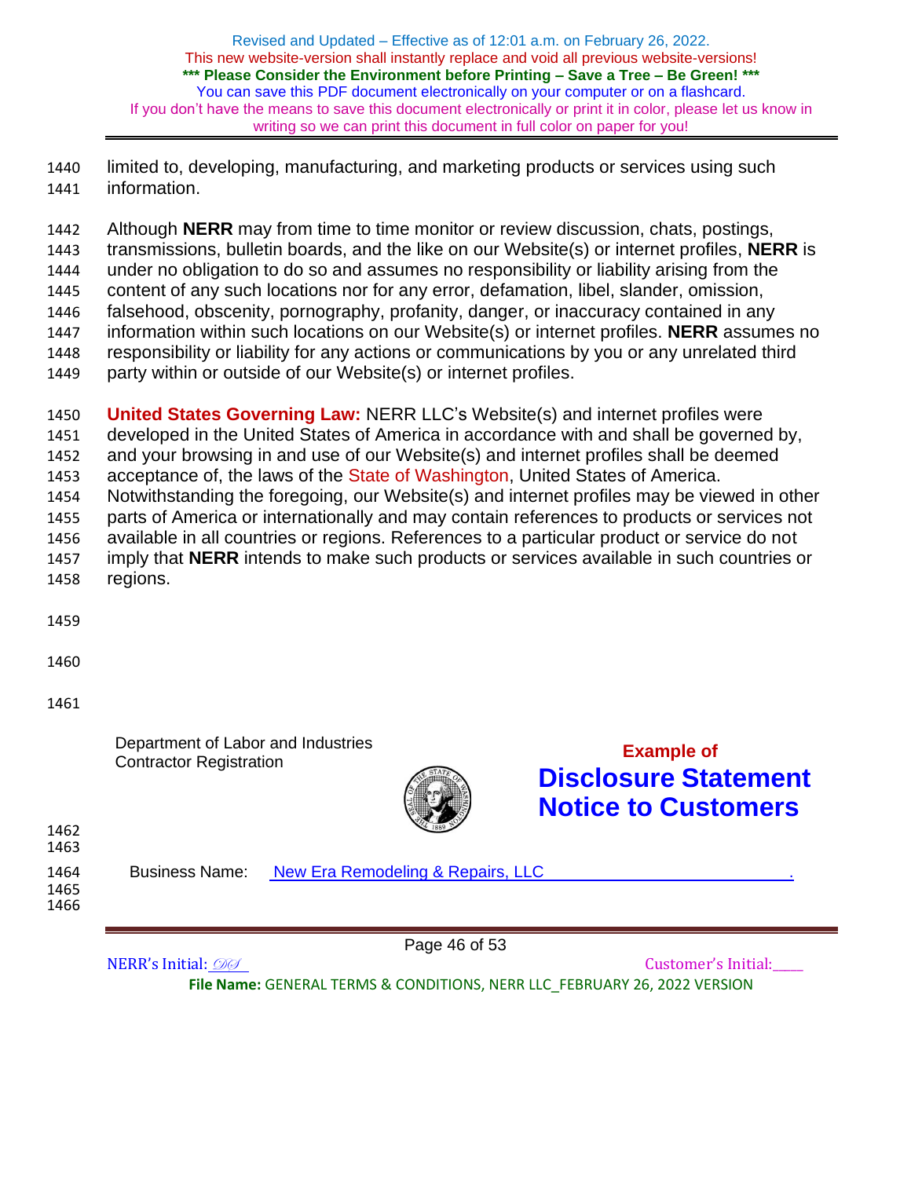limited to, developing, manufacturing, and marketing products or services using such information.

Although **NERR** may from time to time monitor or review discussion, chats, postings, transmissions, bulletin boards, and the like on our Website(s) or internet profiles, **NERR** is under no obligation to do so and assumes no responsibility or liability arising from the content of any such locations nor for any error, defamation, libel, slander, omission, falsehood, obscenity, pornography, profanity, danger, or inaccuracy contained in any information within such locations on our Website(s) or internet profiles. **NERR** assumes no responsibility or liability for any actions or communications by you or any unrelated third party within or outside of our Website(s) or internet profiles.

**United States Governing Law:** NERR LLC's Website(s) and internet profiles were developed in the United States of America in accordance with and shall be governed by, and your browsing in and use of our Website(s) and internet profiles shall be deemed acceptance of, the laws of the State of Washington, United States of America. Notwithstanding the foregoing, our Website(s) and internet profiles may be viewed in other parts of America or internationally and may contain references to products or services not available in all countries or regions. References to a particular product or service do not imply that **NERR** intends to make such products or services available in such countries or regions.

Department of Labor and Industries
Contractor Registration

**Example of**

# Disclosure Statement Notice to Customers

Business Name: New Era Remodeling & Repairs, LLC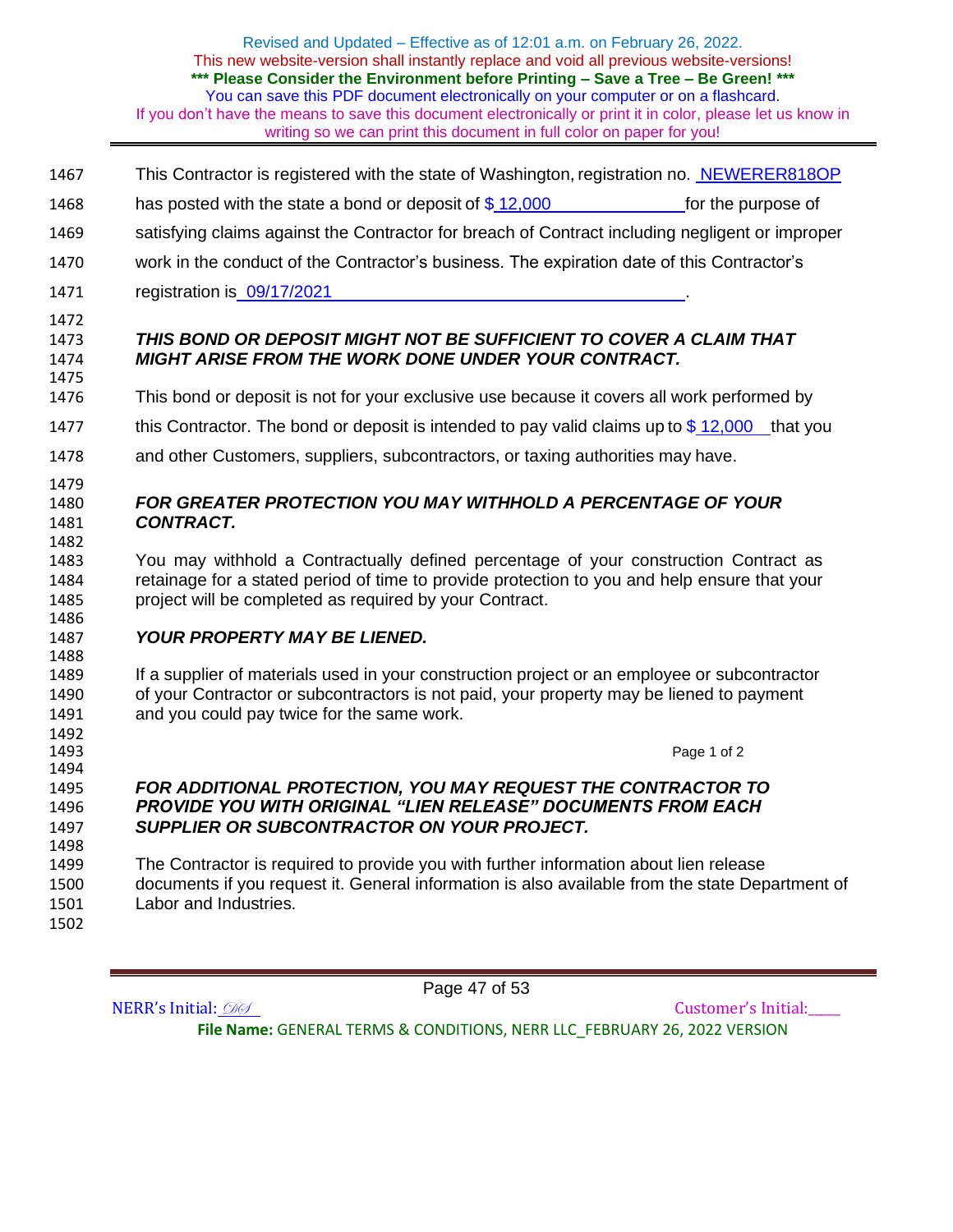This Contractor is registered with the state of Washington, registration no. NEWERER818OP has posted with the state a bond or deposit of $ 12,000 for the purpose of satisfying claims against the Contractor for breach of Contract including negligent or improper work in the conduct of the Contractor's business. The expiration date of this Contractor's registration is 09/17/2021.

***THIS BOND OR DEPOSIT MIGHT NOT BE SUFFICIENT TO COVER A CLAIM THAT MIGHT ARISE FROM THE WORK DONE UNDER YOUR CONTRACT.***

This bond or deposit is not for your exclusive use because it covers all work performed by this Contractor. The bond or deposit is intended to pay valid claims up to $ 12,000 that you and other Customers, suppliers, subcontractors, or taxing authorities may have.

***FOR GREATER PROTECTION YOU MAY WITHHOLD A PERCENTAGE OF YOUR CONTRACT.***

You may withhold a Contractually defined percentage of your construction Contract as retainage for a stated period of time to provide protection to you and help ensure that your project will be completed as required by your Contract.

***YOUR PROPERTY MAY BE LIENED.***

If a supplier of materials used in your construction project or an employee or subcontractor of your Contractor or subcontractors is not paid, your property may be liened to payment and you could pay twice for the same work.

Page 1 of 2

***FOR ADDITIONAL PROTECTION, YOU MAY REQUEST THE CONTRACTOR TO PROVIDE YOU WITH ORIGINAL "LIEN RELEASE" DOCUMENTS FROM EACH SUPPLIER OR SUBCONTRACTOR ON YOUR PROJECT.***

The Contractor is required to provide you with further information about lien release documents if you request it. General information is also available from the state Department of Labor and Industries.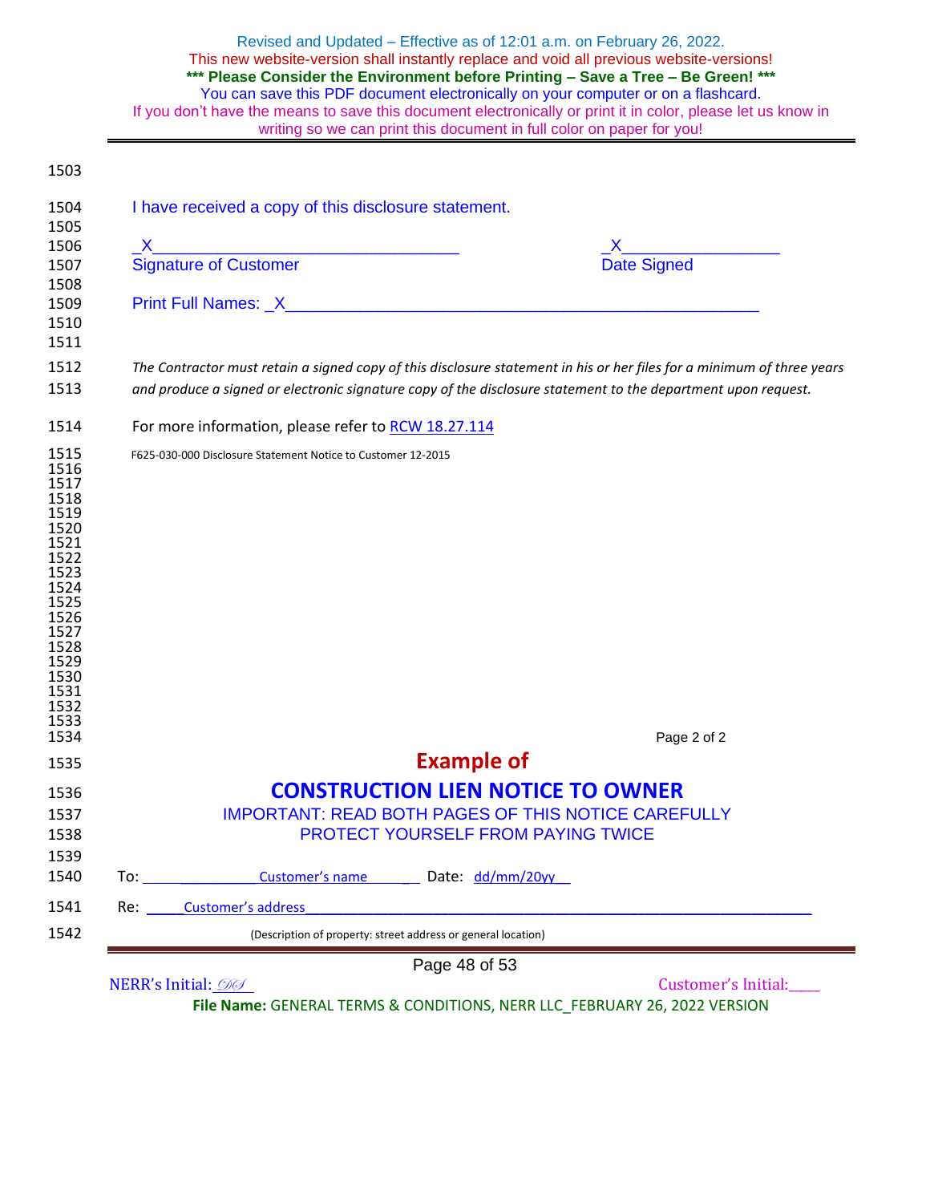I have received a copy of this disclosure statement.

_X________________________________ _X________________

Signature of Customer Date Signed

Print Full Names: _X__________________________________________________

*The Contractor must retain a signed copy of this disclosure statement in his or her files for a minimum of three years and produce a signed or electronic signature copy of the disclosure statement to the department upon request.*

For more information, please refer to RCW 18.27.114

F625-030-000 Disclosure Statement Notice to Customer 12-2015

Page 2 of 2

# Example of

# CONSTRUCTION LIEN NOTICE TO OWNER

IMPORTANT: READ BOTH PAGES OF THIS NOTICE CAREFULLY

PROTECT YOURSELF FROM PAYING TWICE

To: ___________Customer's name______ Date: dd/mm/20yy__

Re: _____Customer's address________________________________________________

(Description of property: street address or general location)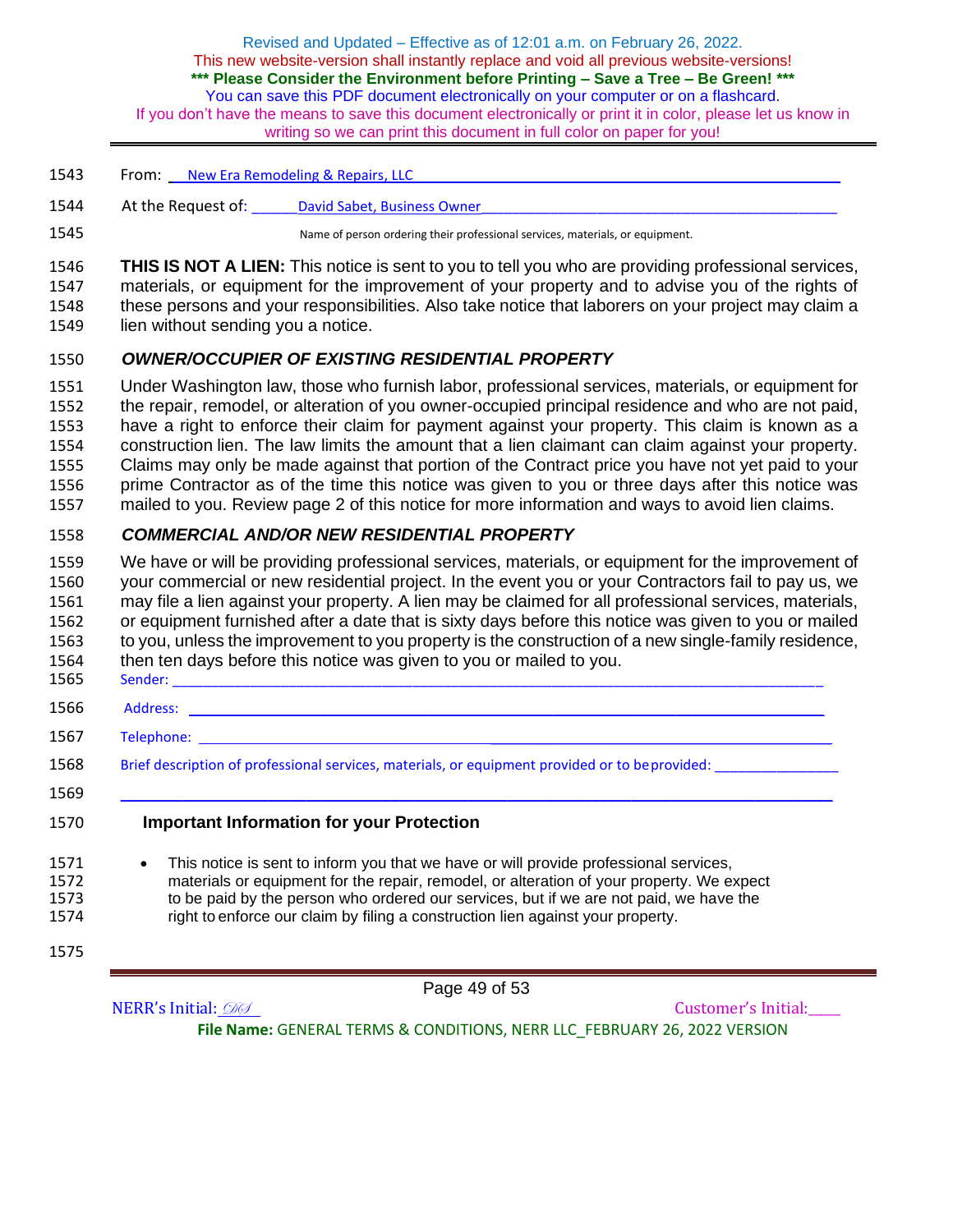From: New Era Remodeling & Repairs, LLC

At the Request of: David Sabet, Business Owner

Name of person ordering their professional services, materials, or equipment.

**THIS IS NOT A LIEN:** This notice is sent to you to tell you who are providing professional services, materials, or equipment for the improvement of your property and to advise you of the rights of these persons and your responsibilities. Also take notice that laborers on your project may claim a lien without sending you a notice.

### *OWNER/OCCUPIER OF EXISTING RESIDENTIAL PROPERTY*

Under Washington law, those who furnish labor, professional services, materials, or equipment for the repair, remodel, or alteration of you owner-occupied principal residence and who are not paid, have a right to enforce their claim for payment against your property. This claim is known as a construction lien. The law limits the amount that a lien claimant can claim against your property. Claims may only be made against that portion of the Contract price you have not yet paid to your prime Contractor as of the time this notice was given to you or three days after this notice was mailed to you. Review page 2 of this notice for more information and ways to avoid lien claims.

### *COMMERCIAL AND/OR NEW RESIDENTIAL PROPERTY*

We have or will be providing professional services, materials, or equipment for the improvement of your commercial or new residential project. In the event you or your Contractors fail to pay us, we may file a lien against your property. A lien may be claimed for all professional services, materials, or equipment furnished after a date that is sixty days before this notice was given to you or mailed to you, unless the improvement to you property is the construction of a new single-family residence, then ten days before this notice was given to you or mailed to you.

Sender: ____________________________________________

Address: ____________________________________________

Telephone: ____________________________________________

Brief description of professional services, materials, or equipment provided or to be provided: ________________

____________________________________________

### Important Information for your Protection

- This notice is sent to inform you that we have or will provide professional services, materials or equipment for the repair, remodel, or alteration of your property. We expect to be paid by the person who ordered our services, but if we are not paid, we have the right to enforce our claim by filing a construction lien against your property.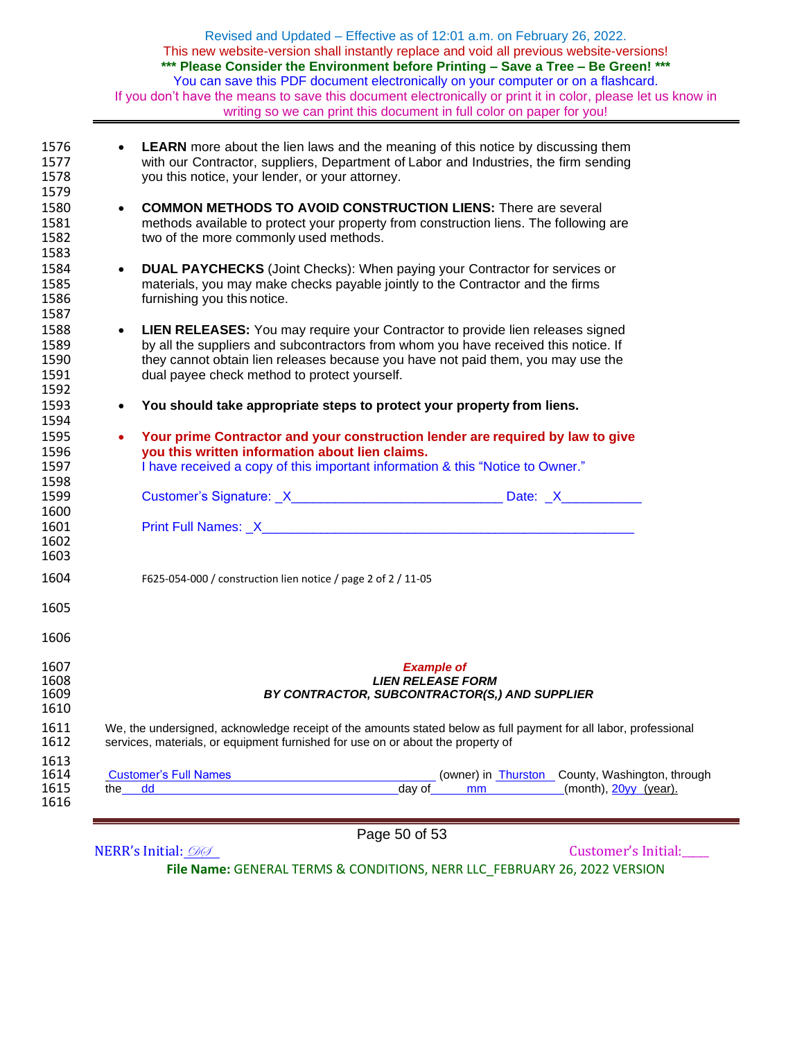- **LEARN** more about the lien laws and the meaning of this notice by discussing them with our Contractor, suppliers, Department of Labor and Industries, the firm sending you this notice, your lender, or your attorney.

- **COMMON METHODS TO AVOID CONSTRUCTION LIENS:** There are several methods available to protect your property from construction liens. The following are two of the more commonly used methods.

- **DUAL PAYCHECKS** (Joint Checks): When paying your Contractor for services or materials, you may make checks payable jointly to the Contractor and the firms furnishing you this notice.

- **LIEN RELEASES:** You may require your Contractor to provide lien releases signed by all the suppliers and subcontractors from whom you have received this notice. If they cannot obtain lien releases because you have not paid them, you may use the dual payee check method to protect yourself.

- **You should take appropriate steps to protect your property from liens.**

- **Your prime Contractor and your construction lender are required by law to give you this written information about lien claims.**
  I have received a copy of this important information & this "Notice to Owner."

  Customer's Signature: _X____________________________ Date: _X___________

  Print Full Names: _X_____________________________________________________

F625-054-000 / construction lien notice / page 2 of 2 / 11-05

***Example of***
***LIEN RELEASE FORM***
***BY CONTRACTOR, SUBCONTRACTOR(S,) AND SUPPLIER***

We, the undersigned, acknowledge receipt of the amounts stated below as full payment for all labor, professional services, materials, or equipment furnished for use on or about the property of

Customer's Full Names ______________________ (owner) in Thurston County, Washington, through the dd ______________________ day of mm ____________ (month), 20yy (year).

NERR's Initial: DS　　　　Customer's Initial:____

**File Name:** GENERAL TERMS & CONDITIONS, NERR LLC_FEBRUARY 26, 2022 VERSION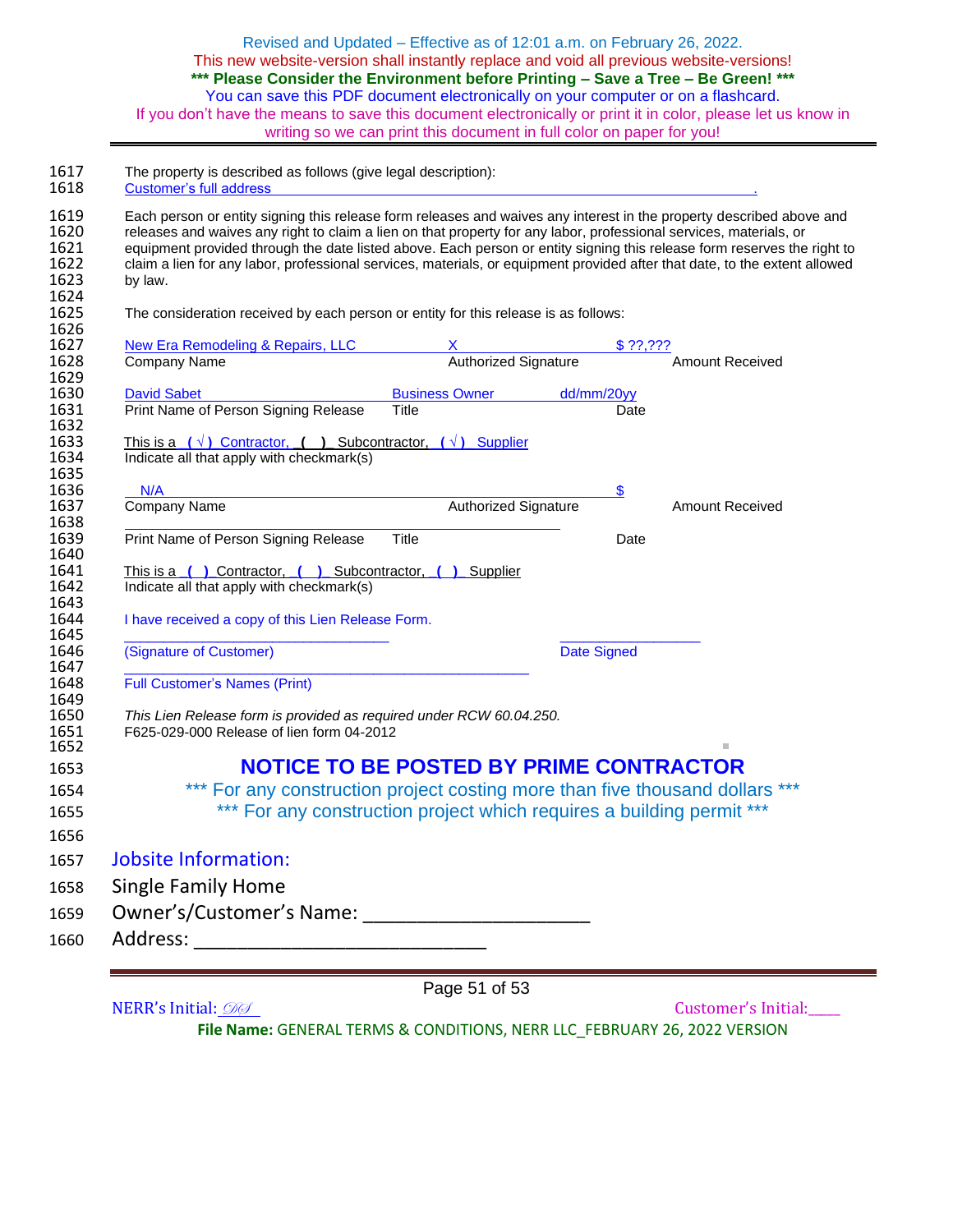The property is described as follows (give legal description):
Customer's full address ___________________________________________.

Each person or entity signing this release form releases and waives any interest in the property described above and releases and waives any right to claim a lien on that property for any labor, professional services, materials, or equipment provided through the date listed above. Each person or entity signing this release form reserves the right to claim a lien for any labor, professional services, materials, or equipment provided after that date, to the extent allowed by law.

The consideration received by each person or entity for this release is as follows:

| New Era Remodeling & Repairs, LLC | X | $ ??,??? |
|---|---|---|
| Company Name | Authorized Signature | Amount Received |

| David Sabet | Business Owner | dd/mm/20yy |
|---|---|---|
| Print Name of Person Signing Release | Title | Date |

This is a ( √ ) Contractor, ( ) Subcontractor, ( √ ) Supplier
Indicate all that apply with checkmark(s)

| N/A | | $ |
|---|---|---|
| Company Name | Authorized Signature | Amount Received |

| | | |
|---|---|---|
| Print Name of Person Signing Release | Title | Date |

This is a ( ) Contractor, ( ) Subcontractor, ( ) Supplier
Indicate all that apply with checkmark(s)

I have received a copy of this Lien Release Form.

_______________________________ _________________
(Signature of Customer) Date Signed

_______________________________________________
Full Customer's Names (Print)

*This Lien Release form is provided as required under RCW 60.04.250.*
F625-029-000 Release of lien form 04-2012

# NOTICE TO BE POSTED BY PRIME CONTRACTOR

\*\*\* For any construction project costing more than five thousand dollars \*\*\*
\*\*\* For any construction project which requires a building permit \*\*\*

## Jobsite Information:

Single Family Home
Owner's/Customer's Name: _____________________
Address: ____________________________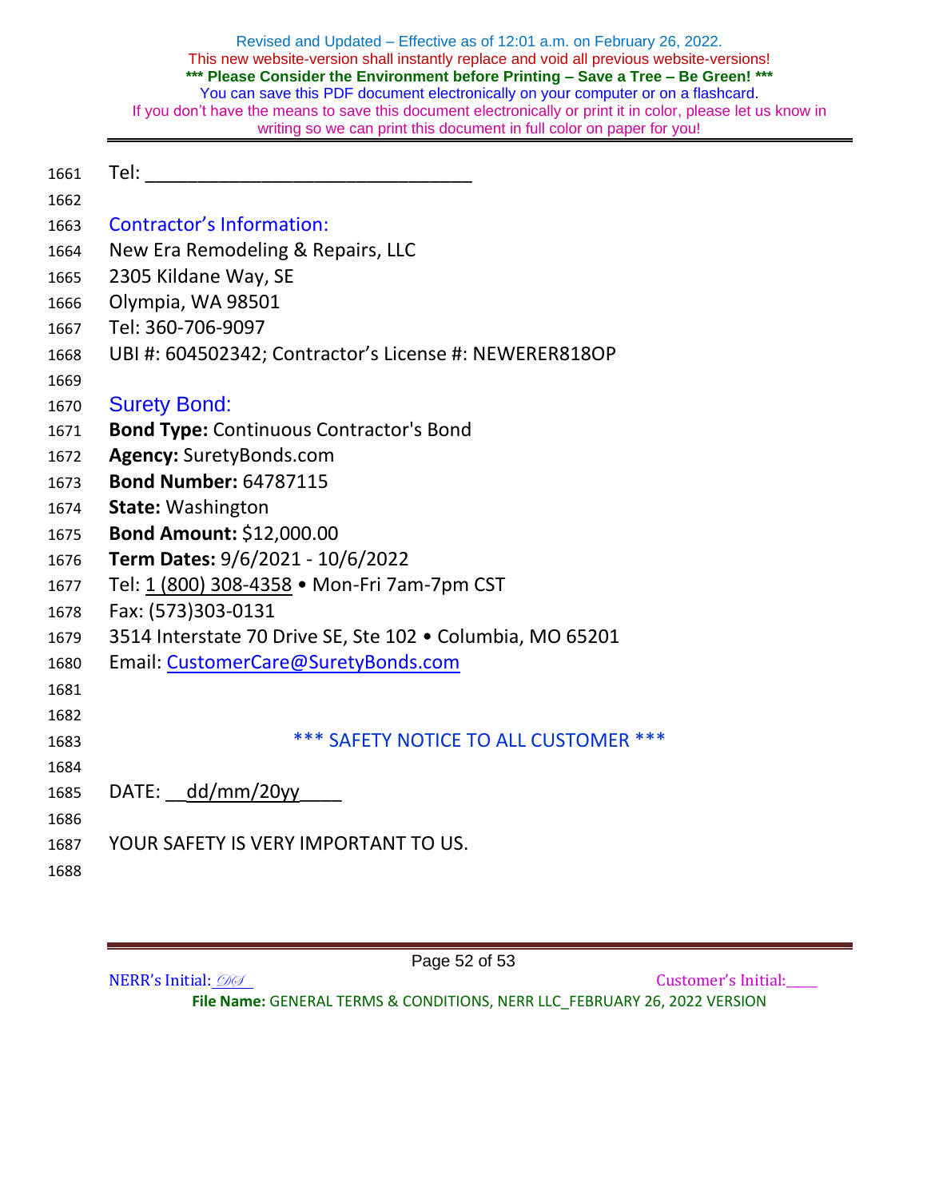Tel: ______________________________

## Contractor's Information:

New Era Remodeling & Repairs, LLC
2305 Kildane Way, SE
Olympia, WA 98501
Tel: 360-706-9097
UBI #: 604502342; Contractor's License #: NEWERER818OP

## Surety Bond:

**Bond Type:** Continuous Contractor's Bond
**Agency:** SuretyBonds.com
**Bond Number:** 64787115
**State:** Washington
**Bond Amount:** $12,000.00
**Term Dates:** 9/6/2021 - 10/6/2022
Tel: 1 (800) 308-4358 • Mon-Fri 7am-7pm CST
Fax: (573)303-0131
3514 Interstate 70 Drive SE, Ste 102 • Columbia, MO 65201
Email: CustomerCare@SuretyBonds.com

## *** SAFETY NOTICE TO ALL CUSTOMER ***

DATE: __dd/mm/20yy____

YOUR SAFETY IS VERY IMPORTANT TO US.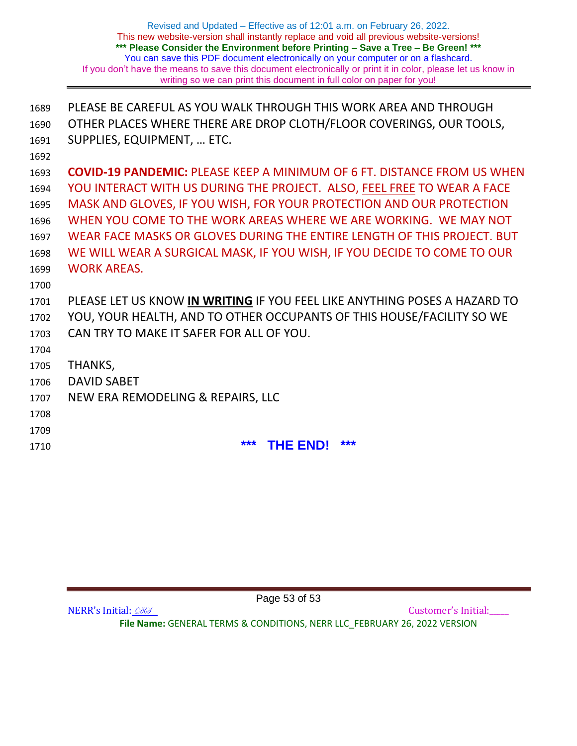PLEASE BE CAREFUL AS YOU WALK THROUGH THIS WORK AREA AND THROUGH OTHER PLACES WHERE THERE ARE DROP CLOTH/FLOOR COVERINGS, OUR TOOLS, SUPPLIES, EQUIPMENT, … ETC.

**COVID-19 PANDEMIC:** PLEASE KEEP A MINIMUM OF 6 FT. DISTANCE FROM US WHEN YOU INTERACT WITH US DURING THE PROJECT. ALSO, FEEL FREE TO WEAR A FACE MASK AND GLOVES, IF YOU WISH, FOR YOUR PROTECTION AND OUR PROTECTION WHEN YOU COME TO THE WORK AREAS WHERE WE ARE WORKING. WE MAY NOT WEAR FACE MASKS OR GLOVES DURING THE ENTIRE LENGTH OF THIS PROJECT. BUT WE WILL WEAR A SURGICAL MASK, IF YOU WISH, IF YOU DECIDE TO COME TO OUR WORK AREAS.

PLEASE LET US KNOW **IN WRITING** IF YOU FEEL LIKE ANYTHING POSES A HAZARD TO YOU, YOUR HEALTH, AND TO OTHER OCCUPANTS OF THIS HOUSE/FACILITY SO WE CAN TRY TO MAKE IT SAFER FOR ALL OF YOU.

THANKS,
DAVID SABET
NEW ERA REMODELING & REPAIRS, LLC

**\*\*\* THE END! \*\*\***